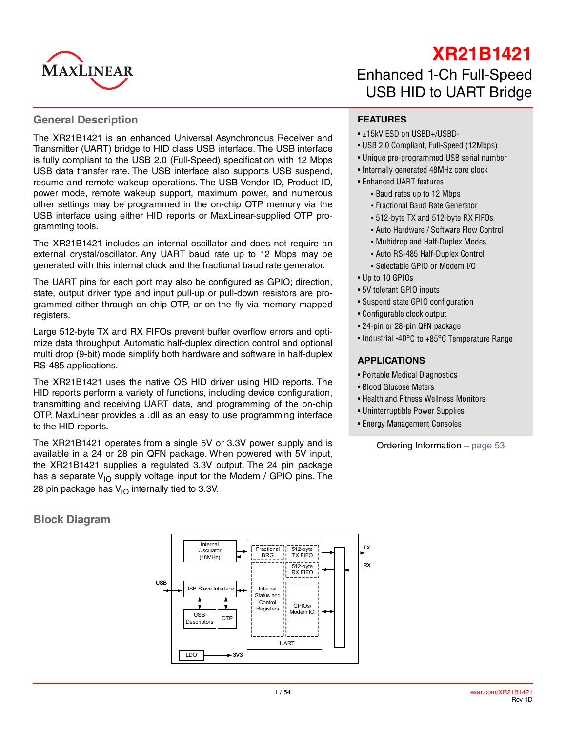# XR21B1421

## Enhanced 1-Ch Full-Speed USB HID to UART Bridge

## General Description

The XR21B1421 is an enhanced Universal Asynchronous Receiver and Transmitter (UART) bridge to HID class USB interface. The USB interface is fully compliant to the USB 2.0 (Full-Speed) specification with 12 Mbps USB data transfer rate. The USB interface also supports USB suspend, resume and remote wakeup operations. The USB Vendor ID, Product ID, power mode, remote wakeup support, maximum power, and numerous other settings may be programmed in the on-chip OTP memory via the USB interface using either HID reports or MaxLinear-supplied OTP programming tools.

The XR21B1421 includes an internal oscillator and does not require an external crystal/oscillator. Any UART baud rate up to 12 Mbps may be generated with this internal clock and the fractional baud rate generator.

The UART pins for each port may also be configured as GPIO; direction, state, output driver type and input pull-up or pull-down resistors are programmed either through on chip OTP, or on the fly via memory mapped registers.

Large 512-byte TX and RX FIFOs prevent buffer overflow errors and optimize data throughput. Automatic half-duplex direction control and optional multi drop (9-bit) mode simplify both hardware and software in half-duplex RS-485 applications.

The XR21B1421 uses the native OS HID driver using HID reports. The HID reports perform a variety of functions, including device configuration, transmitting and receiving UART data, and programming of the on-chip OTP. MaxLinear provides a .dll as an easy to use programming interface to the HID reports.

The XR21B1421 operates from a single 5V or 3.3V power supply and is available in a 24 or 28 pin QFN package. When powered with 5V input, the XR21B1421 supplies a regulated 3.3V output. The 24 pin package has a separate $V_{IO}$ supply voltage input for the Modem / GPIO pins. The 28 pin package has $V_{IO}$ internally tied to 3.3V.

## FEATURES

- ±15kV ESD on USBD+/USBD-
- USB 2.0 Compliant, Full-Speed (12Mbps)
- Unique pre-programmed USB serial number
- Internally generated 48MHz core clock
- Enhanced UART features
  - Baud rates up to 12 Mbps
  - Fractional Baud Rate Generator
  - 512-byte TX and 512-byte RX FIFOs
  - Auto Hardware / Software Flow Control
  - Multidrop and Half-Duplex Modes
  - Auto RS-485 Half-Duplex Control
  - Selectable GPIO or Modem I/O
- Up to 10 GPIOs
- 5V tolerant GPIO inputs
- Suspend state GPIO configuration
- Configurable clock output
- 24-pin or 28-pin QFN package
- Industrial -40°C to +85°C Temperature Range

## APPLICATIONS

- Portable Medical Diagnostics
- Blood Glucose Meters
- Health and Fitness Wellness Monitors
- Uninterruptible Power Supplies
- Energy Management Consoles

Ordering Information – page 53

## Block Diagram

Internal Oscillator (48MHz) | Fractional BRG | 512-byte TX FIFO | 512-byte RX FIFO | TX | RX | USB | USB Slave Interface | Internal Status and Control Registers | GPIOs/ Modem IO | USB Descriptors | OTP | UART | LDO | 3V3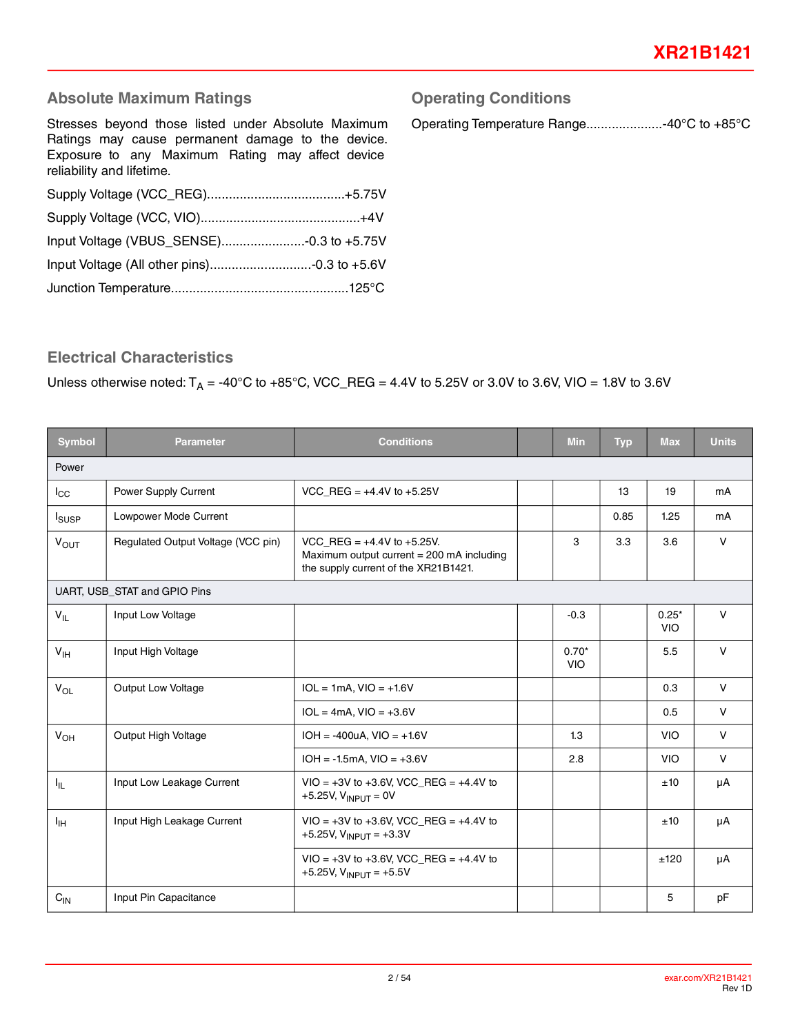## Absolute Maximum Ratings

Stresses beyond those listed under Absolute Maximum Ratings may cause permanent damage to the device. Exposure to any Maximum Rating may affect device reliability and lifetime.

Supply Voltage (VCC_REG)......................................+5.75V

Supply Voltage (VCC, VIO)...........................................+4V

Input Voltage (VBUS_SENSE).......................-0.3 to +5.75V

Input Voltage (All other pins)............................-0.3 to +5.6V

Junction Temperature................................................125°C

## Operating Conditions

Operating Temperature Range.....................-40°C to +85°C

## Electrical Characteristics

Unless otherwise noted: $T_A$ = -40°C to +85°C, VCC_REG = 4.4V to 5.25V or 3.0V to 3.6V, VIO = 1.8V to 3.6V

| Symbol | Parameter | Conditions | | Min | Typ | Max | Units |
|---|---|---|---|---|---|---|---|
| Power | | | | | | | |
| $I_{CC}$ | Power Supply Current | VCC_REG = +4.4V to +5.25V | | | 13 | 19 | mA |
| $I_{SUSP}$ | Lowpower Mode Current | | | | 0.85 | 1.25 | mA |
| $V_{OUT}$ | Regulated Output Voltage (VCC pin) | VCC_REG = +4.4V to +5.25V. Maximum output current = 200 mA including the supply current of the XR21B1421. | | 3 | 3.3 | 3.6 | V |
| UART, USB_STAT and GPIO Pins | | | | | | | |
| $V_{IL}$ | Input Low Voltage | | | -0.3 | | 0.25* VIO | V |
| $V_{IH}$ | Input High Voltage | | | 0.70* VIO | | 5.5 | V |
| $V_{OL}$ | Output Low Voltage | IOL = 1mA, VIO = +1.6V | | | | 0.3 | V |
| | | IOL = 4mA, VIO = +3.6V | | | | 0.5 | V |
| $V_{OH}$ | Output High Voltage | IOH = -400uA, VIO = +1.6V | | 1.3 | | VIO | V |
| | | IOH = -1.5mA, VIO = +3.6V | | 2.8 | | VIO | V |
| $I_{IL}$ | Input Low Leakage Current | VIO = +3V to +3.6V, VCC_REG = +4.4V to +5.25V, $V_{INPUT}$ = 0V | | | | ±10 | µA |
| $I_{IH}$ | Input High Leakage Current | VIO = +3V to +3.6V, VCC_REG = +4.4V to +5.25V, $V_{INPUT}$ = +3.3V | | | | ±10 | µA |
| | | VIO = +3V to +3.6V, VCC_REG = +4.4V to +5.25V, $V_{INPUT}$ = +5.5V | | | | ±120 | µA |
| $C_{IN}$ | Input Pin Capacitance | | | | | 5 | pF |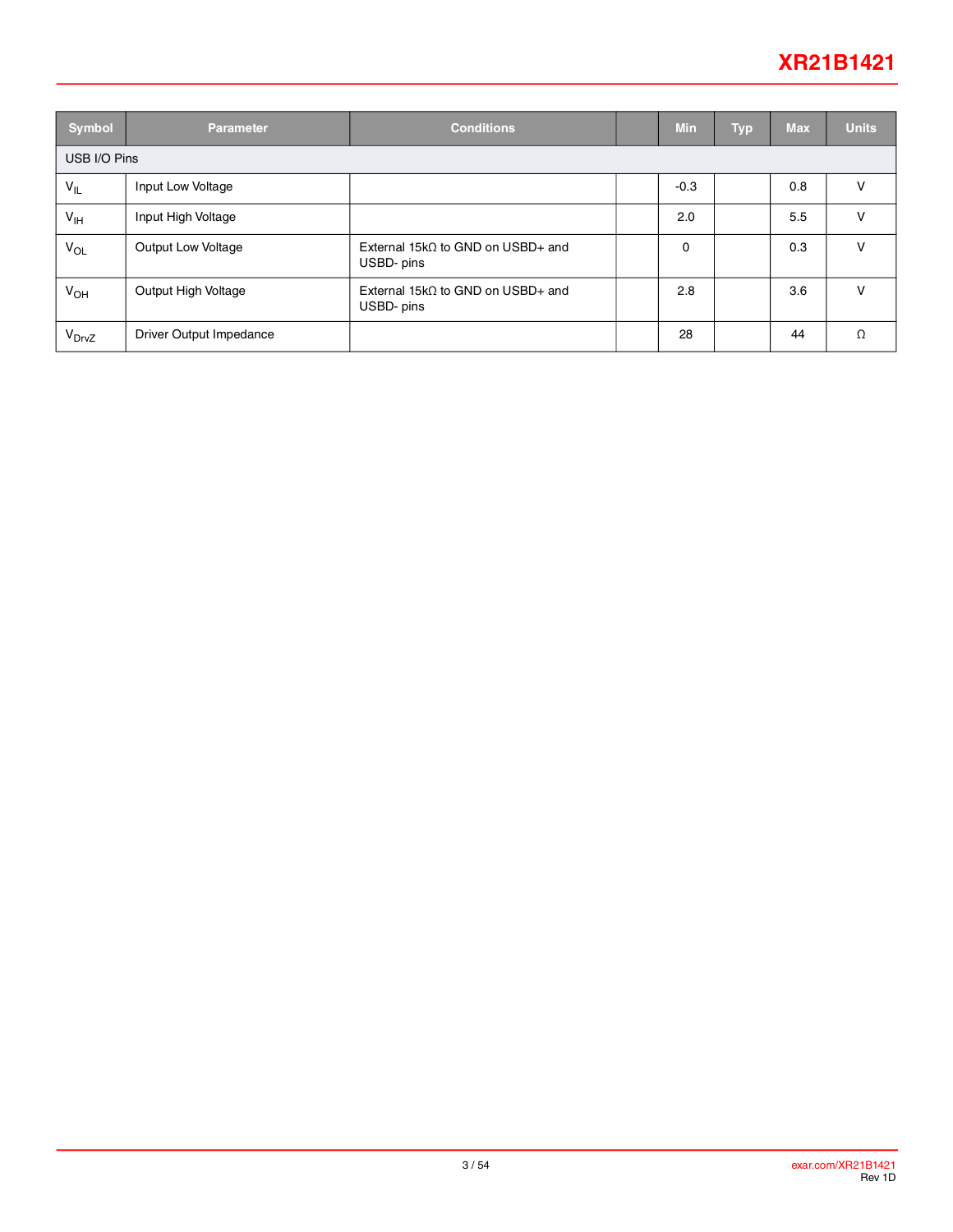| Symbol | Parameter | Conditions | | Min | Typ | Max | Units |
|---|---|---|---|---|---|---|---|
| USB I/O Pins | | | | | | | |
| $V_{IL}$ | Input Low Voltage | | | -0.3 | | 0.8 | V |
| $V_{IH}$ | Input High Voltage | | | 2.0 | | 5.5 | V |
| $V_{OL}$ | Output Low Voltage | External 15kΩ to GND on USBD+ and USBD- pins | | 0 | | 0.3 | V |
| $V_{OH}$ | Output High Voltage | External 15kΩ to GND on USBD+ and USBD- pins | | 2.8 | | 3.6 | V |
| $V_{DrvZ}$ | Driver Output Impedance | | | 28 | | 44 | Ω |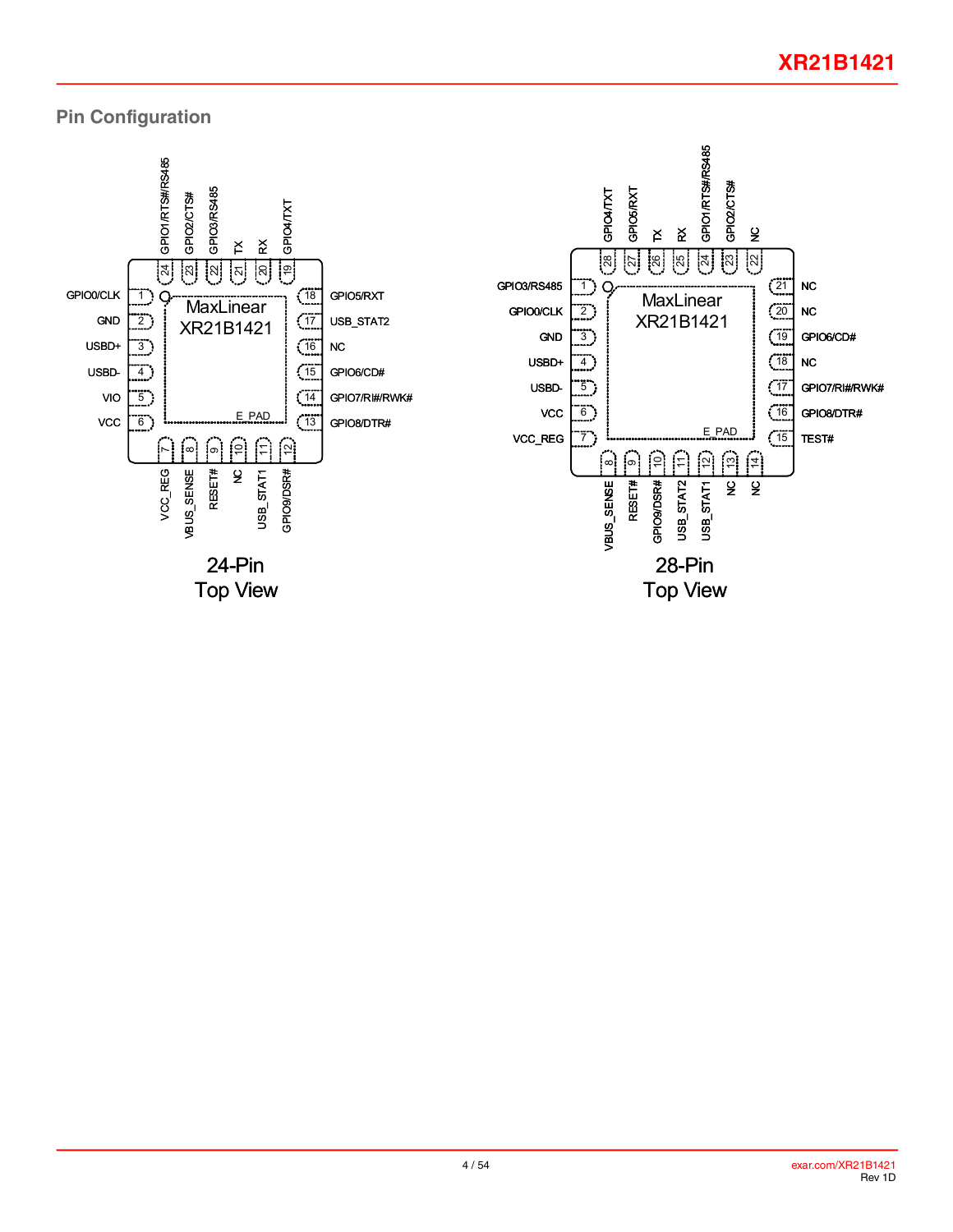## Pin Configuration

**24-Pin Top View** (MaxLinear XR21B1421, E_PAD)

| Pin | Name |
|---|---|
| 1 | GPIO0/CLK |
| 2 | GND |
| 3 | USBD+ |
| 4 | USBD- |
| 5 | VIO |
| 6 | VCC |
| 7 | VCC_REG |
| 8 | VBUS_SENSE |
| 9 | RESET# |
| 10 | NC |
| 11 | USB_STAT1 |
| 12 | GPIO9/DSR# |
| 13 | GPIO8/DTR# |
| 14 | GPIO7/RI#/RWK# |
| 15 | GPIO6/CD# |
| 16 | NC |
| 17 | USB_STAT2 |
| 18 | GPIO5/RXT |
| 19 | GPIO4/TXT |
| 20 | RX |
| 21 | TX |
| 22 | GPIO3/RS485 |
| 23 | GPIO2/CTS# |
| 24 | GPIO1/RTS#/RS485 |

24-Pin
Top View

**28-Pin Top View** (MaxLinear XR21B1421, E_PAD)

| Pin | Name |
|---|---|
| 1 | GPIO3/RS485 |
| 2 | GPIO0/CLK |
| 3 | GND |
| 4 | USBD+ |
| 5 | USBD- |
| 6 | VCC |
| 7 | VCC_REG |
| 8 | VBUS_SENSE |
| 9 | RESET# |
| 10 | GPIO9/DSR# |
| 11 | USB_STAT2 |
| 12 | USB_STAT1 |
| 13 | NC |
| 14 | NC |
| 15 | TEST# |
| 16 | GPIO8/DTR# |
| 17 | GPIO7/RI#/RWK# |
| 18 | NC |
| 19 | GPIO6/CD# |
| 20 | NC |
| 21 | NC |
| 22 | NC |
| 23 | GPIO2/CTS# |
| 24 | GPIO1/RTS#/RS485 |
| 25 | RX |
| 26 | TX |
| 27 | GPIO5/RXT |
| 28 | GPIO4/TXT |

28-Pin
Top View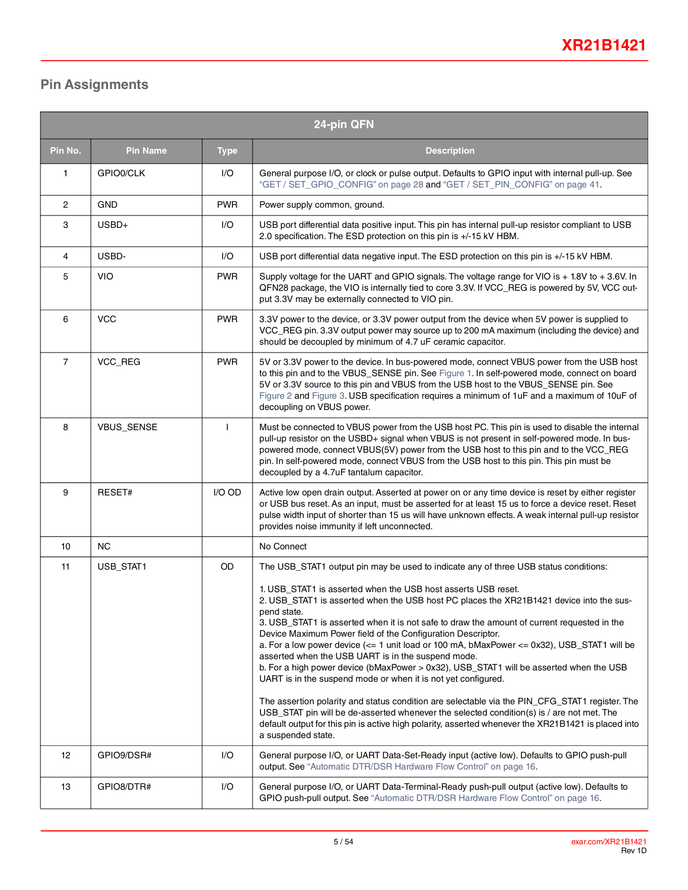## Pin Assignments

| 24-pin QFN | | | |
|---|---|---|---|
| **Pin No.** | **Pin Name** | **Type** | **Description** |
| 1 | GPIO0/CLK | I/O | General purpose I/O, or clock or pulse output. Defaults to GPIO input with internal pull-up. See "GET / SET_GPIO_CONFIG" on page 28 and "GET / SET_PIN_CONFIG" on page 41. |
| 2 | GND | PWR | Power supply common, ground. |
| 3 | USBD+ | I/O | USB port differential data positive input. This pin has internal pull-up resistor compliant to USB 2.0 specification. The ESD protection on this pin is +/-15 kV HBM. |
| 4 | USBD- | I/O | USB port differential data negative input. The ESD protection on this pin is +/-15 kV HBM. |
| 5 | VIO | PWR | Supply voltage for the UART and GPIO signals. The voltage range for VIO is + 1.8V to + 3.6V. In QFN28 package, the VIO is internally tied to core 3.3V. If VCC_REG is powered by 5V, VCC output 3.3V may be externally connected to VIO pin. |
| 6 | VCC | PWR | 3.3V power to the device, or 3.3V power output from the device when 5V power is supplied to VCC_REG pin. 3.3V output power may source up to 200 mA maximum (including the device) and should be decoupled by minimum of 4.7 uF ceramic capacitor. |
| 7 | VCC_REG | PWR | 5V or 3.3V power to the device. In bus-powered mode, connect VBUS power from the USB host to this pin and to the VBUS_SENSE pin. See Figure 1. In self-powered mode, connect on board 5V or 3.3V source to this pin and VBUS from the USB host to the VBUS_SENSE pin. See Figure 2 and Figure 3. USB specification requires a minimum of 1uF and a maximum of 10uF of decoupling on VBUS power. |
| 8 | VBUS_SENSE | I | Must be connected to VBUS power from the USB host PC. This pin is used to disable the internal pull-up resistor on the USBD+ signal when VBUS is not present in self-powered mode. In bus-powered mode, connect VBUS(5V) power from the USB host to this pin and to the VCC_REG pin. In self-powered mode, connect VBUS from the USB host to this pin. This pin must be decoupled by a 4.7uF tantalum capacitor. |
| 9 | RESET# | I/O OD | Active low open drain output. Asserted at power on or any time device is reset by either register or USB bus reset. As an input, must be asserted for at least 15 us to force a device reset. Reset pulse width input of shorter than 15 us will have unknown effects. A weak internal pull-up resistor provides noise immunity if left unconnected. |
| 10 | NC | | No Connect |
| 11 | USB_STAT1 | OD | The USB_STAT1 output pin may be used to indicate any of three USB status conditions:<br><br>1. USB_STAT1 is asserted when the USB host asserts USB reset.<br>2. USB_STAT1 is asserted when the USB host PC places the XR21B1421 device into the suspend state.<br>3. USB_STAT1 is asserted when it is not safe to draw the amount of current requested in the Device Maximum Power field of the Configuration Descriptor.<br>a. For a low power device (<= 1 unit load or 100 mA, bMaxPower <= 0x32), USB_STAT1 will be asserted when the USB UART is in the suspend mode.<br>b. For a high power device (bMaxPower > 0x32), USB_STAT1 will be asserted when the USB UART is in the suspend mode or when it is not yet configured.<br><br>The assertion polarity and status condition are selectable via the PIN_CFG_STAT1 register. The USB_STAT pin will be de-asserted whenever the selected condition(s) is / are not met. The default output for this pin is active high polarity, asserted whenever the XR21B1421 is placed into a suspended state. |
| 12 | GPIO9/DSR# | I/O | General purpose I/O, or UART Data-Set-Ready input (active low). Defaults to GPIO push-pull output. See "Automatic DTR/DSR Hardware Flow Control" on page 16. |
| 13 | GPIO8/DTR# | I/O | General purpose I/O, or UART Data-Terminal-Ready push-pull output (active low). Defaults to GPIO push-pull output. See "Automatic DTR/DSR Hardware Flow Control" on page 16. |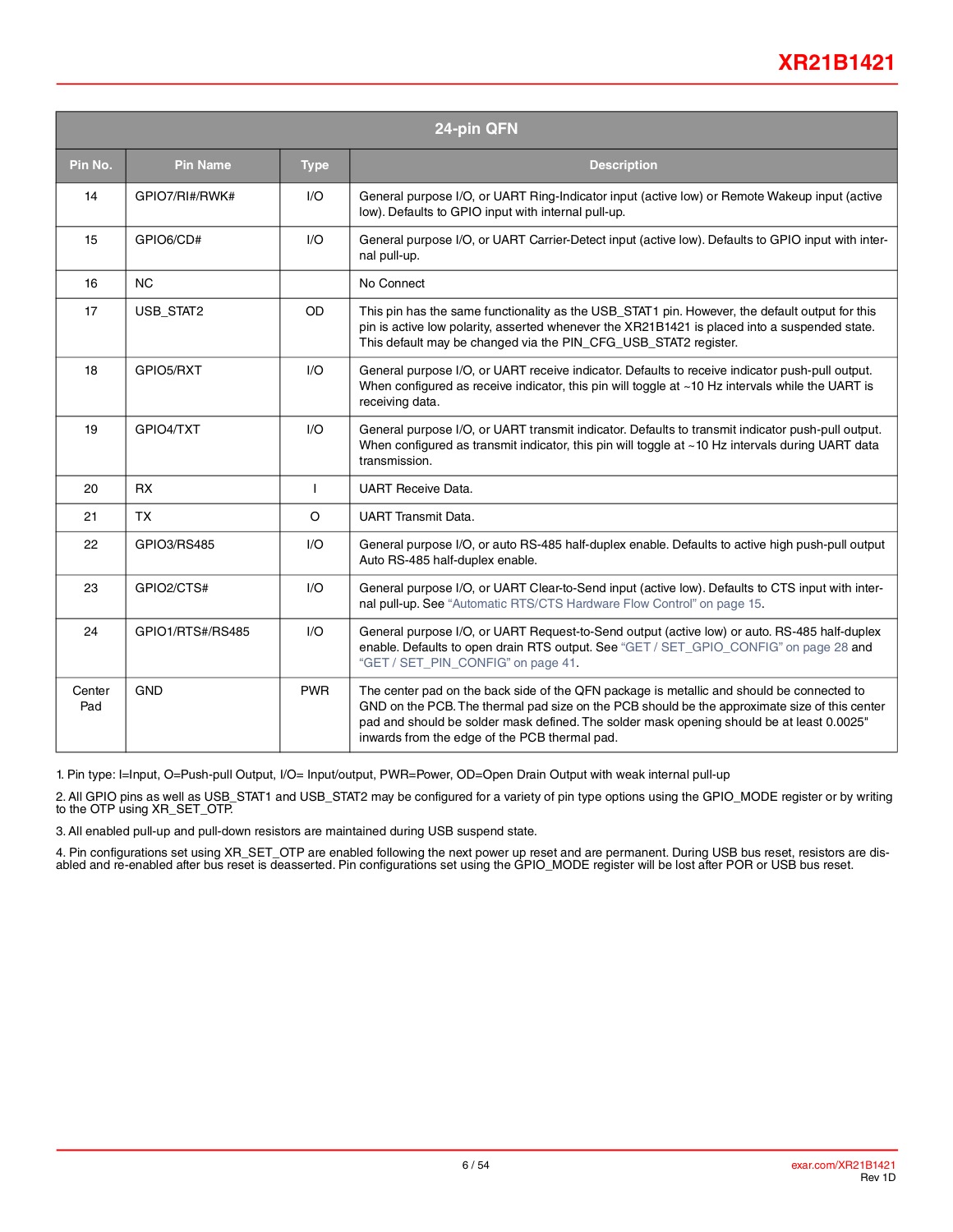| 24-pin QFN | | | |
|---|---|---|---|
| **Pin No.** | **Pin Name** | **Type** | **Description** |
| 14 | GPIO7/RI#/RWK# | I/O | General purpose I/O, or UART Ring-Indicator input (active low) or Remote Wakeup input (active low). Defaults to GPIO input with internal pull-up. |
| 15 | GPIO6/CD# | I/O | General purpose I/O, or UART Carrier-Detect input (active low). Defaults to GPIO input with internal pull-up. |
| 16 | NC | | No Connect |
| 17 | USB_STAT2 | OD | This pin has the same functionality as the USB_STAT1 pin. However, the default output for this pin is active low polarity, asserted whenever the XR21B1421 is placed into a suspended state. This default may be changed via the PIN_CFG_USB_STAT2 register. |
| 18 | GPIO5/RXT | I/O | General purpose I/O, or UART receive indicator. Defaults to receive indicator push-pull output. When configured as receive indicator, this pin will toggle at ~10 Hz intervals while the UART is receiving data. |
| 19 | GPIO4/TXT | I/O | General purpose I/O, or UART transmit indicator. Defaults to transmit indicator push-pull output. When configured as transmit indicator, this pin will toggle at ~10 Hz intervals during UART data transmission. |
| 20 | RX | I | UART Receive Data. |
| 21 | TX | O | UART Transmit Data. |
| 22 | GPIO3/RS485 | I/O | General purpose I/O, or auto RS-485 half-duplex enable. Defaults to active high push-pull output Auto RS-485 half-duplex enable. |
| 23 | GPIO2/CTS# | I/O | General purpose I/O, or UART Clear-to-Send input (active low). Defaults to CTS input with internal pull-up. See "Automatic RTS/CTS Hardware Flow Control" on page 15. |
| 24 | GPIO1/RTS#/RS485 | I/O | General purpose I/O, or UART Request-to-Send output (active low) or auto. RS-485 half-duplex enable. Defaults to open drain RTS output. See "GET / SET_GPIO_CONFIG" on page 28 and "GET / SET_PIN_CONFIG" on page 41. |
| Center Pad | GND | PWR | The center pad on the back side of the QFN package is metallic and should be connected to GND on the PCB. The thermal pad size on the PCB should be the approximate size of this center pad and should be solder mask defined. The solder mask opening should be at least 0.0025" inwards from the edge of the PCB thermal pad. |

1. Pin type: I=Input, O=Push-pull Output, I/O= Input/output, PWR=Power, OD=Open Drain Output with weak internal pull-up

2. All GPIO pins as well as USB_STAT1 and USB_STAT2 may be configured for a variety of pin type options using the GPIO_MODE register or by writing to the OTP using XR_SET_OTP.

3. All enabled pull-up and pull-down resistors are maintained during USB suspend state.

4. Pin configurations set using XR_SET_OTP are enabled following the next power up reset and are permanent. During USB bus reset, resistors are disabled and re-enabled after bus reset is deasserted. Pin configurations set using the GPIO_MODE register will be lost after POR or USB bus reset.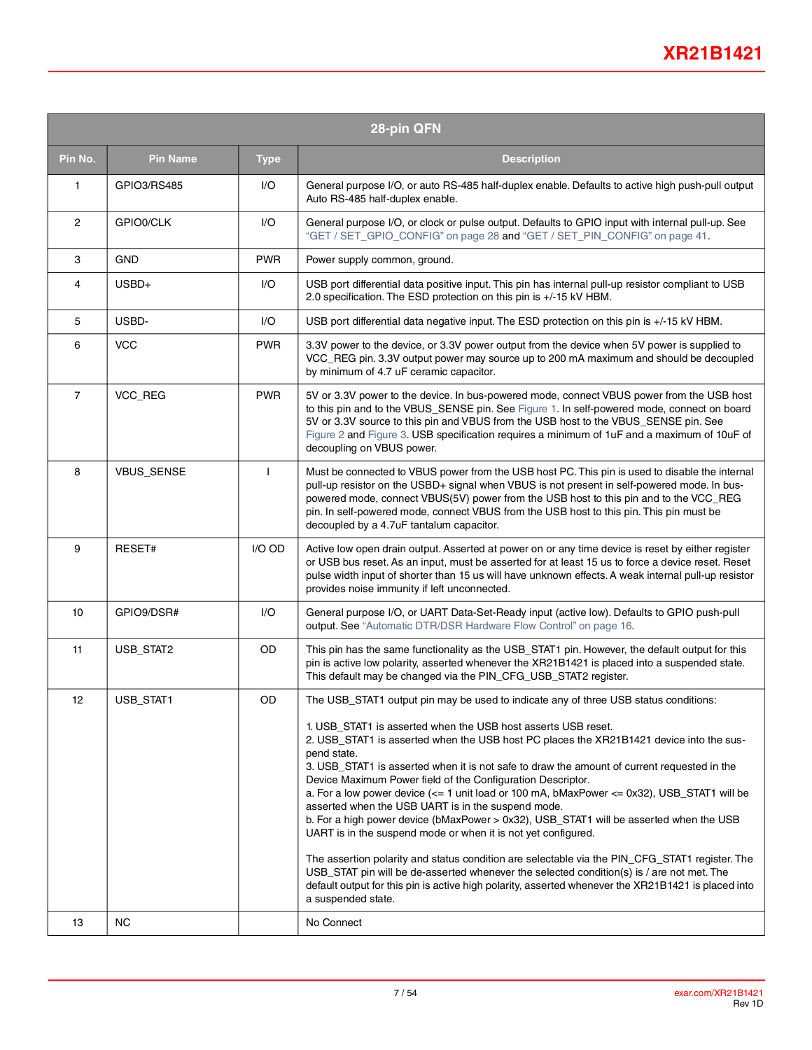| 28-pin QFN | | | |
|---|---|---|---|
| **Pin No.** | **Pin Name** | **Type** | **Description** |
| 1 | GPIO3/RS485 | I/O | General purpose I/O, or auto RS-485 half-duplex enable. Defaults to active high push-pull output Auto RS-485 half-duplex enable. |
| 2 | GPIO0/CLK | I/O | General purpose I/O, or clock or pulse output. Defaults to GPIO input with internal pull-up. See "GET / SET_GPIO_CONFIG" on page 28 and "GET / SET_PIN_CONFIG" on page 41. |
| 3 | GND | PWR | Power supply common, ground. |
| 4 | USBD+ | I/O | USB port differential data positive input. This pin has internal pull-up resistor compliant to USB 2.0 specification. The ESD protection on this pin is +/-15 kV HBM. |
| 5 | USBD- | I/O | USB port differential data negative input. The ESD protection on this pin is +/-15 kV HBM. |
| 6 | VCC | PWR | 3.3V power to the device, or 3.3V power output from the device when 5V power is supplied to VCC_REG pin. 3.3V output power may source up to 200 mA maximum and should be decoupled by minimum of 4.7 uF ceramic capacitor. |
| 7 | VCC_REG | PWR | 5V or 3.3V power to the device. In bus-powered mode, connect VBUS power from the USB host to this pin and to the VBUS_SENSE pin. See Figure 1. In self-powered mode, connect on board 5V or 3.3V source to this pin and VBUS from the USB host to the VBUS_SENSE pin. See Figure 2 and Figure 3. USB specification requires a minimum of 1uF and a maximum of 10uF of decoupling on VBUS power. |
| 8 | VBUS_SENSE | I | Must be connected to VBUS power from the USB host PC. This pin is used to disable the internal pull-up resistor on the USBD+ signal when VBUS is not present in self-powered mode. In bus-powered mode, connect VBUS(5V) power from the USB host to this pin and to the VCC_REG pin. In self-powered mode, connect VBUS from the USB host to this pin. This pin must be decoupled by a 4.7uF tantalum capacitor. |
| 9 | RESET# | I/O OD | Active low open drain output. Asserted at power on or any time device is reset by either register or USB bus reset. As an input, must be asserted for at least 15 us to force a device reset. Reset pulse width input of shorter than 15 us will have unknown effects. A weak internal pull-up resistor provides noise immunity if left unconnected. |
| 10 | GPIO9/DSR# | I/O | General purpose I/O, or UART Data-Set-Ready input (active low). Defaults to GPIO push-pull output. See "Automatic DTR/DSR Hardware Flow Control" on page 16. |
| 11 | USB_STAT2 | OD | This pin has the same functionality as the USB_STAT1 pin. However, the default output for this pin is active low polarity, asserted whenever the XR21B1421 is placed into a suspended state. This default may be changed via the PIN_CFG_USB_STAT2 register. |
| 12 | USB_STAT1 | OD | The USB_STAT1 output pin may be used to indicate any of three USB status conditions:<br><br>1. USB_STAT1 is asserted when the USB host asserts USB reset.<br>2. USB_STAT1 is asserted when the USB host PC places the XR21B1421 device into the suspend state.<br>3. USB_STAT1 is asserted when it is not safe to draw the amount of current requested in the Device Maximum Power field of the Configuration Descriptor.<br>a. For a low power device (<= 1 unit load or 100 mA, bMaxPower <= 0x32), USB_STAT1 will be asserted when the USB UART is in the suspend mode.<br>b. For a high power device (bMaxPower > 0x32), USB_STAT1 will be asserted when the USB UART is in the suspend mode or when it is not yet configured.<br><br>The assertion polarity and status condition are selectable via the PIN_CFG_STAT1 register. The USB_STAT pin will be de-asserted whenever the selected condition(s) is / are not met. The default output for this pin is active high polarity, asserted whenever the XR21B1421 is placed into a suspended state. |
| 13 | NC | | No Connect |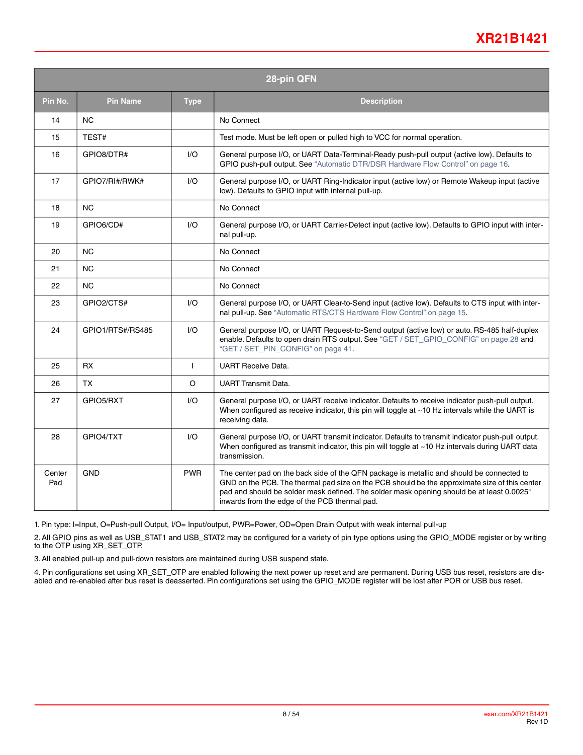| 28-pin QFN | | | |
|---|---|---|---|
| **Pin No.** | **Pin Name** | **Type** | **Description** |
| 14 | NC | | No Connect |
| 15 | TEST# | | Test mode. Must be left open or pulled high to VCC for normal operation. |
| 16 | GPIO8/DTR# | I/O | General purpose I/O, or UART Data-Terminal-Ready push-pull output (active low). Defaults to GPIO push-pull output. See "Automatic DTR/DSR Hardware Flow Control" on page 16. |
| 17 | GPIO7/RI#/RWK# | I/O | General purpose I/O, or UART Ring-Indicator input (active low) or Remote Wakeup input (active low). Defaults to GPIO input with internal pull-up. |
| 18 | NC | | No Connect |
| 19 | GPIO6/CD# | I/O | General purpose I/O, or UART Carrier-Detect input (active low). Defaults to GPIO input with internal pull-up. |
| 20 | NC | | No Connect |
| 21 | NC | | No Connect |
| 22 | NC | | No Connect |
| 23 | GPIO2/CTS# | I/O | General purpose I/O, or UART Clear-to-Send input (active low). Defaults to CTS input with internal pull-up. See "Automatic RTS/CTS Hardware Flow Control" on page 15. |
| 24 | GPIO1/RTS#/RS485 | I/O | General purpose I/O, or UART Request-to-Send output (active low) or auto. RS-485 half-duplex enable. Defaults to open drain RTS output. See "GET / SET_GPIO_CONFIG" on page 28 and "GET / SET_PIN_CONFIG" on page 41. |
| 25 | RX | I | UART Receive Data. |
| 26 | TX | O | UART Transmit Data. |
| 27 | GPIO5/RXT | I/O | General purpose I/O, or UART receive indicator. Defaults to receive indicator push-pull output. When configured as receive indicator, this pin will toggle at ~10 Hz intervals while the UART is receiving data. |
| 28 | GPIO4/TXT | I/O | General purpose I/O, or UART transmit indicator. Defaults to transmit indicator push-pull output. When configured as transmit indicator, this pin will toggle at ~10 Hz intervals during UART data transmission. |
| Center Pad | GND | PWR | The center pad on the back side of the QFN package is metallic and should be connected to GND on the PCB. The thermal pad size on the PCB should be the approximate size of this center pad and should be solder mask defined. The solder mask opening should be at least 0.0025" inwards from the edge of the PCB thermal pad. |

1. Pin type: I=Input, O=Push-pull Output, I/O= Input/output, PWR=Power, OD=Open Drain Output with weak internal pull-up

2. All GPIO pins as well as USB_STAT1 and USB_STAT2 may be configured for a variety of pin type options using the GPIO_MODE register or by writing to the OTP using XR_SET_OTP.

3. All enabled pull-up and pull-down resistors are maintained during USB suspend state.

4. Pin configurations set using XR_SET_OTP are enabled following the next power up reset and are permanent. During USB bus reset, resistors are disabled and re-enabled after bus reset is deasserted. Pin configurations set using the GPIO_MODE register will be lost after POR or USB bus reset.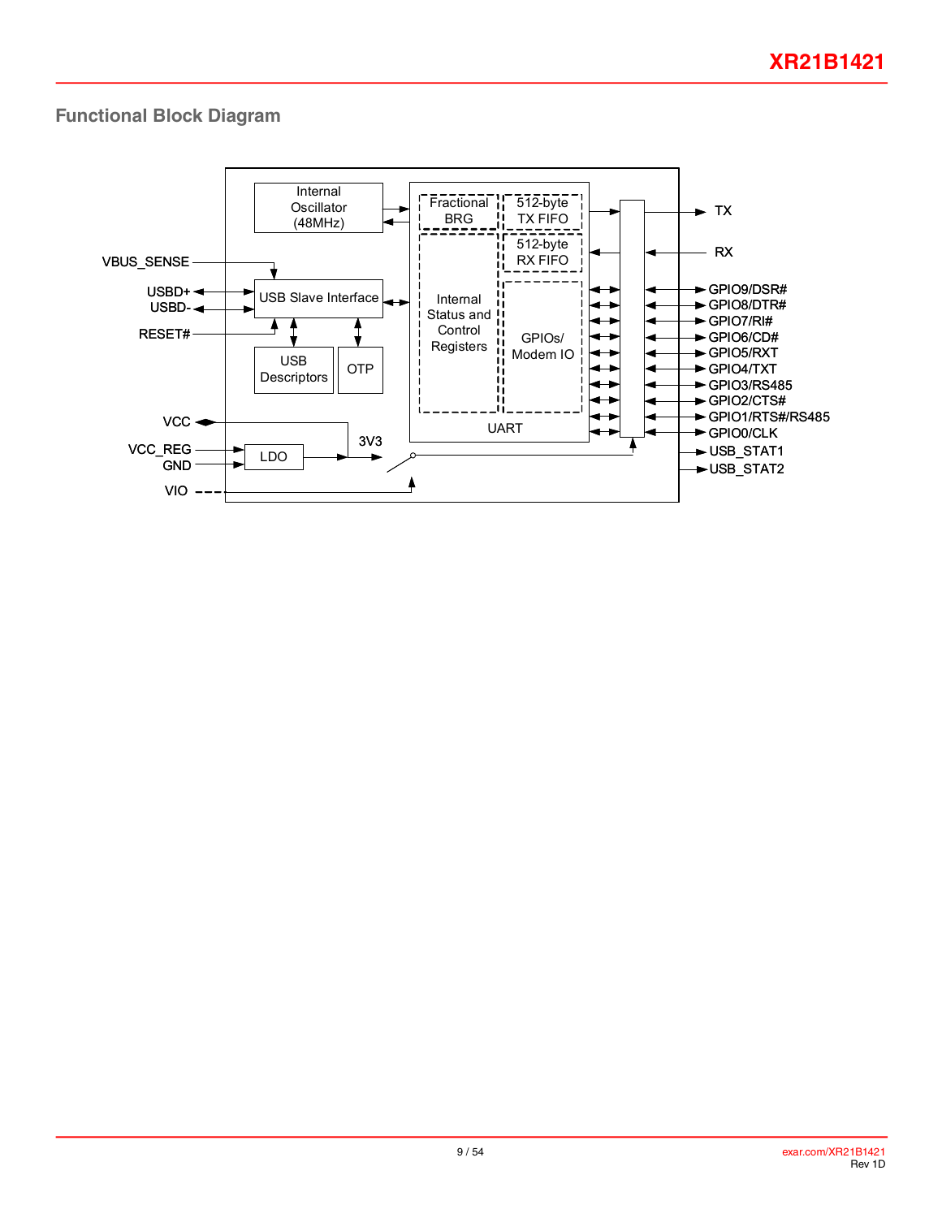## Functional Block Diagram

Internal Oscillator (48MHz)

Fractional BRG

512-byte TX FIFO

512-byte RX FIFO

Internal Status and Control Registers

GPIOs/ Modem IO

UART

VBUS_SENSE

USBD+

USBD-

RESET#

USB Slave Interface

USB Descriptors

OTP

VCC

VCC_REG

GND

LDO

3V3

VIO

TX

RX

GPIO9/DSR#

GPIO8/DTR#

GPIO7/RI#

GPIO6/CD#

GPIO5/RXT

GPIO4/TXT

GPIO3/RS485

GPIO2/CTS#

GPIO1/RTS#/RS485

GPIO0/CLK

USB_STAT1

USB_STAT2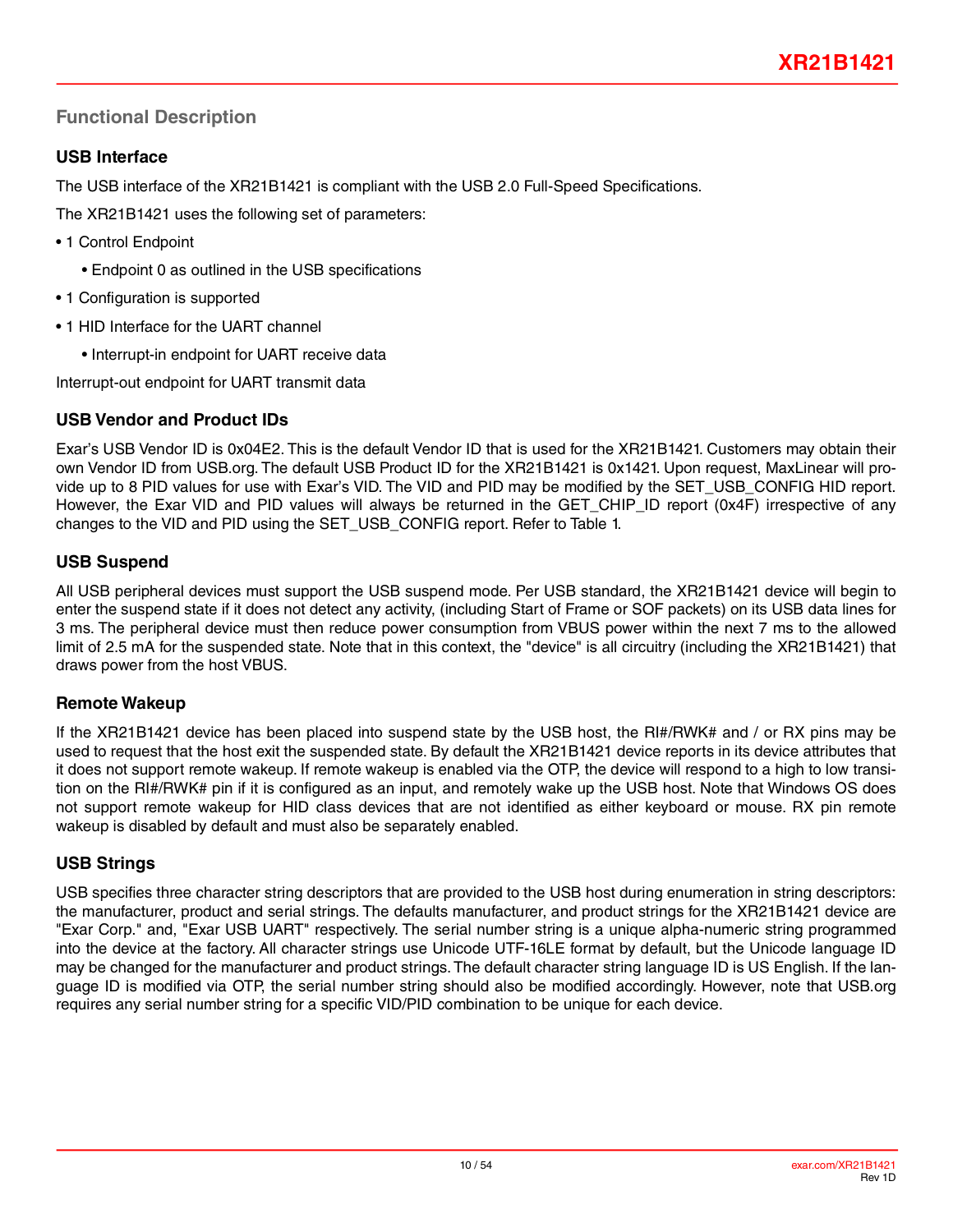## Functional Description

### USB Interface

The USB interface of the XR21B1421 is compliant with the USB 2.0 Full-Speed Specifications.

The XR21B1421 uses the following set of parameters:

- 1 Control Endpoint
    - Endpoint 0 as outlined in the USB specifications
- 1 Configuration is supported
- 1 HID Interface for the UART channel
    - Interrupt-in endpoint for UART receive data

Interrupt-out endpoint for UART transmit data

### USB Vendor and Product IDs

Exar's USB Vendor ID is 0x04E2. This is the default Vendor ID that is used for the XR21B1421. Customers may obtain their own Vendor ID from USB.org. The default USB Product ID for the XR21B1421 is 0x1421. Upon request, MaxLinear will provide up to 8 PID values for use with Exar's VID. The VID and PID may be modified by the SET_USB_CONFIG HID report. However, the Exar VID and PID values will always be returned in the GET_CHIP_ID report (0x4F) irrespective of any changes to the VID and PID using the SET_USB_CONFIG report. Refer to Table 1.

### USB Suspend

All USB peripheral devices must support the USB suspend mode. Per USB standard, the XR21B1421 device will begin to enter the suspend state if it does not detect any activity, (including Start of Frame or SOF packets) on its USB data lines for 3 ms. The peripheral device must then reduce power consumption from VBUS power within the next 7 ms to the allowed limit of 2.5 mA for the suspended state. Note that in this context, the "device" is all circuitry (including the XR21B1421) that draws power from the host VBUS.

### Remote Wakeup

If the XR21B1421 device has been placed into suspend state by the USB host, the RI#/RWK# and / or RX pins may be used to request that the host exit the suspended state. By default the XR21B1421 device reports in its device attributes that it does not support remote wakeup. If remote wakeup is enabled via the OTP, the device will respond to a high to low transition on the RI#/RWK# pin if it is configured as an input, and remotely wake up the USB host. Note that Windows OS does not support remote wakeup for HID class devices that are not identified as either keyboard or mouse. RX pin remote wakeup is disabled by default and must also be separately enabled.

### USB Strings

USB specifies three character string descriptors that are provided to the USB host during enumeration in string descriptors: the manufacturer, product and serial strings. The defaults manufacturer, and product strings for the XR21B1421 device are "Exar Corp." and, "Exar USB UART" respectively. The serial number string is a unique alpha-numeric string programmed into the device at the factory. All character strings use Unicode UTF-16LE format by default, but the Unicode language ID may be changed for the manufacturer and product strings. The default character string language ID is US English. If the language ID is modified via OTP, the serial number string should also be modified accordingly. However, note that USB.org requires any serial number string for a specific VID/PID combination to be unique for each device.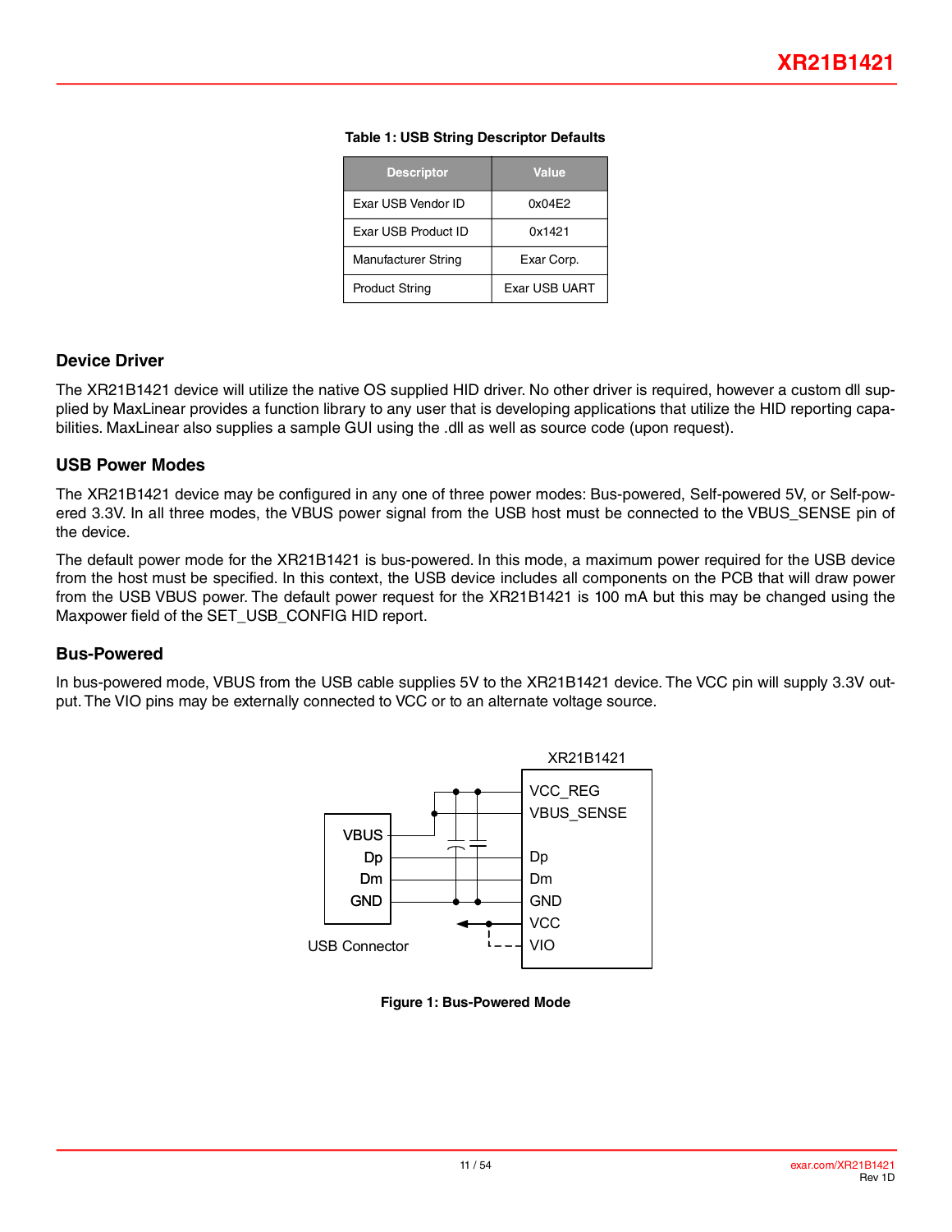**Table 1: USB String Descriptor Defaults**

| Descriptor | Value |
|---|---|
| Exar USB Vendor ID | 0x04E2 |
| Exar USB Product ID | 0x1421 |
| Manufacturer String | Exar Corp. |
| Product String | Exar USB UART |

## Device Driver

The XR21B1421 device will utilize the native OS supplied HID driver. No other driver is required, however a custom dll supplied by MaxLinear provides a function library to any user that is developing applications that utilize the HID reporting capabilities. MaxLinear also supplies a sample GUI using the .dll as well as source code (upon request).

## USB Power Modes

The XR21B1421 device may be configured in any one of three power modes: Bus-powered, Self-powered 5V, or Self-powered 3.3V. In all three modes, the VBUS power signal from the USB host must be connected to the VBUS_SENSE pin of the device.

The default power mode for the XR21B1421 is bus-powered. In this mode, a maximum power required for the USB device from the host must be specified. In this context, the USB device includes all components on the PCB that will draw power from the USB VBUS power. The default power request for the XR21B1421 is 100 mA but this may be changed using the Maxpower field of the SET_USB_CONFIG HID report.

## Bus-Powered

In bus-powered mode, VBUS from the USB cable supplies 5V to the XR21B1421 device. The VCC pin will supply 3.3V output. The VIO pins may be externally connected to VCC or to an alternate voltage source.

XR21B1421

USB Connector: VBUS, Dp, Dm, GND

XR21B1421: VCC_REG, VBUS_SENSE, Dp, Dm, GND, VCC, VIO

**Figure 1: Bus-Powered Mode**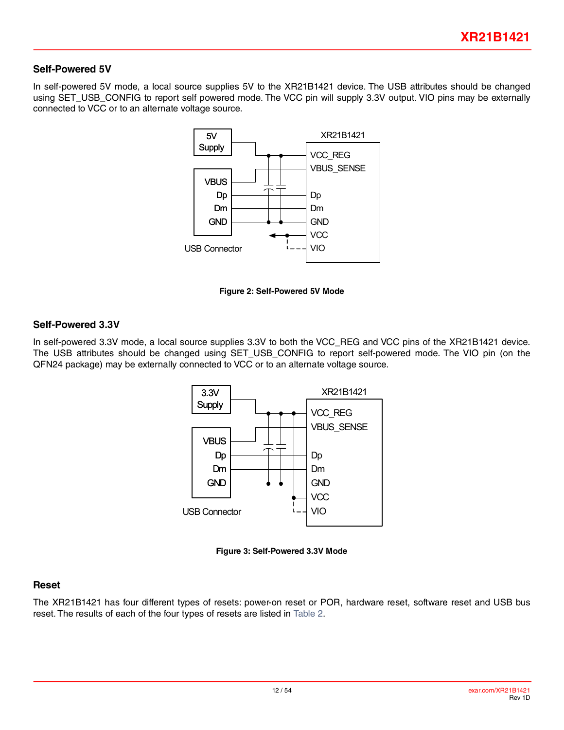### Self-Powered 5V

In self-powered 5V mode, a local source supplies 5V to the XR21B1421 device. The USB attributes should be changed using SET_USB_CONFIG to report self powered mode. The VCC pin will supply 3.3V output. VIO pins may be externally connected to VCC or to an alternate voltage source.

**Figure 2: Self-Powered 5V Mode**

### Self-Powered 3.3V

In self-powered 3.3V mode, a local source supplies 3.3V to both the VCC_REG and VCC pins of the XR21B1421 device. The USB attributes should be changed using SET_USB_CONFIG to report self-powered mode. The VIO pin (on the QFN24 package) may be externally connected to VCC or to an alternate voltage source.

**Figure 3: Self-Powered 3.3V Mode**

### Reset

The XR21B1421 has four different types of resets: power-on reset or POR, hardware reset, software reset and USB bus reset. The results of each of the four types of resets are listed in Table 2.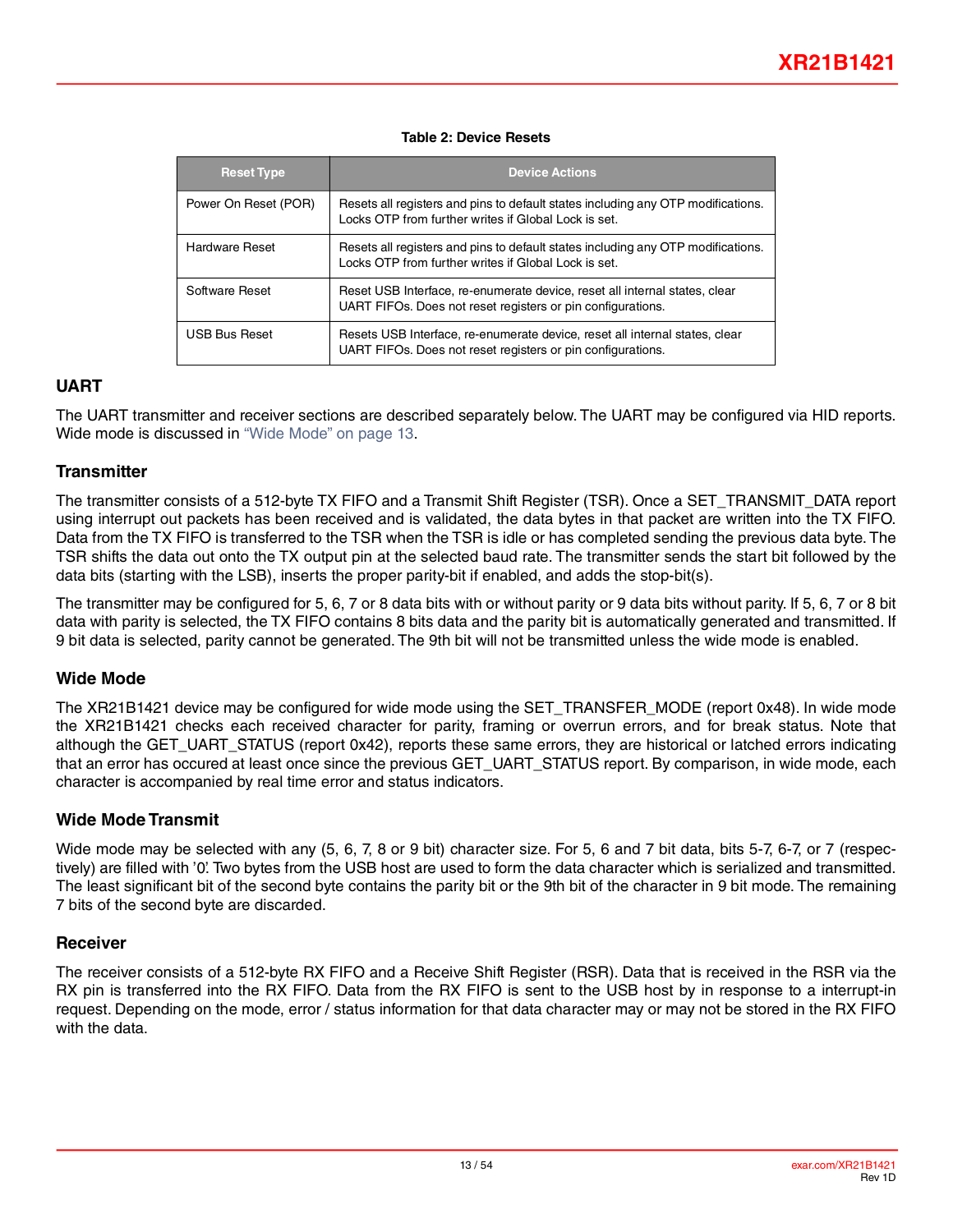**Table 2: Device Resets**

| Reset Type | Device Actions |
|---|---|
| Power On Reset (POR) | Resets all registers and pins to default states including any OTP modifications. Locks OTP from further writes if Global Lock is set. |
| Hardware Reset | Resets all registers and pins to default states including any OTP modifications. Locks OTP from further writes if Global Lock is set. |
| Software Reset | Reset USB Interface, re-enumerate device, reset all internal states, clear UART FIFOs. Does not reset registers or pin configurations. |
| USB Bus Reset | Resets USB Interface, re-enumerate device, reset all internal states, clear UART FIFOs. Does not reset registers or pin configurations. |

## UART

The UART transmitter and receiver sections are described separately below. The UART may be configured via HID reports. Wide mode is discussed in "Wide Mode" on page 13.

### Transmitter

The transmitter consists of a 512-byte TX FIFO and a Transmit Shift Register (TSR). Once a SET_TRANSMIT_DATA report using interrupt out packets has been received and is validated, the data bytes in that packet are written into the TX FIFO. Data from the TX FIFO is transferred to the TSR when the TSR is idle or has completed sending the previous data byte. The TSR shifts the data out onto the TX output pin at the selected baud rate. The transmitter sends the start bit followed by the data bits (starting with the LSB), inserts the proper parity-bit if enabled, and adds the stop-bit(s).

The transmitter may be configured for 5, 6, 7 or 8 data bits with or without parity or 9 data bits without parity. If 5, 6, 7 or 8 bit data with parity is selected, the TX FIFO contains 8 bits data and the parity bit is automatically generated and transmitted. If 9 bit data is selected, parity cannot be generated. The 9th bit will not be transmitted unless the wide mode is enabled.

### Wide Mode

The XR21B1421 device may be configured for wide mode using the SET_TRANSFER_MODE (report 0x48). In wide mode the XR21B1421 checks each received character for parity, framing or overrun errors, and for break status. Note that although the GET_UART_STATUS (report 0x42), reports these same errors, they are historical or latched errors indicating that an error has occured at least once since the previous GET_UART_STATUS report. By comparison, in wide mode, each character is accompanied by real time error and status indicators.

### Wide Mode Transmit

Wide mode may be selected with any (5, 6, 7, 8 or 9 bit) character size. For 5, 6 and 7 bit data, bits 5-7, 6-7, or 7 (respectively) are filled with '0'. Two bytes from the USB host are used to form the data character which is serialized and transmitted. The least significant bit of the second byte contains the parity bit or the 9th bit of the character in 9 bit mode. The remaining 7 bits of the second byte are discarded.

### Receiver

The receiver consists of a 512-byte RX FIFO and a Receive Shift Register (RSR). Data that is received in the RSR via the RX pin is transferred into the RX FIFO. Data from the RX FIFO is sent to the USB host by in response to a interrupt-in request. Depending on the mode, error / status information for that data character may or may not be stored in the RX FIFO with the data.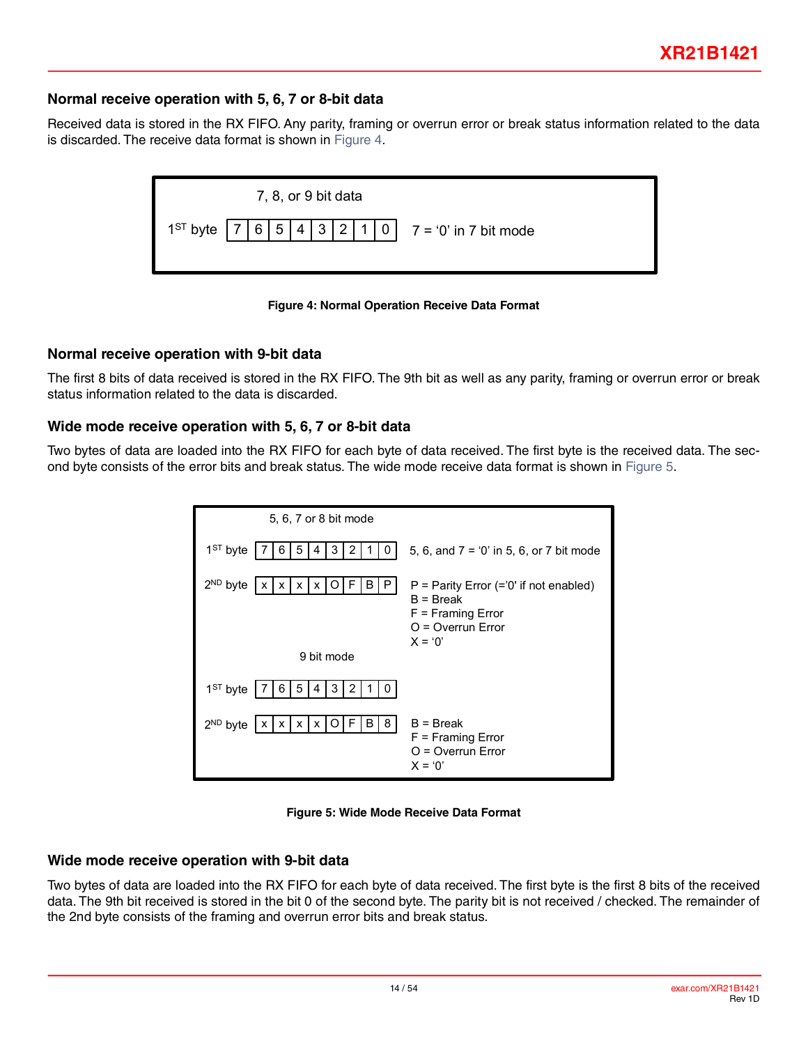### Normal receive operation with 5, 6, 7 or 8-bit data

Received data is stored in the RX FIFO. Any parity, framing or overrun error or break status information related to the data is discarded. The receive data format is shown in Figure 4.

7, 8, or 9 bit data

| | | | | | | | | | |
|---|---|---|---|---|---|---|---|---|---|
| 1ST byte | 7 | 6 | 5 | 4 | 3 | 2 | 1 | 0 | 7 = '0' in 7 bit mode |

**Figure 4: Normal Operation Receive Data Format**

### Normal receive operation with 9-bit data

The first 8 bits of data received is stored in the RX FIFO. The 9th bit as well as any parity, framing or overrun error or break status information related to the data is discarded.

### Wide mode receive operation with 5, 6, 7 or 8-bit data

Two bytes of data are loaded into the RX FIFO for each byte of data received. The first byte is the received data. The second byte consists of the error bits and break status. The wide mode receive data format is shown in Figure 5.

5, 6, 7 or 8 bit mode

| | | | | | | | | | |
|---|---|---|---|---|---|---|---|---|---|
| 1ST byte | 7 | 6 | 5 | 4 | 3 | 2 | 1 | 0 | 5, 6, and 7 = '0' in 5, 6, or 7 bit mode |
| 2ND byte | x | x | x | x | O | F | B | P | P = Parity Error (='0' if not enabled)<br>B = Break<br>F = Framing Error<br>O = Overrun Error<br>X = '0' |

9 bit mode

| | | | | | | | | | |
|---|---|---|---|---|---|---|---|---|---|
| 1ST byte | 7 | 6 | 5 | 4 | 3 | 2 | 1 | 0 | |
| 2ND byte | x | x | x | x | O | F | B | 8 | B = Break<br>F = Framing Error<br>O = Overrun Error<br>X = '0' |

**Figure 5: Wide Mode Receive Data Format**

### Wide mode receive operation with 9-bit data

Two bytes of data are loaded into the RX FIFO for each byte of data received. The first byte is the first 8 bits of the received data. The 9th bit received is stored in the bit 0 of the second byte. The parity bit is not received / checked. The remainder of the 2nd byte consists of the framing and overrun error bits and break status.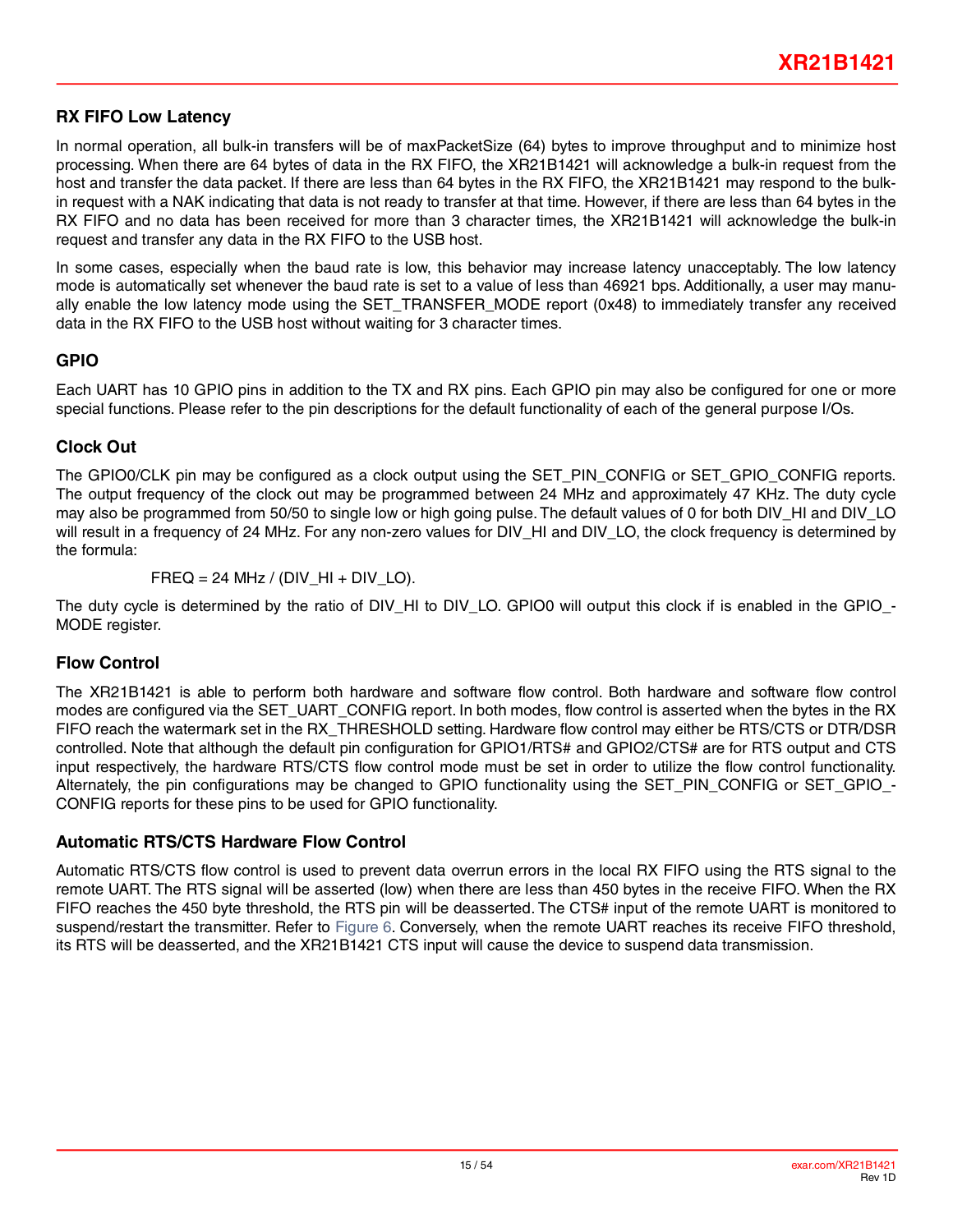### RX FIFO Low Latency

In normal operation, all bulk-in transfers will be of maxPacketSize (64) bytes to improve throughput and to minimize host processing. When there are 64 bytes of data in the RX FIFO, the XR21B1421 will acknowledge a bulk-in request from the host and transfer the data packet. If there are less than 64 bytes in the RX FIFO, the XR21B1421 may respond to the bulk-in request with a NAK indicating that data is not ready to transfer at that time. However, if there are less than 64 bytes in the RX FIFO and no data has been received for more than 3 character times, the XR21B1421 will acknowledge the bulk-in request and transfer any data in the RX FIFO to the USB host.

In some cases, especially when the baud rate is low, this behavior may increase latency unacceptably. The low latency mode is automatically set whenever the baud rate is set to a value of less than 46921 bps. Additionally, a user may manually enable the low latency mode using the SET_TRANSFER_MODE report (0x48) to immediately transfer any received data in the RX FIFO to the USB host without waiting for 3 character times.

### GPIO

Each UART has 10 GPIO pins in addition to the TX and RX pins. Each GPIO pin may also be configured for one or more special functions. Please refer to the pin descriptions for the default functionality of each of the general purpose I/Os.

### Clock Out

The GPIO0/CLK pin may be configured as a clock output using the SET_PIN_CONFIG or SET_GPIO_CONFIG reports. The output frequency of the clock out may be programmed between 24 MHz and approximately 47 KHz. The duty cycle may also be programmed from 50/50 to single low or high going pulse. The default values of 0 for both DIV_HI and DIV_LO will result in a frequency of 24 MHz. For any non-zero values for DIV_HI and DIV_LO, the clock frequency is determined by the formula:

FREQ = 24 MHz / (DIV_HI + DIV_LO).

The duty cycle is determined by the ratio of DIV_HI to DIV_LO. GPIO0 will output this clock if is enabled in the GPIO_MODE register.

### Flow Control

The XR21B1421 is able to perform both hardware and software flow control. Both hardware and software flow control modes are configured via the SET_UART_CONFIG report. In both modes, flow control is asserted when the bytes in the RX FIFO reach the watermark set in the RX_THRESHOLD setting. Hardware flow control may either be RTS/CTS or DTR/DSR controlled. Note that although the default pin configuration for GPIO1/RTS# and GPIO2/CTS# are for RTS output and CTS input respectively, the hardware RTS/CTS flow control mode must be set in order to utilize the flow control functionality. Alternately, the pin configurations may be changed to GPIO functionality using the SET_PIN_CONFIG or SET_GPIO_CONFIG reports for these pins to be used for GPIO functionality.

### Automatic RTS/CTS Hardware Flow Control

Automatic RTS/CTS flow control is used to prevent data overrun errors in the local RX FIFO using the RTS signal to the remote UART. The RTS signal will be asserted (low) when there are less than 450 bytes in the receive FIFO. When the RX FIFO reaches the 450 byte threshold, the RTS pin will be deasserted. The CTS# input of the remote UART is monitored to suspend/restart the transmitter. Refer to Figure 6. Conversely, when the remote UART reaches its receive FIFO threshold, its RTS will be deasserted, and the XR21B1421 CTS input will cause the device to suspend data transmission.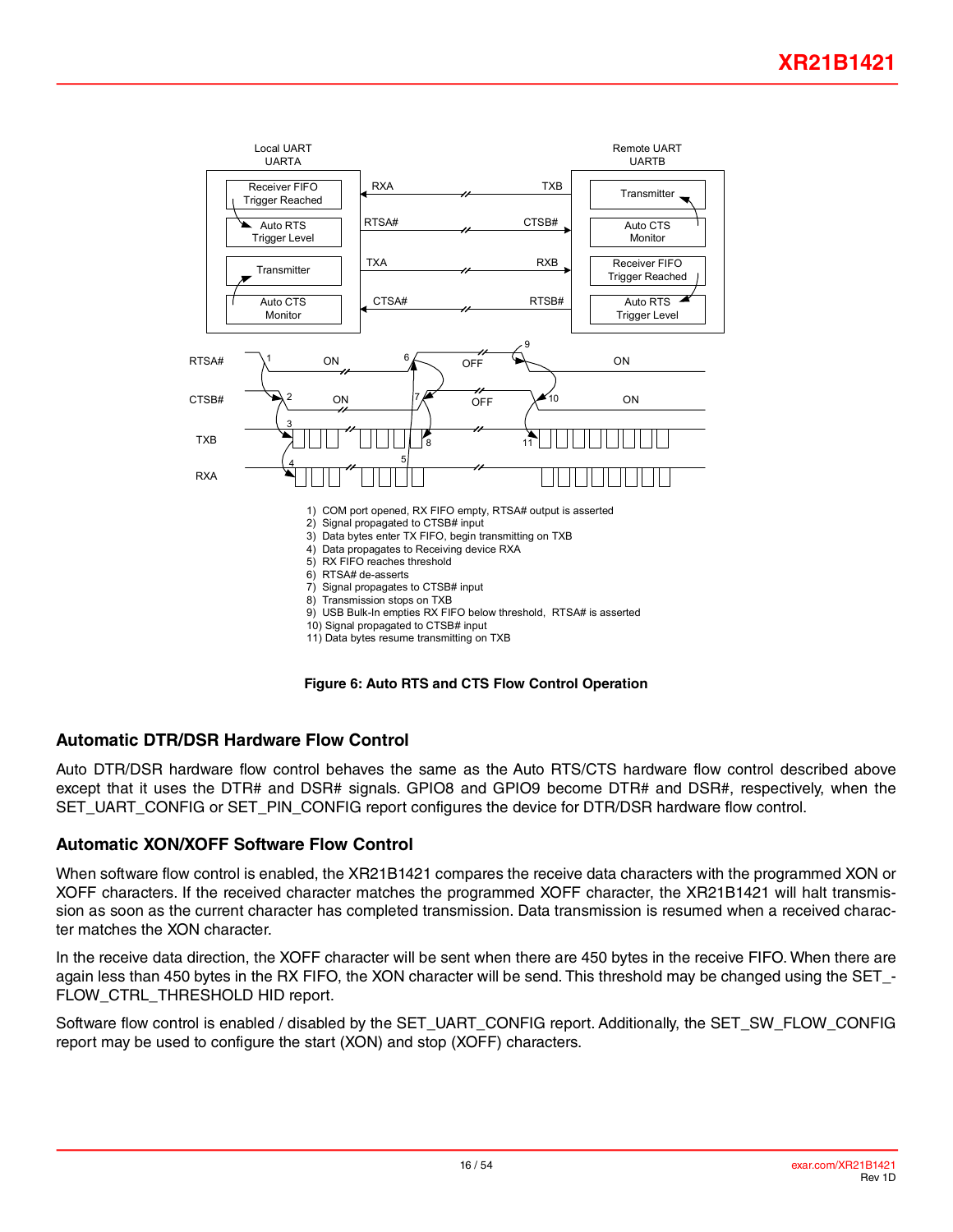Local UART
UARTA

Remote UART
UARTB

1) COM port opened, RX FIFO empty, RTSA# output is asserted
2) Signal propagated to CTSB# input
3) Data bytes enter TX FIFO, begin transmitting on TXB
4) Data propagates to Receiving device RXA
5) RX FIFO reaches threshold
6) RTSA# de-asserts
7) Signal propagates to CTSB# input
8) Transmission stops on TXB
9) USB Bulk-In empties RX FIFO below threshold, RTSA# is asserted
10) Signal propagated to CTSB# input
11) Data bytes resume transmitting on TXB

**Figure 6: Auto RTS and CTS Flow Control Operation**

## Automatic DTR/DSR Hardware Flow Control

Auto DTR/DSR hardware flow control behaves the same as the Auto RTS/CTS hardware flow control described above except that it uses the DTR# and DSR# signals. GPIO8 and GPIO9 become DTR# and DSR#, respectively, when the SET_UART_CONFIG or SET_PIN_CONFIG report configures the device for DTR/DSR hardware flow control.

## Automatic XON/XOFF Software Flow Control

When software flow control is enabled, the XR21B1421 compares the receive data characters with the programmed XON or XOFF characters. If the received character matches the programmed XOFF character, the XR21B1421 will halt transmission as soon as the current character has completed transmission. Data transmission is resumed when a received character matches the XON character.

In the receive data direction, the XOFF character will be sent when there are 450 bytes in the receive FIFO. When there are again less than 450 bytes in the RX FIFO, the XON character will be send. This threshold may be changed using the SET_FLOW_CTRL_THRESHOLD HID report.

Software flow control is enabled / disabled by the SET_UART_CONFIG report. Additionally, the SET_SW_FLOW_CONFIG report may be used to configure the start (XON) and stop (XOFF) characters.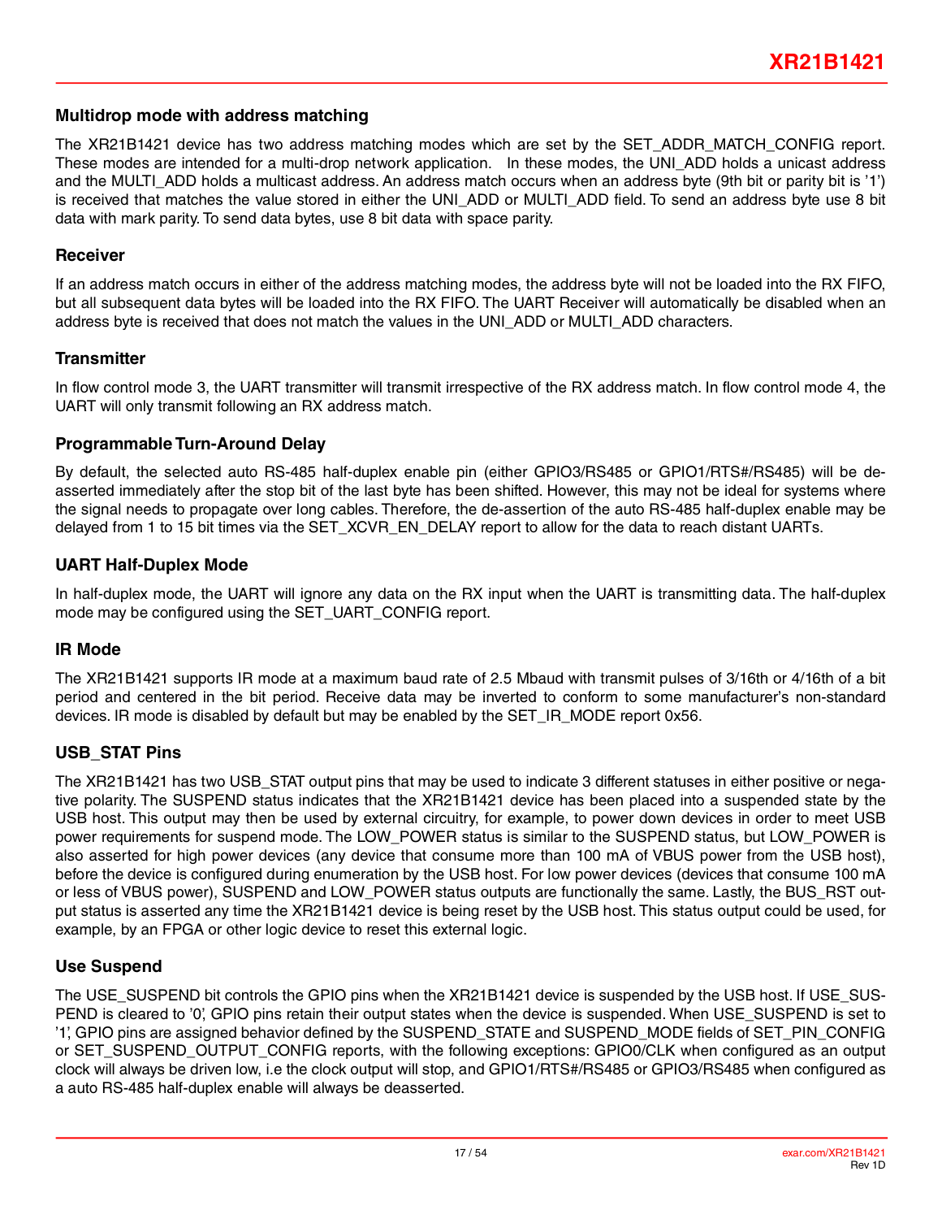### Multidrop mode with address matching

The XR21B1421 device has two address matching modes which are set by the SET_ADDR_MATCH_CONFIG report. These modes are intended for a multi-drop network application. In these modes, the UNI_ADD holds a unicast address and the MULTI_ADD holds a multicast address. An address match occurs when an address byte (9th bit or parity bit is '1') is received that matches the value stored in either the UNI_ADD or MULTI_ADD field. To send an address byte use 8 bit data with mark parity. To send data bytes, use 8 bit data with space parity.

### Receiver

If an address match occurs in either of the address matching modes, the address byte will not be loaded into the RX FIFO, but all subsequent data bytes will be loaded into the RX FIFO. The UART Receiver will automatically be disabled when an address byte is received that does not match the values in the UNI_ADD or MULTI_ADD characters.

### Transmitter

In flow control mode 3, the UART transmitter will transmit irrespective of the RX address match. In flow control mode 4, the UART will only transmit following an RX address match.

### Programmable Turn-Around Delay

By default, the selected auto RS-485 half-duplex enable pin (either GPIO3/RS485 or GPIO1/RTS#/RS485) will be de-asserted immediately after the stop bit of the last byte has been shifted. However, this may not be ideal for systems where the signal needs to propagate over long cables. Therefore, the de-assertion of the auto RS-485 half-duplex enable may be delayed from 1 to 15 bit times via the SET_XCVR_EN_DELAY report to allow for the data to reach distant UARTs.

### UART Half-Duplex Mode

In half-duplex mode, the UART will ignore any data on the RX input when the UART is transmitting data. The half-duplex mode may be configured using the SET_UART_CONFIG report.

### IR Mode

The XR21B1421 supports IR mode at a maximum baud rate of 2.5 Mbaud with transmit pulses of 3/16th or 4/16th of a bit period and centered in the bit period. Receive data may be inverted to conform to some manufacturer's non-standard devices. IR mode is disabled by default but may be enabled by the SET_IR_MODE report 0x56.

### USB_STAT Pins

The XR21B1421 has two USB_STAT output pins that may be used to indicate 3 different statuses in either positive or negative polarity. The SUSPEND status indicates that the XR21B1421 device has been placed into a suspended state by the USB host. This output may then be used by external circuitry, for example, to power down devices in order to meet USB power requirements for suspend mode. The LOW_POWER status is similar to the SUSPEND status, but LOW_POWER is also asserted for high power devices (any device that consume more than 100 mA of VBUS power from the USB host), before the device is configured during enumeration by the USB host. For low power devices (devices that consume 100 mA or less of VBUS power), SUSPEND and LOW_POWER status outputs are functionally the same. Lastly, the BUS_RST output status is asserted any time the XR21B1421 device is being reset by the USB host. This status output could be used, for example, by an FPGA or other logic device to reset this external logic.

### Use Suspend

The USE_SUSPEND bit controls the GPIO pins when the XR21B1421 device is suspended by the USB host. If USE_SUSPEND is cleared to '0', GPIO pins retain their output states when the device is suspended. When USE_SUSPEND is set to '1', GPIO pins are assigned behavior defined by the SUSPEND_STATE and SUSPEND_MODE fields of SET_PIN_CONFIG or SET_SUSPEND_OUTPUT_CONFIG reports, with the following exceptions: GPIO0/CLK when configured as an output clock will always be driven low, i.e the clock output will stop, and GPIO1/RTS#/RS485 or GPIO3/RS485 when configured as a auto RS-485 half-duplex enable will always be deasserted.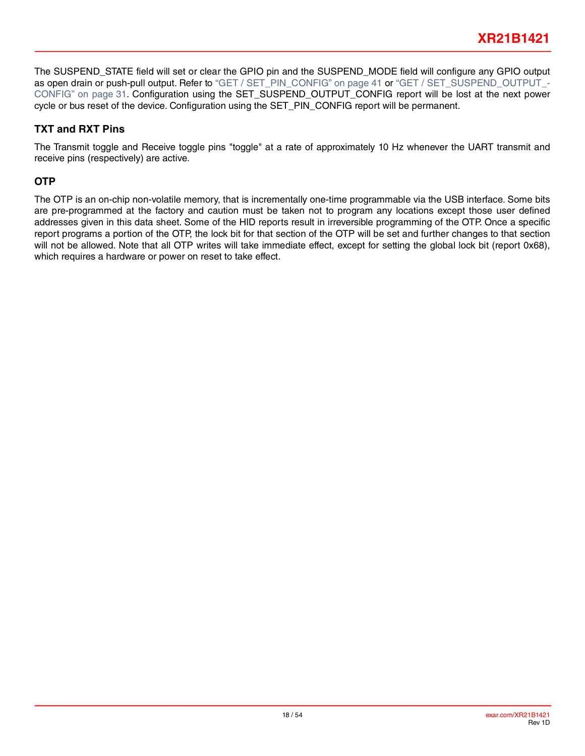The SUSPEND_STATE field will set or clear the GPIO pin and the SUSPEND_MODE field will configure any GPIO output as open drain or push-pull output. Refer to "GET / SET_PIN_CONFIG" on page 41 or "GET / SET_SUSPEND_OUTPUT_-CONFIG" on page 31. Configuration using the SET_SUSPEND_OUTPUT_CONFIG report will be lost at the next power cycle or bus reset of the device. Configuration using the SET_PIN_CONFIG report will be permanent.

### TXT and RXT Pins

The Transmit toggle and Receive toggle pins "toggle" at a rate of approximately 10 Hz whenever the UART transmit and receive pins (respectively) are active.

### OTP

The OTP is an on-chip non-volatile memory, that is incrementally one-time programmable via the USB interface. Some bits are pre-programmed at the factory and caution must be taken not to program any locations except those user defined addresses given in this data sheet. Some of the HID reports result in irreversible programming of the OTP. Once a specific report programs a portion of the OTP, the lock bit for that section of the OTP will be set and further changes to that section will not be allowed. Note that all OTP writes will take immediate effect, except for setting the global lock bit (report 0x68), which requires a hardware or power on reset to take effect.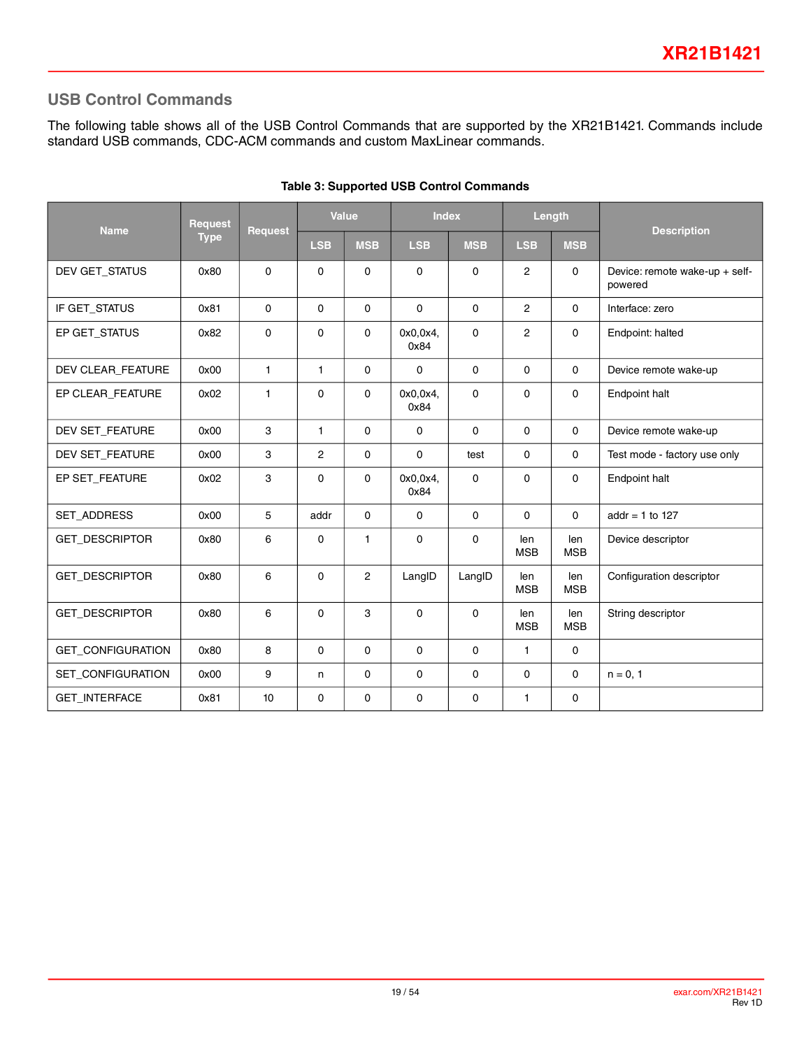## USB Control Commands

The following table shows all of the USB Control Commands that are supported by the XR21B1421. Commands include standard USB commands, CDC-ACM commands and custom MaxLinear commands.

**Table 3: Supported USB Control Commands**

| Name | Request Type | Request | Value | | Index | | Length | | Description |
|---|---|---|---|---|---|---|---|---|---|
| | | | LSB | MSB | LSB | MSB | LSB | MSB | |
| DEV GET_STATUS | 0x80 | 0 | 0 | 0 | 0 | 0 | 2 | 0 | Device: remote wake-up + self-powered |
| IF GET_STATUS | 0x81 | 0 | 0 | 0 | 0 | 0 | 2 | 0 | Interface: zero |
| EP GET_STATUS | 0x82 | 0 | 0 | 0 | 0x0,0x4, 0x84 | 0 | 2 | 0 | Endpoint: halted |
| DEV CLEAR_FEATURE | 0x00 | 1 | 1 | 0 | 0 | 0 | 0 | 0 | Device remote wake-up |
| EP CLEAR_FEATURE | 0x02 | 1 | 0 | 0 | 0x0,0x4, 0x84 | 0 | 0 | 0 | Endpoint halt |
| DEV SET_FEATURE | 0x00 | 3 | 1 | 0 | 0 | 0 | 0 | 0 | Device remote wake-up |
| DEV SET_FEATURE | 0x00 | 3 | 2 | 0 | 0 | test | 0 | 0 | Test mode - factory use only |
| EP SET_FEATURE | 0x02 | 3 | 0 | 0 | 0x0,0x4, 0x84 | 0 | 0 | 0 | Endpoint halt |
| SET_ADDRESS | 0x00 | 5 | addr | 0 | 0 | 0 | 0 | 0 | addr = 1 to 127 |
| GET_DESCRIPTOR | 0x80 | 6 | 0 | 1 | 0 | 0 | len MSB | len MSB | Device descriptor |
| GET_DESCRIPTOR | 0x80 | 6 | 0 | 2 | LangID | LangID | len MSB | len MSB | Configuration descriptor |
| GET_DESCRIPTOR | 0x80 | 6 | 0 | 3 | 0 | 0 | len MSB | len MSB | String descriptor |
| GET_CONFIGURATION | 0x80 | 8 | 0 | 0 | 0 | 0 | 1 | 0 | |
| SET_CONFIGURATION | 0x00 | 9 | n | 0 | 0 | 0 | 0 | 0 | n = 0, 1 |
| GET_INTERFACE | 0x81 | 10 | 0 | 0 | 0 | 0 | 1 | 0 | |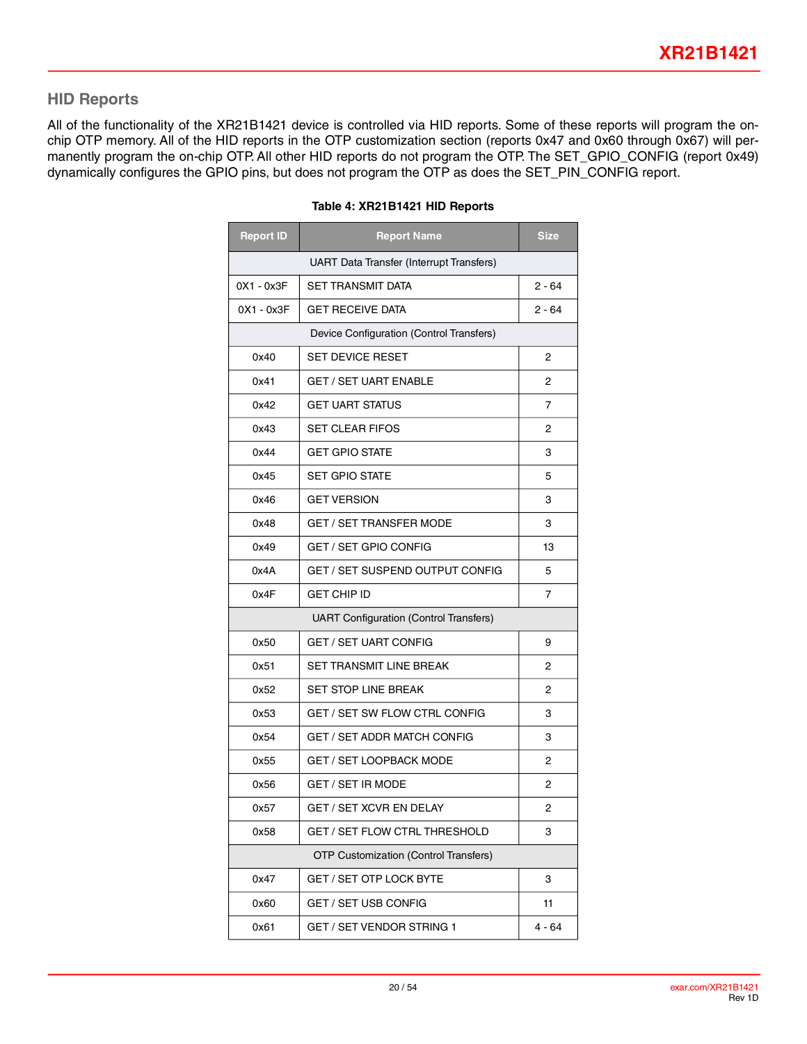## HID Reports

All of the functionality of the XR21B1421 device is controlled via HID reports. Some of these reports will program the on-chip OTP memory. All of the HID reports in the OTP customization section (reports 0x47 and 0x60 through 0x67) will permanently program the on-chip OTP. All other HID reports do not program the OTP. The SET_GPIO_CONFIG (report 0x49) dynamically configures the GPIO pins, but does not program the OTP as does the SET_PIN_CONFIG report.

**Table 4: XR21B1421 HID Reports**

| Report ID | Report Name | Size |
|---|---|---|
| UART Data Transfer (Interrupt Transfers) | | |
| 0X1 - 0x3F | SET TRANSMIT DATA | 2 - 64 |
| 0X1 - 0x3F | GET RECEIVE DATA | 2 - 64 |
| Device Configuration (Control Transfers) | | |
| 0x40 | SET DEVICE RESET | 2 |
| 0x41 | GET / SET UART ENABLE | 2 |
| 0x42 | GET UART STATUS | 7 |
| 0x43 | SET CLEAR FIFOS | 2 |
| 0x44 | GET GPIO STATE | 3 |
| 0x45 | SET GPIO STATE | 5 |
| 0x46 | GET VERSION | 3 |
| 0x48 | GET / SET TRANSFER MODE | 3 |
| 0x49 | GET / SET GPIO CONFIG | 13 |
| 0x4A | GET / SET SUSPEND OUTPUT CONFIG | 5 |
| 0x4F | GET CHIP ID | 7 |
| UART Configuration (Control Transfers) | | |
| 0x50 | GET / SET UART CONFIG | 9 |
| 0x51 | SET TRANSMIT LINE BREAK | 2 |
| 0x52 | SET STOP LINE BREAK | 2 |
| 0x53 | GET / SET SW FLOW CTRL CONFIG | 3 |
| 0x54 | GET / SET ADDR MATCH CONFIG | 3 |
| 0x55 | GET / SET LOOPBACK MODE | 2 |
| 0x56 | GET / SET IR MODE | 2 |
| 0x57 | GET / SET XCVR EN DELAY | 2 |
| 0x58 | GET / SET FLOW CTRL THRESHOLD | 3 |
| OTP Customization (Control Transfers) | | |
| 0x47 | GET / SET OTP LOCK BYTE | 3 |
| 0x60 | GET / SET USB CONFIG | 11 |
| 0x61 | GET / SET VENDOR STRING 1 | 4 - 64 |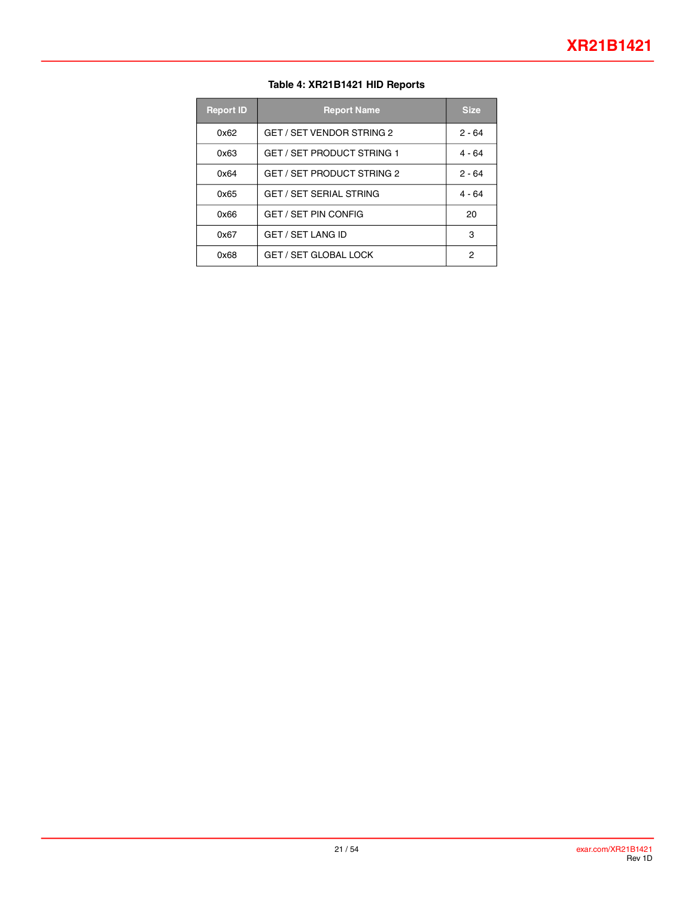**Table 4: XR21B1421 HID Reports**

| Report ID | Report Name | Size |
|---|---|---|
| 0x62 | GET / SET VENDOR STRING 2 | 2 - 64 |
| 0x63 | GET / SET PRODUCT STRING 1 | 4 - 64 |
| 0x64 | GET / SET PRODUCT STRING 2 | 2 - 64 |
| 0x65 | GET / SET SERIAL STRING | 4 - 64 |
| 0x66 | GET / SET PIN CONFIG | 20 |
| 0x67 | GET / SET LANG ID | 3 |
| 0x68 | GET / SET GLOBAL LOCK | 2 |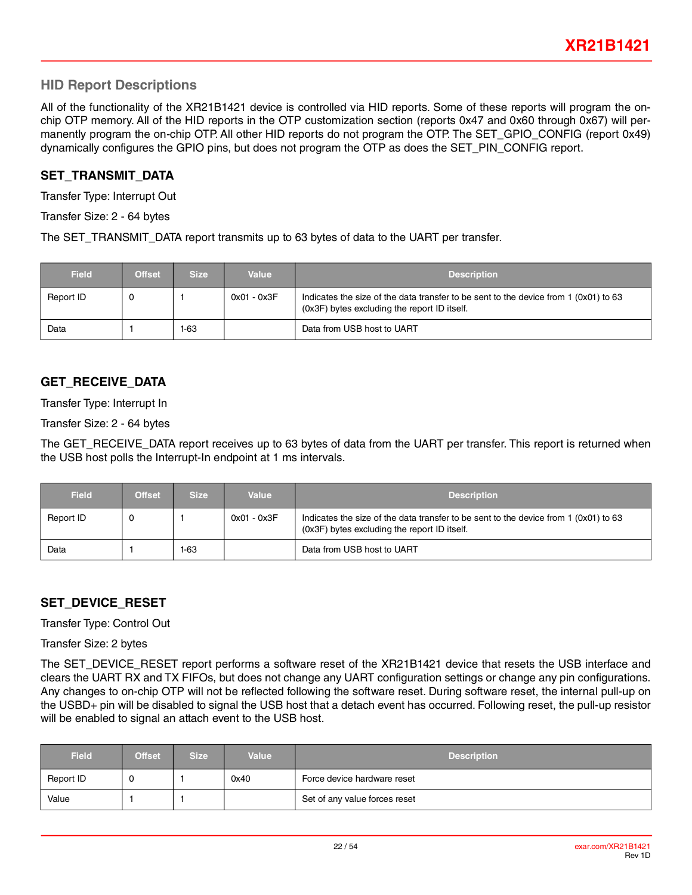## HID Report Descriptions

All of the functionality of the XR21B1421 device is controlled via HID reports. Some of these reports will program the on-chip OTP memory. All of the HID reports in the OTP customization section (reports 0x47 and 0x60 through 0x67) will permanently program the on-chip OTP. All other HID reports do not program the OTP. The SET_GPIO_CONFIG (report 0x49) dynamically configures the GPIO pins, but does not program the OTP as does the SET_PIN_CONFIG report.

### SET_TRANSMIT_DATA

Transfer Type: Interrupt Out

Transfer Size: 2 - 64 bytes

The SET_TRANSMIT_DATA report transmits up to 63 bytes of data to the UART per transfer.

| Field | Offset | Size | Value | Description |
|---|---|---|---|---|
| Report ID | 0 | 1 | 0x01 - 0x3F | Indicates the size of the data transfer to be sent to the device from 1 (0x01) to 63 (0x3F) bytes excluding the report ID itself. |
| Data | 1 | 1-63 | | Data from USB host to UART |

### GET_RECEIVE_DATA

Transfer Type: Interrupt In

Transfer Size: 2 - 64 bytes

The GET_RECEIVE_DATA report receives up to 63 bytes of data from the UART per transfer. This report is returned when the USB host polls the Interrupt-In endpoint at 1 ms intervals.

| Field | Offset | Size | Value | Description |
|---|---|---|---|---|
| Report ID | 0 | 1 | 0x01 - 0x3F | Indicates the size of the data transfer to be sent to the device from 1 (0x01) to 63 (0x3F) bytes excluding the report ID itself. |
| Data | 1 | 1-63 | | Data from USB host to UART |

### SET_DEVICE_RESET

Transfer Type: Control Out

Transfer Size: 2 bytes

The SET_DEVICE_RESET report performs a software reset of the XR21B1421 device that resets the USB interface and clears the UART RX and TX FIFOs, but does not change any UART configuration settings or change any pin configurations. Any changes to on-chip OTP will not be reflected following the software reset. During software reset, the internal pull-up on the USBD+ pin will be disabled to signal the USB host that a detach event has occurred. Following reset, the pull-up resistor will be enabled to signal an attach event to the USB host.

| Field | Offset | Size | Value | Description |
|---|---|---|---|---|
| Report ID | 0 | 1 | 0x40 | Force device hardware reset |
| Value | 1 | 1 | | Set of any value forces reset |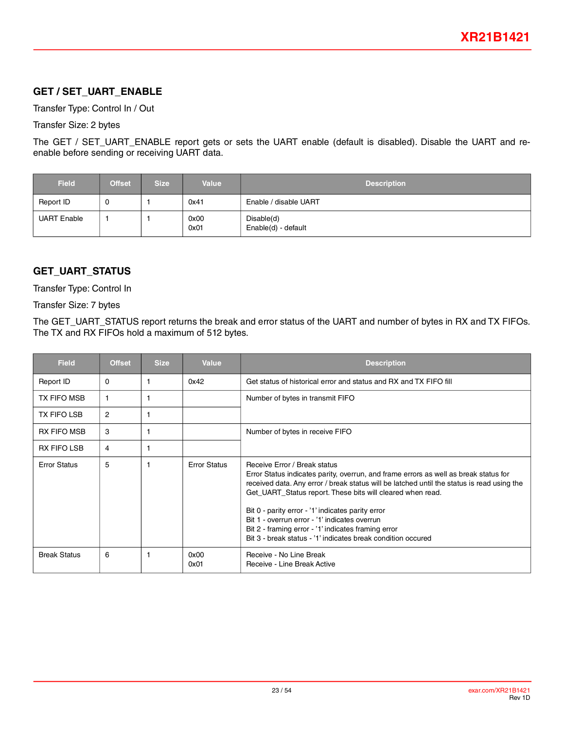## GET / SET_UART_ENABLE

Transfer Type: Control In / Out

Transfer Size: 2 bytes

The GET / SET_UART_ENABLE report gets or sets the UART enable (default is disabled). Disable the UART and re-enable before sending or receiving UART data.

| Field | Offset | Size | Value | Description |
|---|---|---|---|---|
| Report ID | 0 | 1 | 0x41 | Enable / disable UART |
| UART Enable | 1 | 1 | 0x00<br>0x01 | Disable(d)<br>Enable(d) - default |

## GET_UART_STATUS

Transfer Type: Control In

Transfer Size: 7 bytes

The GET_UART_STATUS report returns the break and error status of the UART and number of bytes in RX and TX FIFOs. The TX and RX FIFOs hold a maximum of 512 bytes.

| Field | Offset | Size | Value | Description |
|---|---|---|---|---|
| Report ID | 0 | 1 | 0x42 | Get status of historical error and status and RX and TX FIFO fill |
| TX FIFO MSB | 1 | 1 | | Number of bytes in transmit FIFO |
| TX FIFO LSB | 2 | 1 | | |
| RX FIFO MSB | 3 | 1 | | Number of bytes in receive FIFO |
| RX FIFO LSB | 4 | 1 | | |
| Error Status | 5 | 1 | Error Status | Receive Error / Break status<br>Error Status indicates parity, overrun, and frame errors as well as break status for received data. Any error / break status will be latched until the status is read using the Get_UART_Status report. These bits will cleared when read.<br><br>Bit 0 - parity error - '1' indicates parity error<br>Bit 1 - overrun error - '1' indicates overrun<br>Bit 2 - framing error - '1' indicates framing error<br>Bit 3 - break status - '1' indicates break condition occured |
| Break Status | 6 | 1 | 0x00<br>0x01 | Receive - No Line Break<br>Receive - Line Break Active |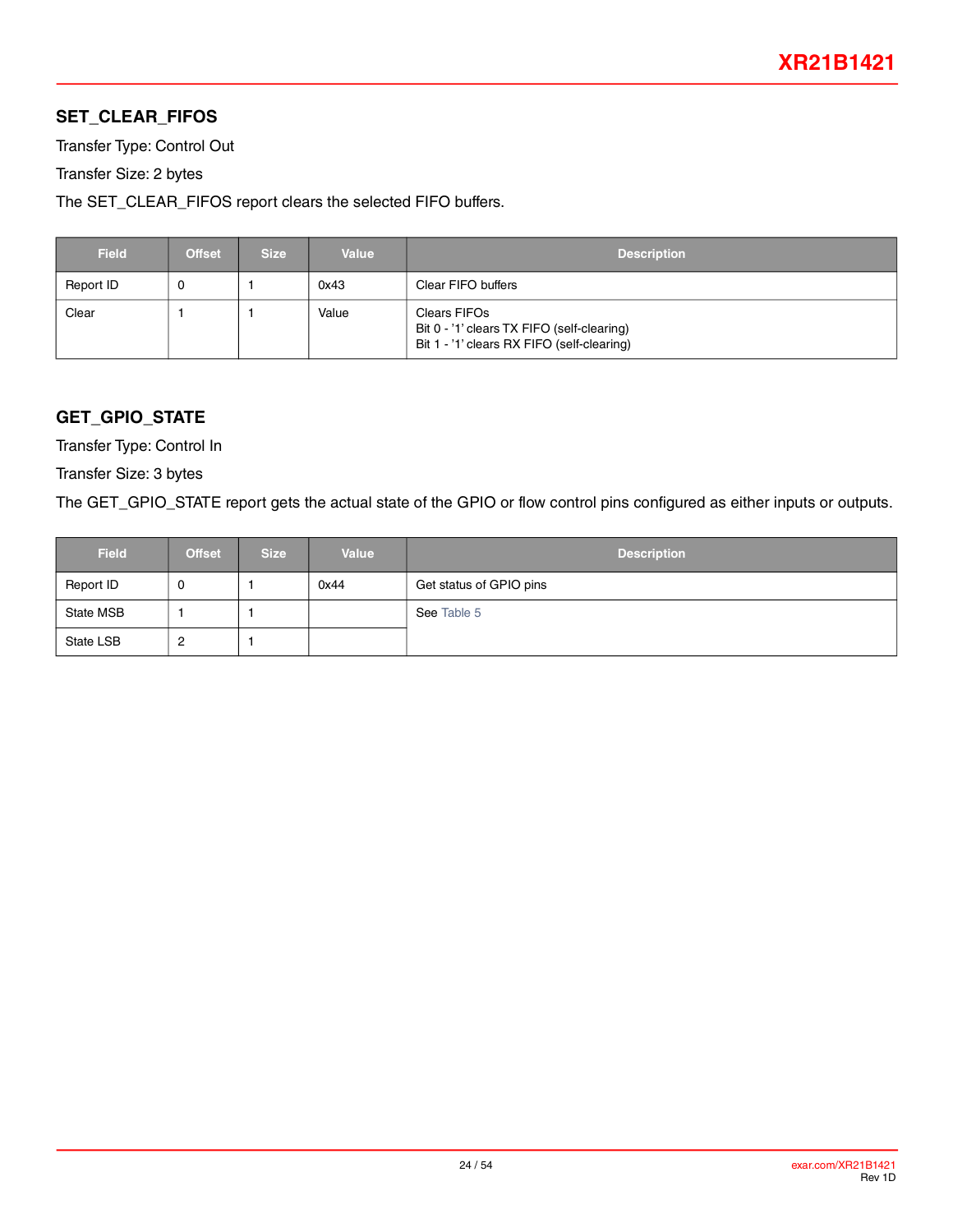## SET_CLEAR_FIFOS

Transfer Type: Control Out

Transfer Size: 2 bytes

The SET_CLEAR_FIFOS report clears the selected FIFO buffers.

| Field | Offset | Size | Value | Description |
|---|---|---|---|---|
| Report ID | 0 | 1 | 0x43 | Clear FIFO buffers |
| Clear | 1 | 1 | Value | Clears FIFOs<br>Bit 0 - '1' clears TX FIFO (self-clearing)<br>Bit 1 - '1' clears RX FIFO (self-clearing) |

## GET_GPIO_STATE

Transfer Type: Control In

Transfer Size: 3 bytes

The GET_GPIO_STATE report gets the actual state of the GPIO or flow control pins configured as either inputs or outputs.

| Field | Offset | Size | Value | Description |
|---|---|---|---|---|
| Report ID | 0 | 1 | 0x44 | Get status of GPIO pins |
| State MSB | 1 | 1 | | See Table 5 |
| State LSB | 2 | 1 | | |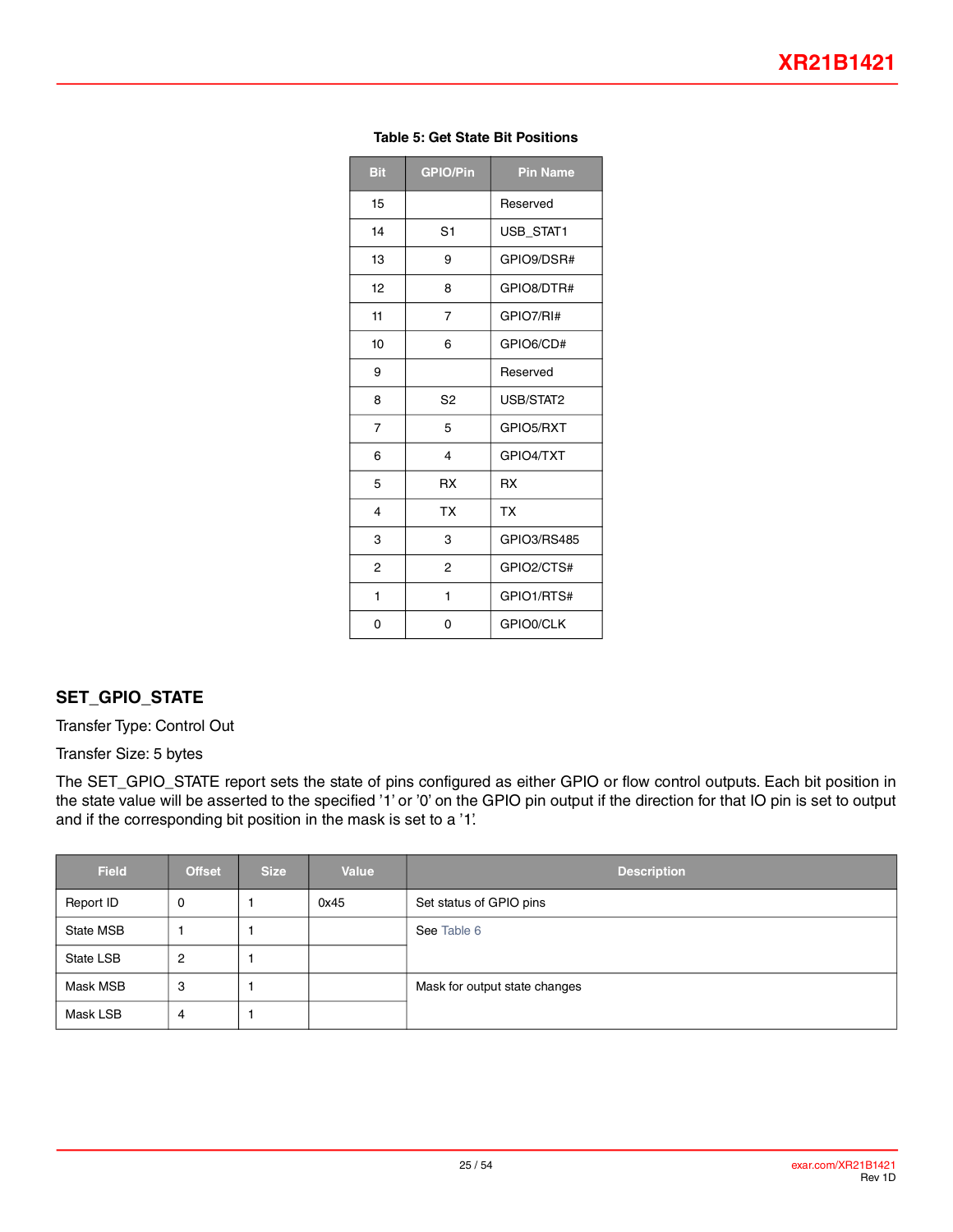**Table 5: Get State Bit Positions**

| Bit | GPIO/Pin | Pin Name |
|---|---|---|
| 15 | | Reserved |
| 14 | S1 | USB_STAT1 |
| 13 | 9 | GPIO9/DSR# |
| 12 | 8 | GPIO8/DTR# |
| 11 | 7 | GPIO7/RI# |
| 10 | 6 | GPIO6/CD# |
| 9 | | Reserved |
| 8 | S2 | USB/STAT2 |
| 7 | 5 | GPIO5/RXT |
| 6 | 4 | GPIO4/TXT |
| 5 | RX | RX |
| 4 | TX | TX |
| 3 | 3 | GPIO3/RS485 |
| 2 | 2 | GPIO2/CTS# |
| 1 | 1 | GPIO1/RTS# |
| 0 | 0 | GPIO0/CLK |

## SET_GPIO_STATE

Transfer Type: Control Out

Transfer Size: 5 bytes

The SET_GPIO_STATE report sets the state of pins configured as either GPIO or flow control outputs. Each bit position in the state value will be asserted to the specified '1' or '0' on the GPIO pin output if the direction for that IO pin is set to output and if the corresponding bit position in the mask is set to a '1'.

| Field | Offset | Size | Value | Description |
|---|---|---|---|---|
| Report ID | 0 | 1 | 0x45 | Set status of GPIO pins |
| State MSB | 1 | 1 | | See Table 6 |
| State LSB | 2 | 1 | | |
| Mask MSB | 3 | 1 | | Mask for output state changes |
| Mask LSB | 4 | 1 | | |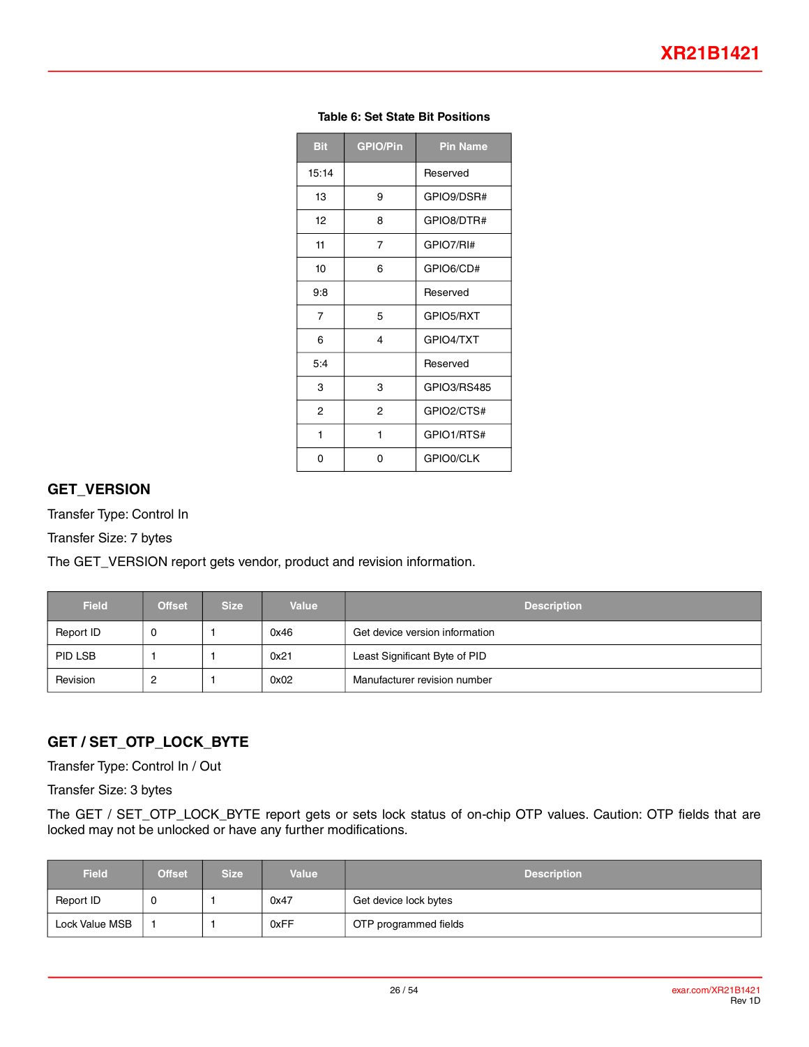**Table 6: Set State Bit Positions**

| Bit | GPIO/Pin | Pin Name |
|---|---|---|
| 15:14 | | Reserved |
| 13 | 9 | GPIO9/DSR# |
| 12 | 8 | GPIO8/DTR# |
| 11 | 7 | GPIO7/RI# |
| 10 | 6 | GPIO6/CD# |
| 9:8 | | Reserved |
| 7 | 5 | GPIO5/RXT |
| 6 | 4 | GPIO4/TXT |
| 5:4 | | Reserved |
| 3 | 3 | GPIO3/RS485 |
| 2 | 2 | GPIO2/CTS# |
| 1 | 1 | GPIO1/RTS# |
| 0 | 0 | GPIO0/CLK |

## GET_VERSION

Transfer Type: Control In

Transfer Size: 7 bytes

The GET_VERSION report gets vendor, product and revision information.

| Field | Offset | Size | Value | Description |
|---|---|---|---|---|
| Report ID | 0 | 1 | 0x46 | Get device version information |
| PID LSB | 1 | 1 | 0x21 | Least Significant Byte of PID |
| Revision | 2 | 1 | 0x02 | Manufacturer revision number |

## GET / SET_OTP_LOCK_BYTE

Transfer Type: Control In / Out

Transfer Size: 3 bytes

The GET / SET_OTP_LOCK_BYTE report gets or sets lock status of on-chip OTP values. Caution: OTP fields that are locked may not be unlocked or have any further modifications.

| Field | Offset | Size | Value | Description |
|---|---|---|---|---|
| Report ID | 0 | 1 | 0x47 | Get device lock bytes |
| Lock Value MSB | 1 | 1 | 0xFF | OTP programmed fields |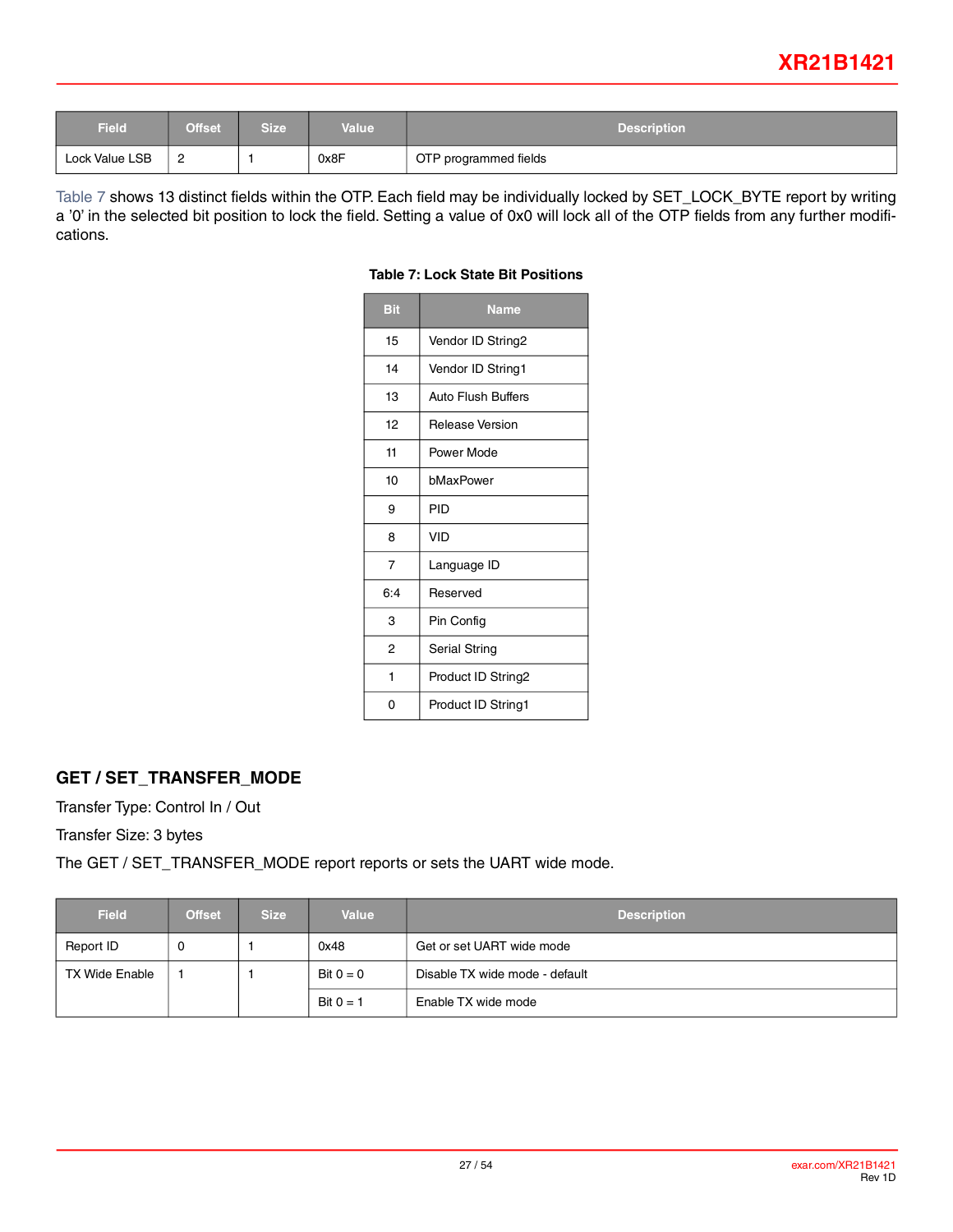| Field | Offset | Size | Value | Description |
|---|---|---|---|---|
| Lock Value LSB | 2 | 1 | 0x8F | OTP programmed fields |

Table 7 shows 13 distinct fields within the OTP. Each field may be individually locked by SET_LOCK_BYTE report by writing a '0' in the selected bit position to lock the field. Setting a value of 0x0 will lock all of the OTP fields from any further modifications.

**Table 7: Lock State Bit Positions**

| Bit | Name |
|---|---|
| 15 | Vendor ID String2 |
| 14 | Vendor ID String1 |
| 13 | Auto Flush Buffers |
| 12 | Release Version |
| 11 | Power Mode |
| 10 | bMaxPower |
| 9 | PID |
| 8 | VID |
| 7 | Language ID |
| 6:4 | Reserved |
| 3 | Pin Config |
| 2 | Serial String |
| 1 | Product ID String2 |
| 0 | Product ID String1 |

## GET / SET_TRANSFER_MODE

Transfer Type: Control In / Out

Transfer Size: 3 bytes

The GET / SET_TRANSFER_MODE report reports or sets the UART wide mode.

| Field | Offset | Size | Value | Description |
|---|---|---|---|---|
| Report ID | 0 | 1 | 0x48 | Get or set UART wide mode |
| TX Wide Enable | 1 | 1 | Bit 0 = 0 | Disable TX wide mode - default |
| | | | Bit 0 = 1 | Enable TX wide mode |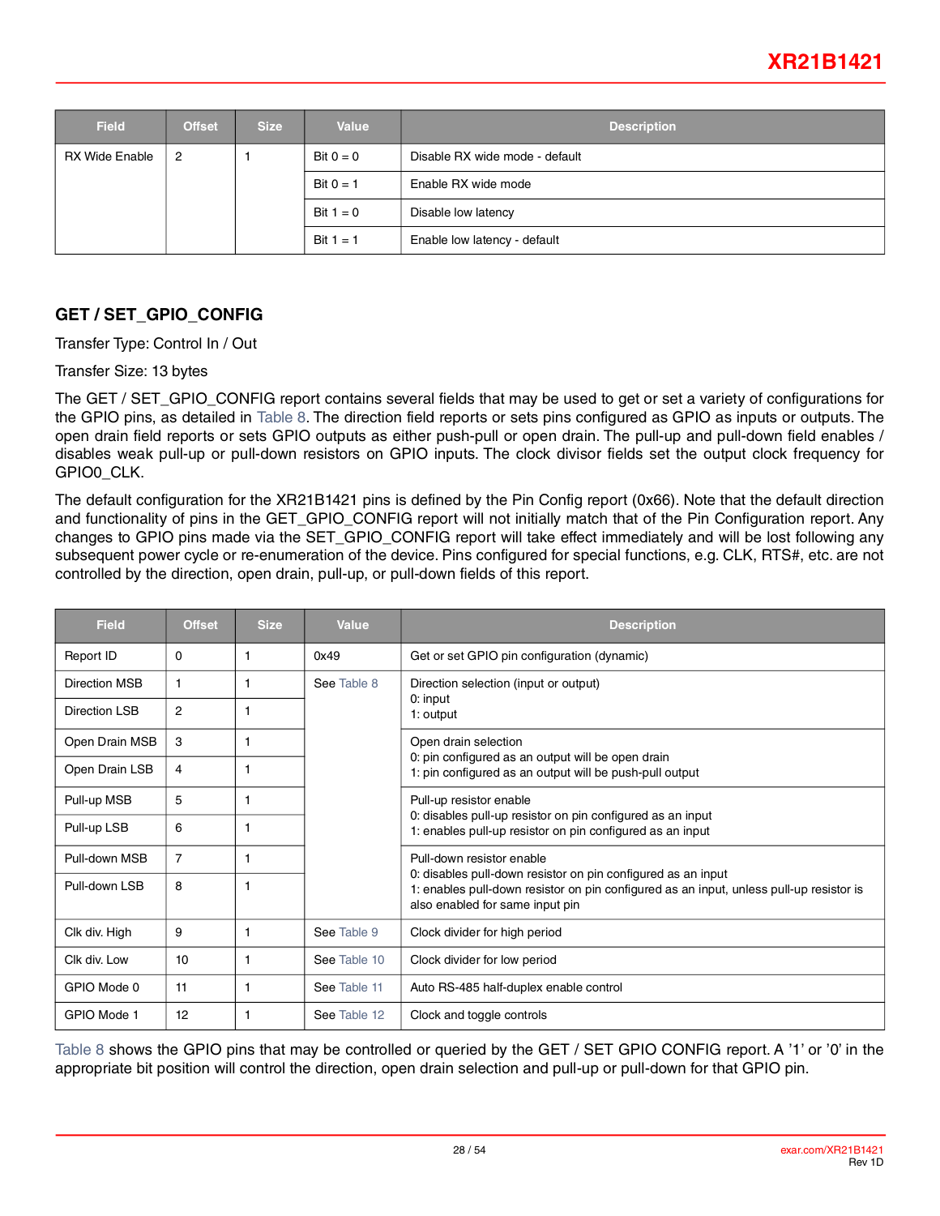| Field | Offset | Size | Value | Description |
|---|---|---|---|---|
| RX Wide Enable | 2 | 1 | Bit 0 = 0 | Disable RX wide mode - default |
| | | | Bit 0 = 1 | Enable RX wide mode |
| | | | Bit 1 = 0 | Disable low latency |
| | | | Bit 1 = 1 | Enable low latency - default |

## GET / SET_GPIO_CONFIG

Transfer Type: Control In / Out

Transfer Size: 13 bytes

The GET / SET_GPIO_CONFIG report contains several fields that may be used to get or set a variety of configurations for the GPIO pins, as detailed in Table 8. The direction field reports or sets pins configured as GPIO as inputs or outputs. The open drain field reports or sets GPIO outputs as either push-pull or open drain. The pull-up and pull-down field enables / disables weak pull-up or pull-down resistors on GPIO inputs. The clock divisor fields set the output clock frequency for GPIO0_CLK.

The default configuration for the XR21B1421 pins is defined by the Pin Config report (0x66). Note that the default direction and functionality of pins in the GET_GPIO_CONFIG report will not initially match that of the Pin Configuration report. Any changes to GPIO pins made via the SET_GPIO_CONFIG report will take effect immediately and will be lost following any subsequent power cycle or re-enumeration of the device. Pins configured for special functions, e.g. CLK, RTS#, etc. are not controlled by the direction, open drain, pull-up, or pull-down fields of this report.

| Field | Offset | Size | Value | Description |
|---|---|---|---|---|
| Report ID | 0 | 1 | 0x49 | Get or set GPIO pin configuration (dynamic) |
| Direction MSB | 1 | 1 | See Table 8 | Direction selection (input or output)<br>0: input<br>1: output |
| Direction LSB | 2 | 1 | | |
| Open Drain MSB | 3 | 1 | | Open drain selection<br>0: pin configured as an output will be open drain<br>1: pin configured as an output will be push-pull output |
| Open Drain LSB | 4 | 1 | | |
| Pull-up MSB | 5 | 1 | | Pull-up resistor enable<br>0: disables pull-up resistor on pin configured as an input<br>1: enables pull-up resistor on pin configured as an input |
| Pull-up LSB | 6 | 1 | | |
| Pull-down MSB | 7 | 1 | | Pull-down resistor enable<br>0: disables pull-down resistor on pin configured as an input<br>1: enables pull-down resistor on pin configured as an input, unless pull-up resistor is also enabled for same input pin |
| Pull-down LSB | 8 | 1 | | |
| Clk div. High | 9 | 1 | See Table 9 | Clock divider for high period |
| Clk div. Low | 10 | 1 | See Table 10 | Clock divider for low period |
| GPIO Mode 0 | 11 | 1 | See Table 11 | Auto RS-485 half-duplex enable control |
| GPIO Mode 1 | 12 | 1 | See Table 12 | Clock and toggle controls |

Table 8 shows the GPIO pins that may be controlled or queried by the GET / SET GPIO CONFIG report. A '1' or '0' in the appropriate bit position will control the direction, open drain selection and pull-up or pull-down for that GPIO pin.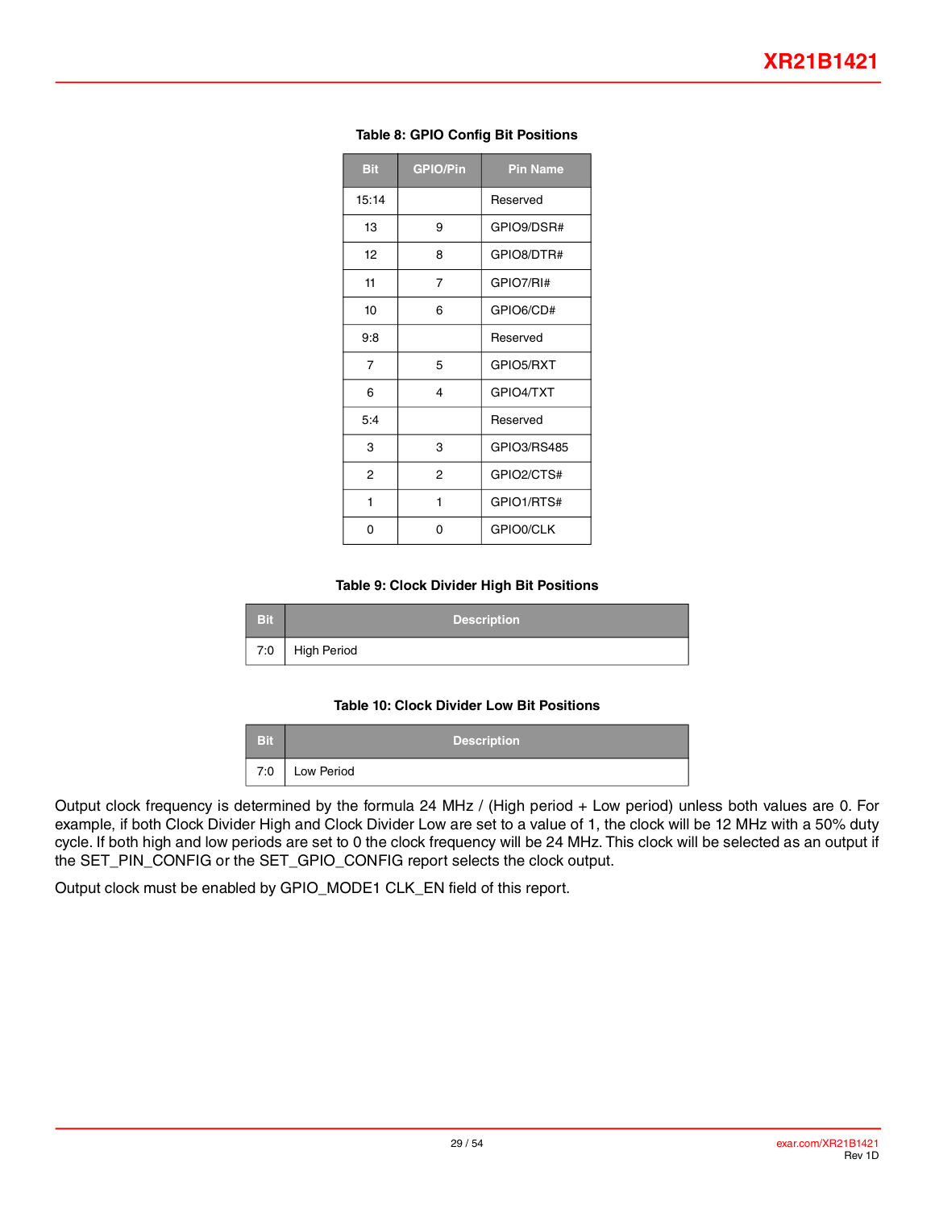**Table 8: GPIO Config Bit Positions**

| Bit | GPIO/Pin | Pin Name |
|---|---|---|
| 15:14 | | Reserved |
| 13 | 9 | GPIO9/DSR# |
| 12 | 8 | GPIO8/DTR# |
| 11 | 7 | GPIO7/RI# |
| 10 | 6 | GPIO6/CD# |
| 9:8 | | Reserved |
| 7 | 5 | GPIO5/RXT |
| 6 | 4 | GPIO4/TXT |
| 5:4 | | Reserved |
| 3 | 3 | GPIO3/RS485 |
| 2 | 2 | GPIO2/CTS# |
| 1 | 1 | GPIO1/RTS# |
| 0 | 0 | GPIO0/CLK |

**Table 9: Clock Divider High Bit Positions**

| Bit | Description |
|---|---|
| 7:0 | High Period |

**Table 10: Clock Divider Low Bit Positions**

| Bit | Description |
|---|---|
| 7:0 | Low Period |

Output clock frequency is determined by the formula 24 MHz / (High period + Low period) unless both values are 0. For example, if both Clock Divider High and Clock Divider Low are set to a value of 1, the clock will be 12 MHz with a 50% duty cycle. If both high and low periods are set to 0 the clock frequency will be 24 MHz. This clock will be selected as an output if the SET_PIN_CONFIG or the SET_GPIO_CONFIG report selects the clock output.

Output clock must be enabled by GPIO_MODE1 CLK_EN field of this report.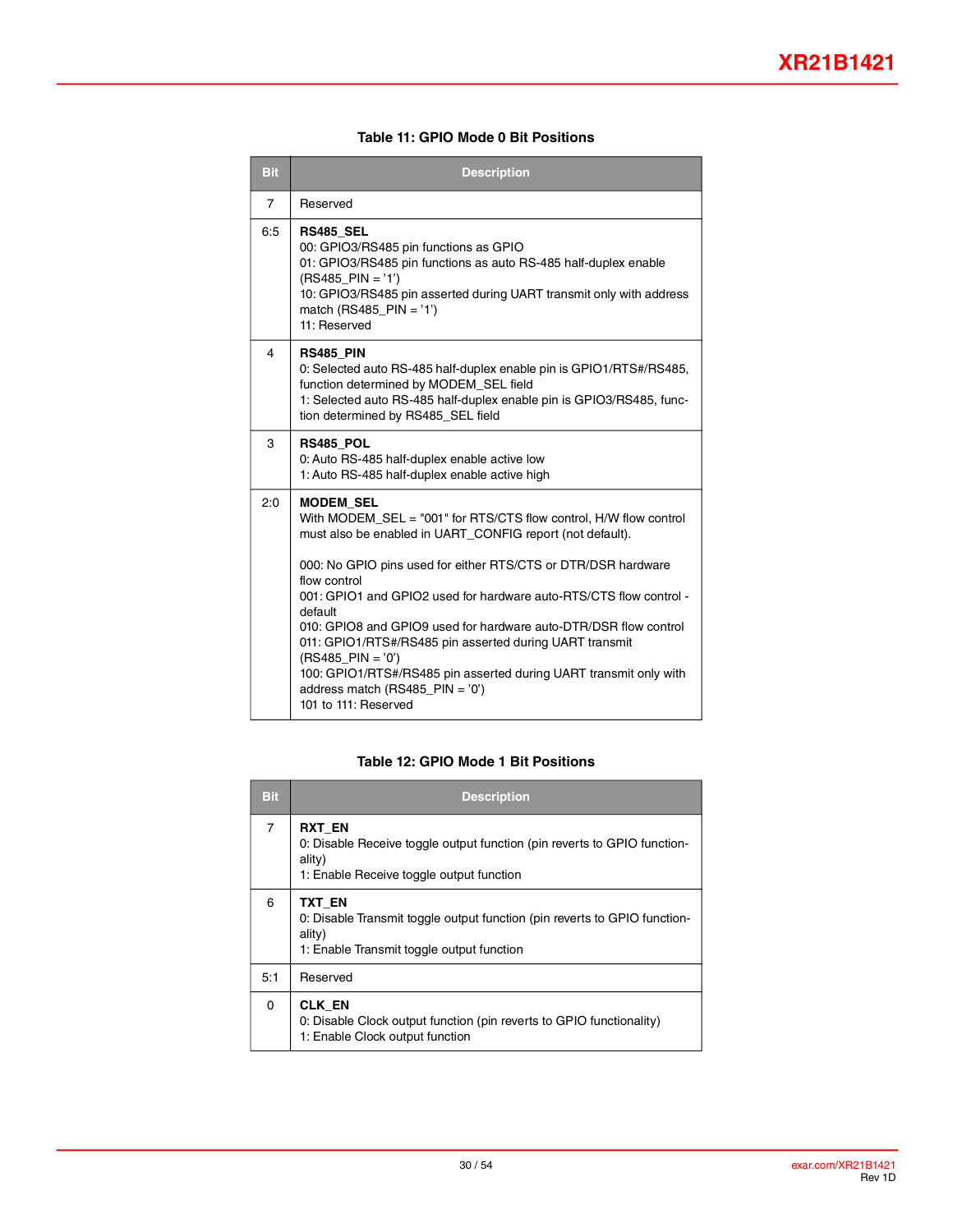**Table 11: GPIO Mode 0 Bit Positions**

| Bit | Description |
|---|---|
| 7 | Reserved |
| 6:5 | **RS485_SEL**<br>00: GPIO3/RS485 pin functions as GPIO<br>01: GPIO3/RS485 pin functions as auto RS-485 half-duplex enable (RS485_PIN = '1')<br>10: GPIO3/RS485 pin asserted during UART transmit only with address match (RS485_PIN = '1')<br>11: Reserved |
| 4 | **RS485_PIN**<br>0: Selected auto RS-485 half-duplex enable pin is GPIO1/RTS#/RS485, function determined by MODEM_SEL field<br>1: Selected auto RS-485 half-duplex enable pin is GPIO3/RS485, function determined by RS485_SEL field |
| 3 | **RS485_POL**<br>0: Auto RS-485 half-duplex enable active low<br>1: Auto RS-485 half-duplex enable active high |
| 2:0 | **MODEM_SEL**<br>With MODEM_SEL = "001" for RTS/CTS flow control, H/W flow control must also be enabled in UART_CONFIG report (not default).<br><br>000: No GPIO pins used for either RTS/CTS or DTR/DSR hardware flow control<br>001: GPIO1 and GPIO2 used for hardware auto-RTS/CTS flow control - default<br>010: GPIO8 and GPIO9 used for hardware auto-DTR/DSR flow control<br>011: GPIO1/RTS#/RS485 pin asserted during UART transmit (RS485_PIN = '0')<br>100: GPIO1/RTS#/RS485 pin asserted during UART transmit only with address match (RS485_PIN = '0')<br>101 to 111: Reserved |

**Table 12: GPIO Mode 1 Bit Positions**

| Bit | Description |
|---|---|
| 7 | **RXT_EN**<br>0: Disable Receive toggle output function (pin reverts to GPIO functionality)<br>1: Enable Receive toggle output function |
| 6 | **TXT_EN**<br>0: Disable Transmit toggle output function (pin reverts to GPIO functionality)<br>1: Enable Transmit toggle output function |
| 5:1 | Reserved |
| 0 | **CLK_EN**<br>0: Disable Clock output function (pin reverts to GPIO functionality)<br>1: Enable Clock output function |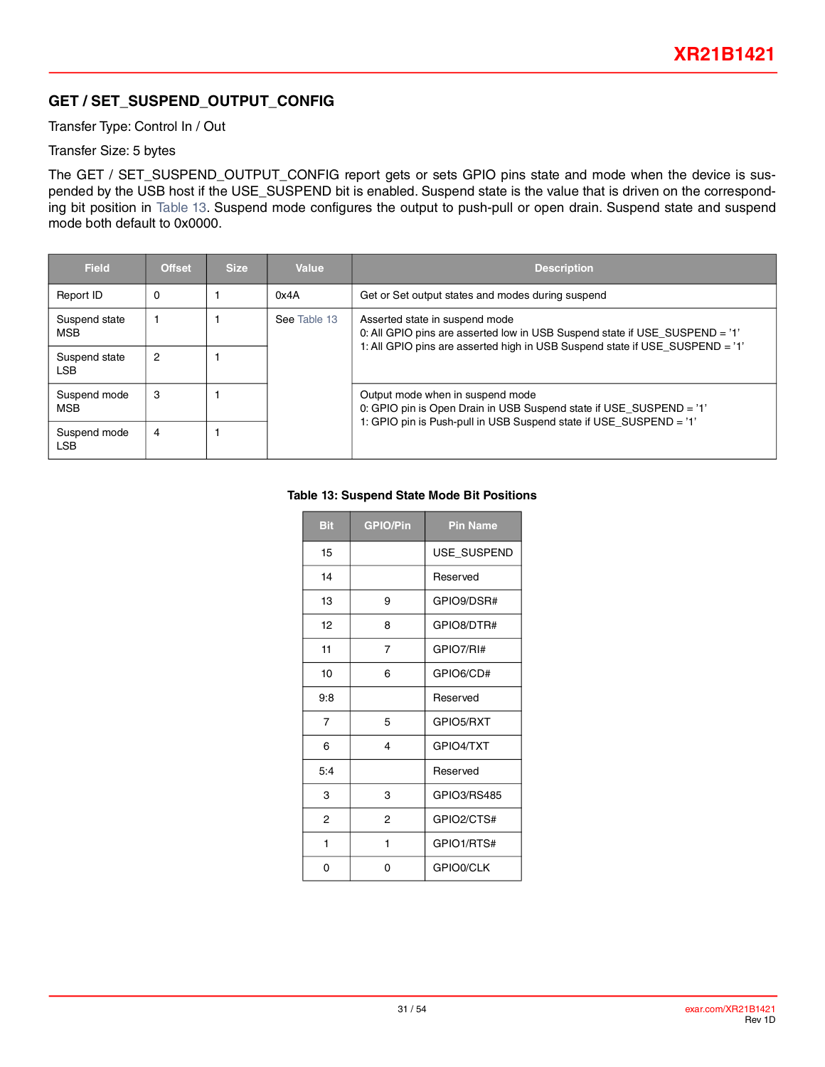## GET / SET_SUSPEND_OUTPUT_CONFIG

Transfer Type: Control In / Out

Transfer Size: 5 bytes

The GET / SET_SUSPEND_OUTPUT_CONFIG report gets or sets GPIO pins state and mode when the device is suspended by the USB host if the USE_SUSPEND bit is enabled. Suspend state is the value that is driven on the corresponding bit position in Table 13. Suspend mode configures the output to push-pull or open drain. Suspend state and suspend mode both default to 0x0000.

| Field | Offset | Size | Value | Description |
|---|---|---|---|---|
| Report ID | 0 | 1 | 0x4A | Get or Set output states and modes during suspend |
| Suspend state MSB | 1 | 1 | See Table 13 | Asserted state in suspend mode<br>0: All GPIO pins are asserted low in USB Suspend state if USE_SUSPEND = '1'<br>1: All GPIO pins are asserted high in USB Suspend state if USE_SUSPEND = '1' |
| Suspend state LSB | 2 | 1 | | |
| Suspend mode MSB | 3 | 1 | | Output mode when in suspend mode<br>0: GPIO pin is Open Drain in USB Suspend state if USE_SUSPEND = '1'<br>1: GPIO pin is Push-pull in USB Suspend state if USE_SUSPEND = '1' |
| Suspend mode LSB | 4 | 1 | | |

**Table 13: Suspend State Mode Bit Positions**

| Bit | GPIO/Pin | Pin Name |
|---|---|---|
| 15 | | USE_SUSPEND |
| 14 | | Reserved |
| 13 | 9 | GPIO9/DSR# |
| 12 | 8 | GPIO8/DTR# |
| 11 | 7 | GPIO7/RI# |
| 10 | 6 | GPIO6/CD# |
| 9:8 | | Reserved |
| 7 | 5 | GPIO5/RXT |
| 6 | 4 | GPIO4/TXT |
| 5:4 | | Reserved |
| 3 | 3 | GPIO3/RS485 |
| 2 | 2 | GPIO2/CTS# |
| 1 | 1 | GPIO1/RTS# |
| 0 | 0 | GPIO0/CLK |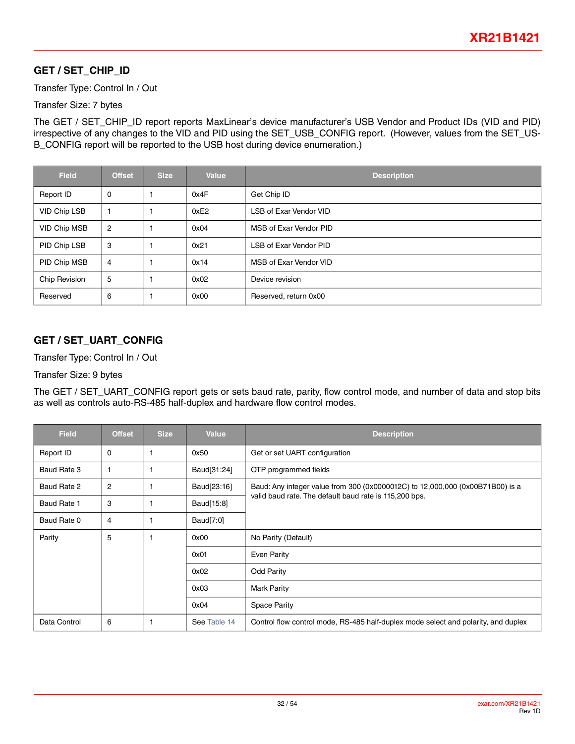## GET / SET_CHIP_ID

Transfer Type: Control In / Out

Transfer Size: 7 bytes

The GET / SET_CHIP_ID report reports MaxLinear's device manufacturer's USB Vendor and Product IDs (VID and PID) irrespective of any changes to the VID and PID using the SET_USB_CONFIG report. (However, values from the SET_USB_CONFIG report will be reported to the USB host during device enumeration.)

| Field | Offset | Size | Value | Description |
|---|---|---|---|---|
| Report ID | 0 | 1 | 0x4F | Get Chip ID |
| VID Chip LSB | 1 | 1 | 0xE2 | LSB of Exar Vendor VID |
| VID Chip MSB | 2 | 1 | 0x04 | MSB of Exar Vendor PID |
| PID Chip LSB | 3 | 1 | 0x21 | LSB of Exar Vendor PID |
| PID Chip MSB | 4 | 1 | 0x14 | MSB of Exar Vendor VID |
| Chip Revision | 5 | 1 | 0x02 | Device revision |
| Reserved | 6 | 1 | 0x00 | Reserved, return 0x00 |

## GET / SET_UART_CONFIG

Transfer Type: Control In / Out

Transfer Size: 9 bytes

The GET / SET_UART_CONFIG report gets or sets baud rate, parity, flow control mode, and number of data and stop bits as well as controls auto-RS-485 half-duplex and hardware flow control modes.

| Field | Offset | Size | Value | Description |
|---|---|---|---|---|
| Report ID | 0 | 1 | 0x50 | Get or set UART configuration |
| Baud Rate 3 | 1 | 1 | Baud[31:24] | OTP programmed fields |
| Baud Rate 2 | 2 | 1 | Baud[23:16] | Baud: Any integer value from 300 (0x0000012C) to 12,000,000 (0x00B71B00) is a valid baud rate. The default baud rate is 115,200 bps. |
| Baud Rate 1 | 3 | 1 | Baud[15:8] | |
| Baud Rate 0 | 4 | 1 | Baud[7:0] | |
| Parity | 5 | 1 | 0x00 | No Parity (Default) |
| | | | 0x01 | Even Parity |
| | | | 0x02 | Odd Parity |
| | | | 0x03 | Mark Parity |
| | | | 0x04 | Space Parity |
| Data Control | 6 | 1 | See Table 14 | Control flow control mode, RS-485 half-duplex mode select and polarity, and duplex |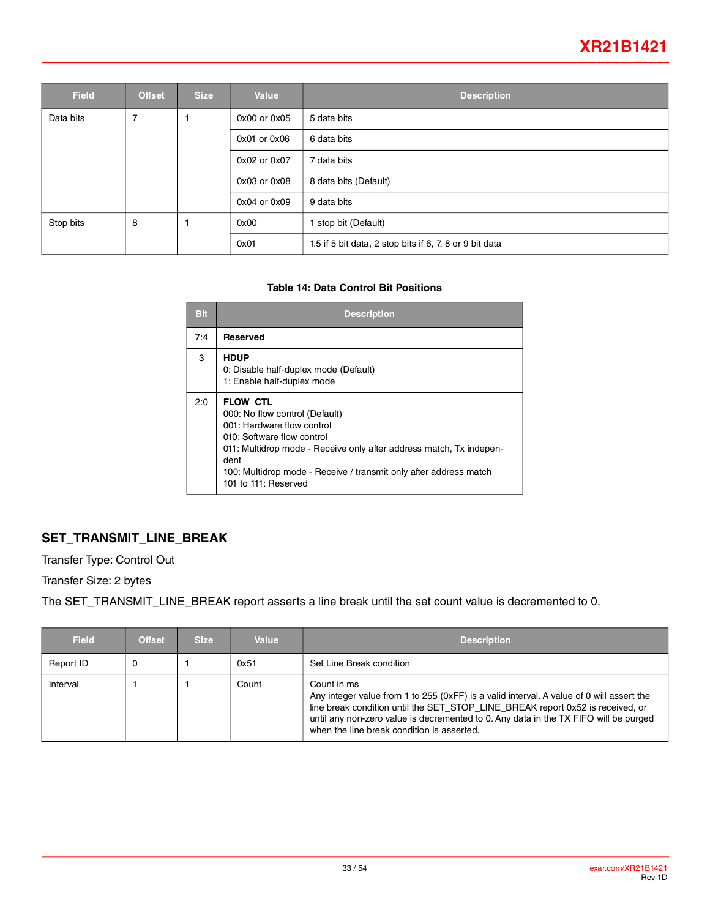| Field | Offset | Size | Value | Description |
|---|---|---|---|---|
| Data bits | 7 | 1 | 0x00 or 0x05 | 5 data bits |
| | | | 0x01 or 0x06 | 6 data bits |
| | | | 0x02 or 0x07 | 7 data bits |
| | | | 0x03 or 0x08 | 8 data bits (Default) |
| | | | 0x04 or 0x09 | 9 data bits |
| Stop bits | 8 | 1 | 0x00 | 1 stop bit (Default) |
| | | | 0x01 | 1.5 if 5 bit data, 2 stop bits if 6, 7, 8 or 9 bit data |

**Table 14: Data Control Bit Positions**

| Bit | Description |
|---|---|
| 7:4 | **Reserved** |
| 3 | **HDUP**<br>0: Disable half-duplex mode (Default)<br>1: Enable half-duplex mode |
| 2:0 | **FLOW_CTL**<br>000: No flow control (Default)<br>001: Hardware flow control<br>010: Software flow control<br>011: Multidrop mode - Receive only after address match, Tx independent<br>100: Multidrop mode - Receive / transmit only after address match<br>101 to 111: Reserved |

## SET_TRANSMIT_LINE_BREAK

Transfer Type: Control Out

Transfer Size: 2 bytes

The SET_TRANSMIT_LINE_BREAK report asserts a line break until the set count value is decremented to 0.

| Field | Offset | Size | Value | Description |
|---|---|---|---|---|
| Report ID | 0 | 1 | 0x51 | Set Line Break condition |
| Interval | 1 | 1 | Count | Count in ms<br>Any integer value from 1 to 255 (0xFF) is a valid interval. A value of 0 will assert the line break condition until the SET_STOP_LINE_BREAK report 0x52 is received, or until any non-zero value is decremented to 0. Any data in the TX FIFO will be purged when the line break condition is asserted. |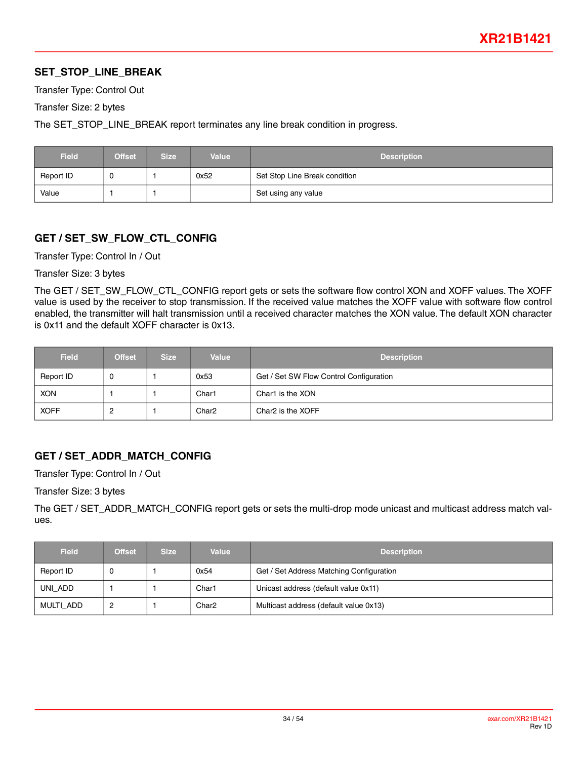## SET_STOP_LINE_BREAK

Transfer Type: Control Out

Transfer Size: 2 bytes

The SET_STOP_LINE_BREAK report terminates any line break condition in progress.

| Field | Offset | Size | Value | Description |
|---|---|---|---|---|
| Report ID | 0 | 1 | 0x52 | Set Stop Line Break condition |
| Value | 1 | 1 | | Set using any value |

## GET / SET_SW_FLOW_CTL_CONFIG

Transfer Type: Control In / Out

Transfer Size: 3 bytes

The GET / SET_SW_FLOW_CTL_CONFIG report gets or sets the software flow control XON and XOFF values. The XOFF value is used by the receiver to stop transmission. If the received value matches the XOFF value with software flow control enabled, the transmitter will halt transmission until a received character matches the XON value. The default XON character is 0x11 and the default XOFF character is 0x13.

| Field | Offset | Size | Value | Description |
|---|---|---|---|---|
| Report ID | 0 | 1 | 0x53 | Get / Set SW Flow Control Configuration |
| XON | 1 | 1 | Char1 | Char1 is the XON |
| XOFF | 2 | 1 | Char2 | Char2 is the XOFF |

## GET / SET_ADDR_MATCH_CONFIG

Transfer Type: Control In / Out

Transfer Size: 3 bytes

The GET / SET_ADDR_MATCH_CONFIG report gets or sets the multi-drop mode unicast and multicast address match values.

| Field | Offset | Size | Value | Description |
|---|---|---|---|---|
| Report ID | 0 | 1 | 0x54 | Get / Set Address Matching Configuration |
| UNI_ADD | 1 | 1 | Char1 | Unicast address (default value 0x11) |
| MULTI_ADD | 2 | 1 | Char2 | Multicast address (default value 0x13) |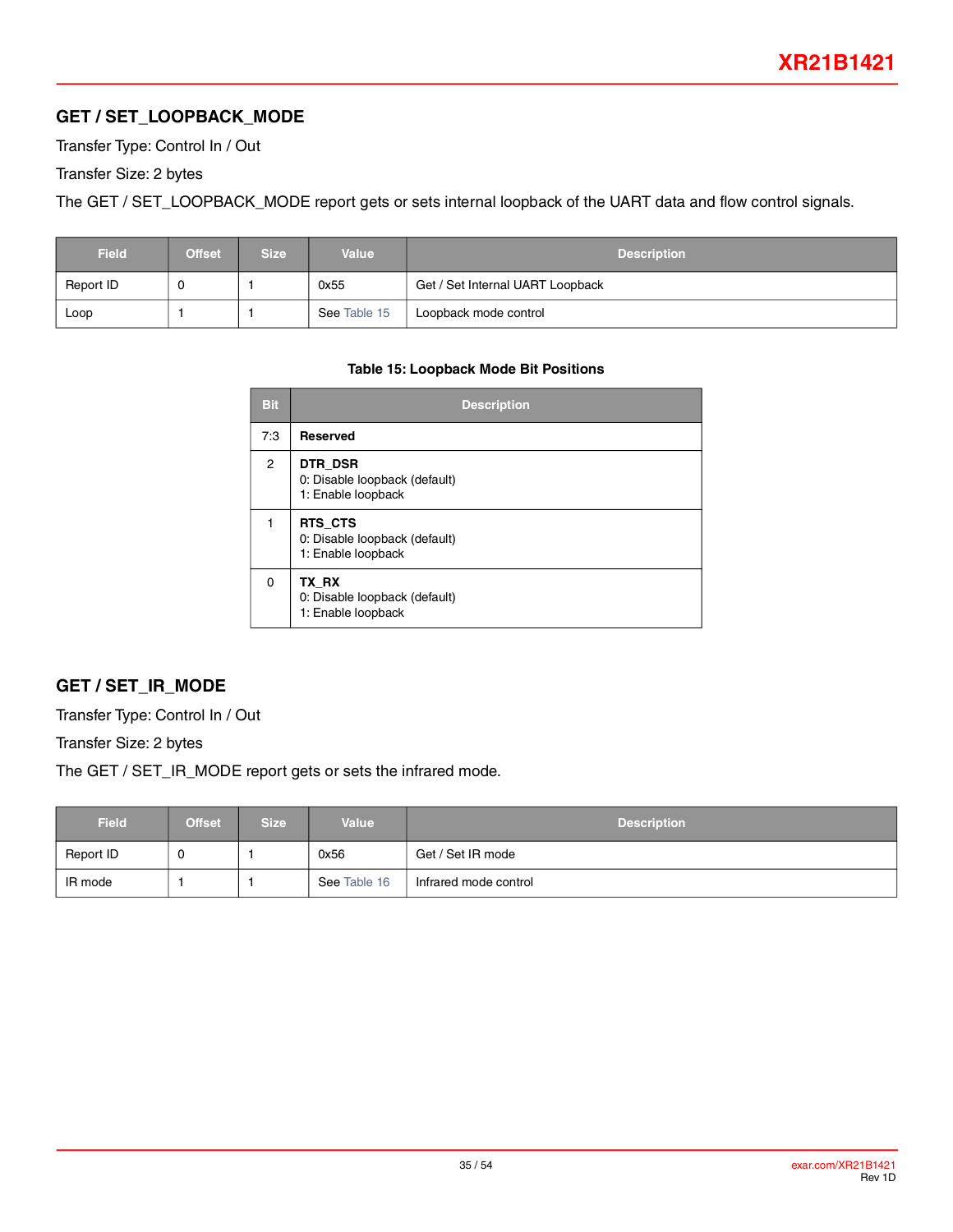## GET / SET_LOOPBACK_MODE

Transfer Type: Control In / Out

Transfer Size: 2 bytes

The GET / SET_LOOPBACK_MODE report gets or sets internal loopback of the UART data and flow control signals.

| Field | Offset | Size | Value | Description |
|---|---|---|---|---|
| Report ID | 0 | 1 | 0x55 | Get / Set Internal UART Loopback |
| Loop | 1 | 1 | See Table 15 | Loopback mode control |

**Table 15: Loopback Mode Bit Positions**

| Bit | Description |
|---|---|
| 7:3 | **Reserved** |
| 2 | **DTR_DSR**<br>0: Disable loopback (default)<br>1: Enable loopback |
| 1 | **RTS_CTS**<br>0: Disable loopback (default)<br>1: Enable loopback |
| 0 | **TX_RX**<br>0: Disable loopback (default)<br>1: Enable loopback |

## GET / SET_IR_MODE

Transfer Type: Control In / Out

Transfer Size: 2 bytes

The GET / SET_IR_MODE report gets or sets the infrared mode.

| Field | Offset | Size | Value | Description |
|---|---|---|---|---|
| Report ID | 0 | 1 | 0x56 | Get / Set IR mode |
| IR mode | 1 | 1 | See Table 16 | Infrared mode control |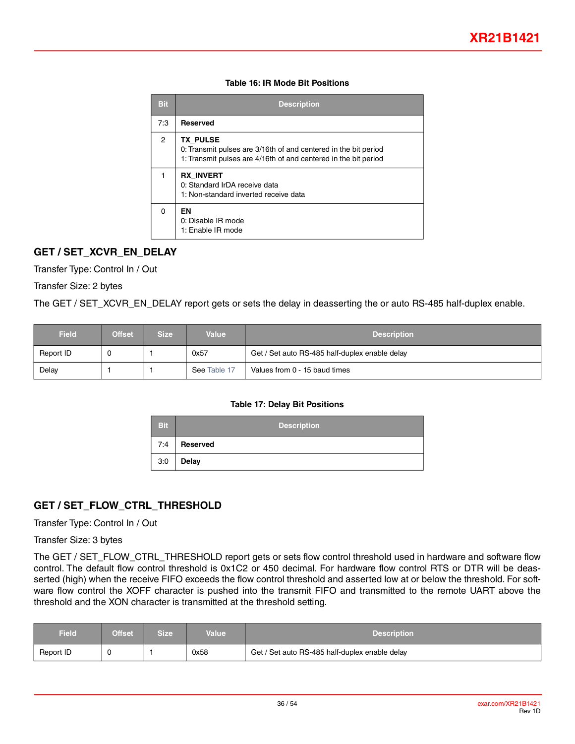**Table 16: IR Mode Bit Positions**

| Bit | Description |
|---|---|
| 7:3 | **Reserved** |
| 2 | **TX_PULSE**<br>0: Transmit pulses are 3/16th of and centered in the bit period<br>1: Transmit pulses are 4/16th of and centered in the bit period |
| 1 | **RX_INVERT**<br>0: Standard IrDA receive data<br>1: Non-standard inverted receive data |
| 0 | **EN**<br>0: Disable IR mode<br>1: Enable IR mode |

## GET / SET_XCVR_EN_DELAY

Transfer Type: Control In / Out

Transfer Size: 2 bytes

The GET / SET_XCVR_EN_DELAY report gets or sets the delay in deasserting the or auto RS-485 half-duplex enable.

| Field | Offset | Size | Value | Description |
|---|---|---|---|---|
| Report ID | 0 | 1 | 0x57 | Get / Set auto RS-485 half-duplex enable delay |
| Delay | 1 | 1 | See Table 17 | Values from 0 - 15 baud times |

**Table 17: Delay Bit Positions**

| Bit | Description |
|---|---|
| 7:4 | **Reserved** |
| 3:0 | **Delay** |

## GET / SET_FLOW_CTRL_THRESHOLD

Transfer Type: Control In / Out

Transfer Size: 3 bytes

The GET / SET_FLOW_CTRL_THRESHOLD report gets or sets flow control threshold used in hardware and software flow control. The default flow control threshold is 0x1C2 or 450 decimal. For hardware flow control RTS or DTR will be deasserted (high) when the receive FIFO exceeds the flow control threshold and asserted low at or below the threshold. For software flow control the XOFF character is pushed into the transmit FIFO and transmitted to the remote UART above the threshold and the XON character is transmitted at the threshold setting.

| Field | Offset | Size | Value | Description |
|---|---|---|---|---|
| Report ID | 0 | 1 | 0x58 | Get / Set auto RS-485 half-duplex enable delay |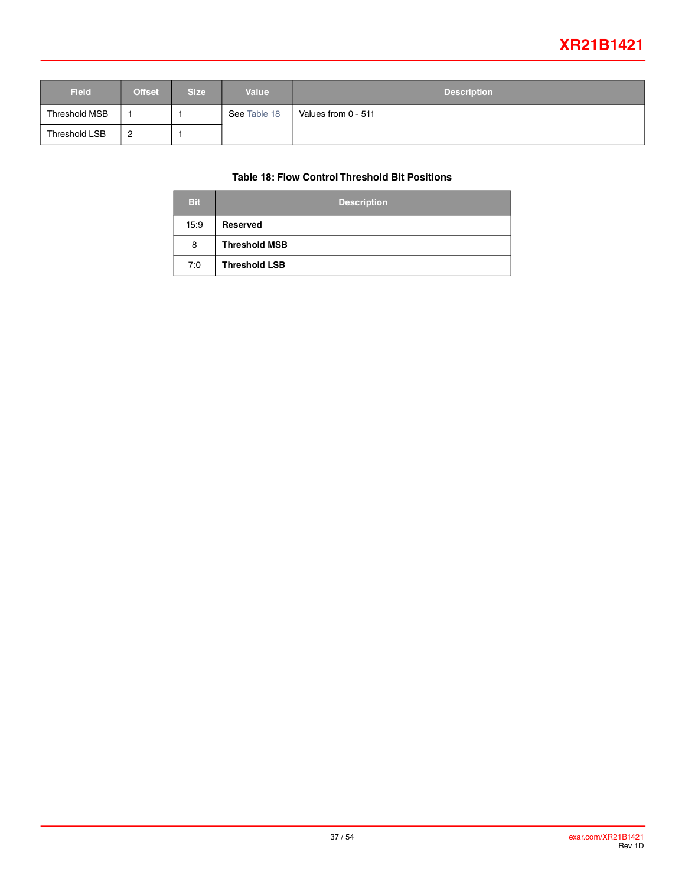| Field | Offset | Size | Value | Description |
|---|---|---|---|---|
| Threshold MSB | 1 | 1 | See Table 18 | Values from 0 - 511 |
| Threshold LSB | 2 | 1 | | |

**Table 18: Flow Control Threshold Bit Positions**

| Bit | Description |
|---|---|
| 15:9 | **Reserved** |
| 8 | **Threshold MSB** |
| 7:0 | **Threshold LSB** |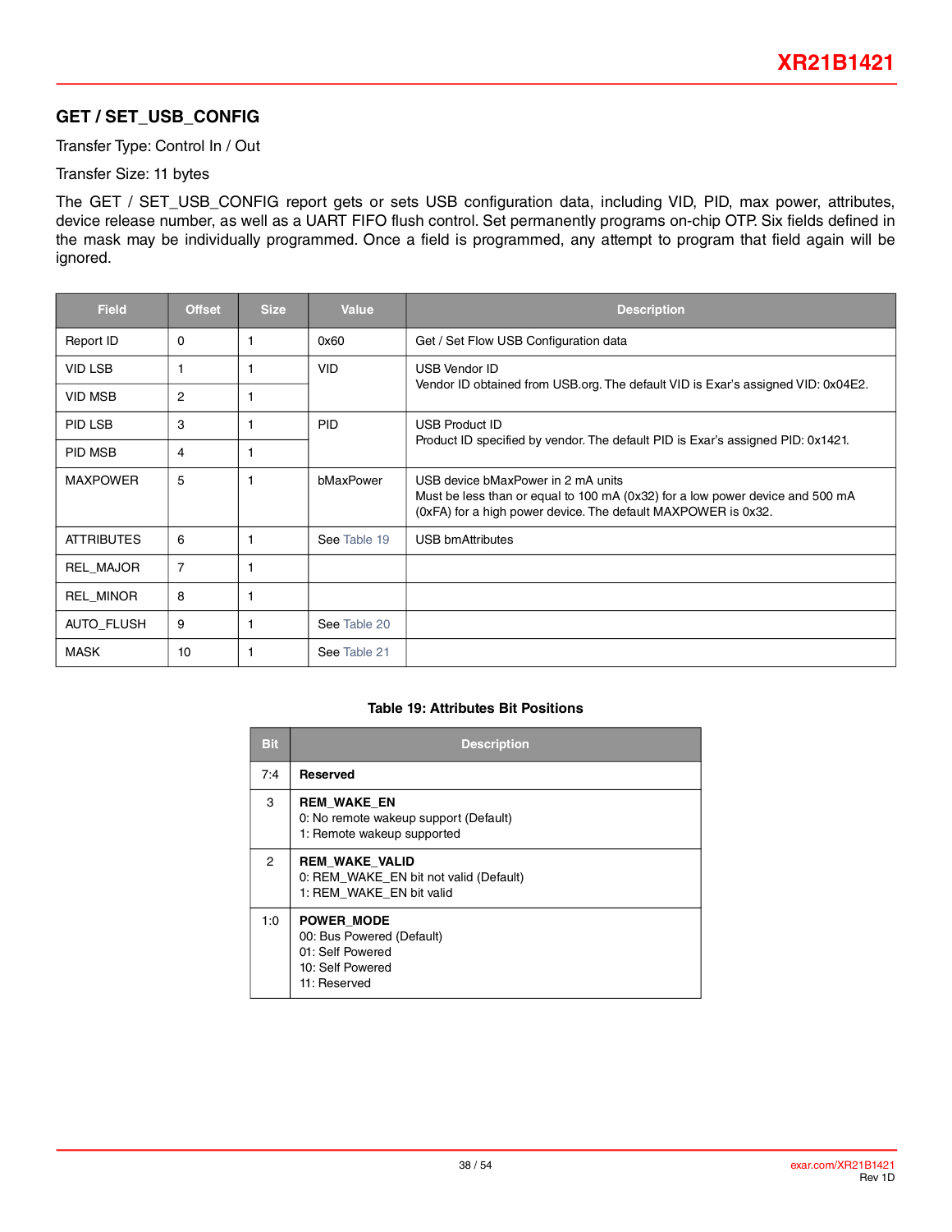## GET / SET_USB_CONFIG

Transfer Type: Control In / Out

Transfer Size: 11 bytes

The GET / SET_USB_CONFIG report gets or sets USB configuration data, including VID, PID, max power, attributes, device release number, as well as a UART FIFO flush control. Set permanently programs on-chip OTP. Six fields defined in the mask may be individually programmed. Once a field is programmed, any attempt to program that field again will be ignored.

| Field | Offset | Size | Value | Description |
|---|---|---|---|---|
| Report ID | 0 | 1 | 0x60 | Get / Set Flow USB Configuration data |
| VID LSB | 1 | 1 | VID | USB Vendor ID<br>Vendor ID obtained from USB.org. The default VID is Exar's assigned VID: 0x04E2. |
| VID MSB | 2 | 1 | | |
| PID LSB | 3 | 1 | PID | USB Product ID<br>Product ID specified by vendor. The default PID is Exar's assigned PID: 0x1421. |
| PID MSB | 4 | 1 | | |
| MAXPOWER | 5 | 1 | bMaxPower | USB device bMaxPower in 2 mA units<br>Must be less than or equal to 100 mA (0x32) for a low power device and 500 mA (0xFA) for a high power device. The default MAXPOWER is 0x32. |
| ATTRIBUTES | 6 | 1 | See Table 19 | USB bmAttributes |
| REL_MAJOR | 7 | 1 | | |
| REL_MINOR | 8 | 1 | | |
| AUTO_FLUSH | 9 | 1 | See Table 20 | |
| MASK | 10 | 1 | See Table 21 | |

**Table 19: Attributes Bit Positions**

| Bit | Description |
|---|---|
| 7:4 | **Reserved** |
| 3 | **REM_WAKE_EN**<br>0: No remote wakeup support (Default)<br>1: Remote wakeup supported |
| 2 | **REM_WAKE_VALID**<br>0: REM_WAKE_EN bit not valid (Default)<br>1: REM_WAKE_EN bit valid |
| 1:0 | **POWER_MODE**<br>00: Bus Powered (Default)<br>01: Self Powered<br>10: Self Powered<br>11: Reserved |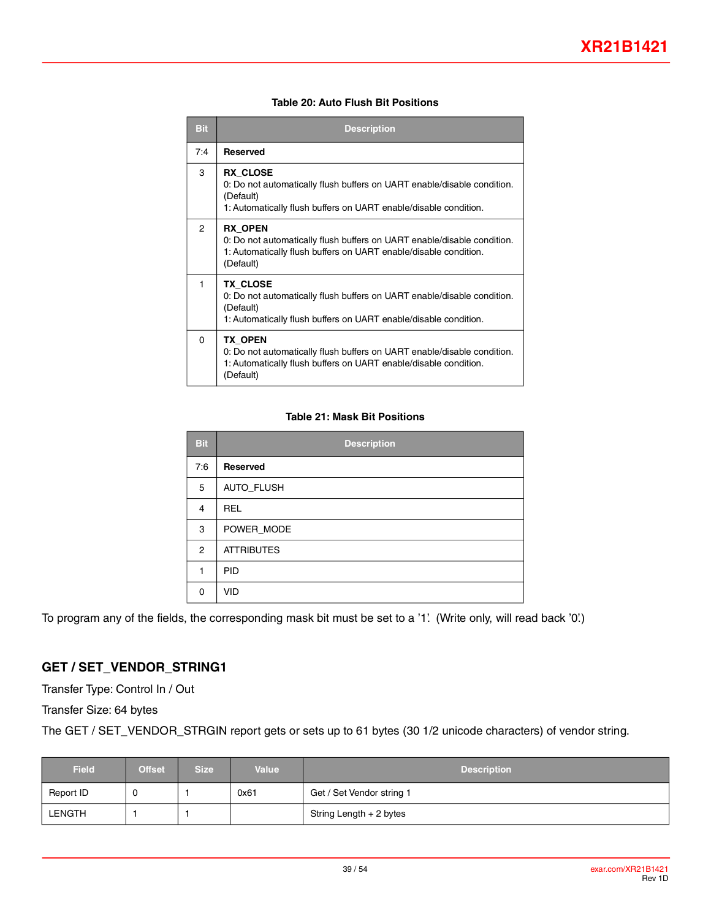**Table 20: Auto Flush Bit Positions**

| Bit | Description |
|---|---|
| 7:4 | **Reserved** |
| 3 | **RX_CLOSE**<br>0: Do not automatically flush buffers on UART enable/disable condition. (Default)<br>1: Automatically flush buffers on UART enable/disable condition. |
| 2 | **RX_OPEN**<br>0: Do not automatically flush buffers on UART enable/disable condition.<br>1: Automatically flush buffers on UART enable/disable condition. (Default) |
| 1 | **TX_CLOSE**<br>0: Do not automatically flush buffers on UART enable/disable condition. (Default)<br>1: Automatically flush buffers on UART enable/disable condition. |
| 0 | **TX_OPEN**<br>0: Do not automatically flush buffers on UART enable/disable condition.<br>1: Automatically flush buffers on UART enable/disable condition. (Default) |

**Table 21: Mask Bit Positions**

| Bit | Description |
|---|---|
| 7:6 | **Reserved** |
| 5 | AUTO_FLUSH |
| 4 | REL |
| 3 | POWER_MODE |
| 2 | ATTRIBUTES |
| 1 | PID |
| 0 | VID |

To program any of the fields, the corresponding mask bit must be set to a '1'. (Write only, will read back '0'.)

## GET / SET_VENDOR_STRING1

Transfer Type: Control In / Out

Transfer Size: 64 bytes

The GET / SET_VENDOR_STRGIN report gets or sets up to 61 bytes (30 1/2 unicode characters) of vendor string.

| Field | Offset | Size | Value | Description |
|---|---|---|---|---|
| Report ID | 0 | 1 | 0x61 | Get / Set Vendor string 1 |
| LENGTH | 1 | 1 | | String Length + 2 bytes |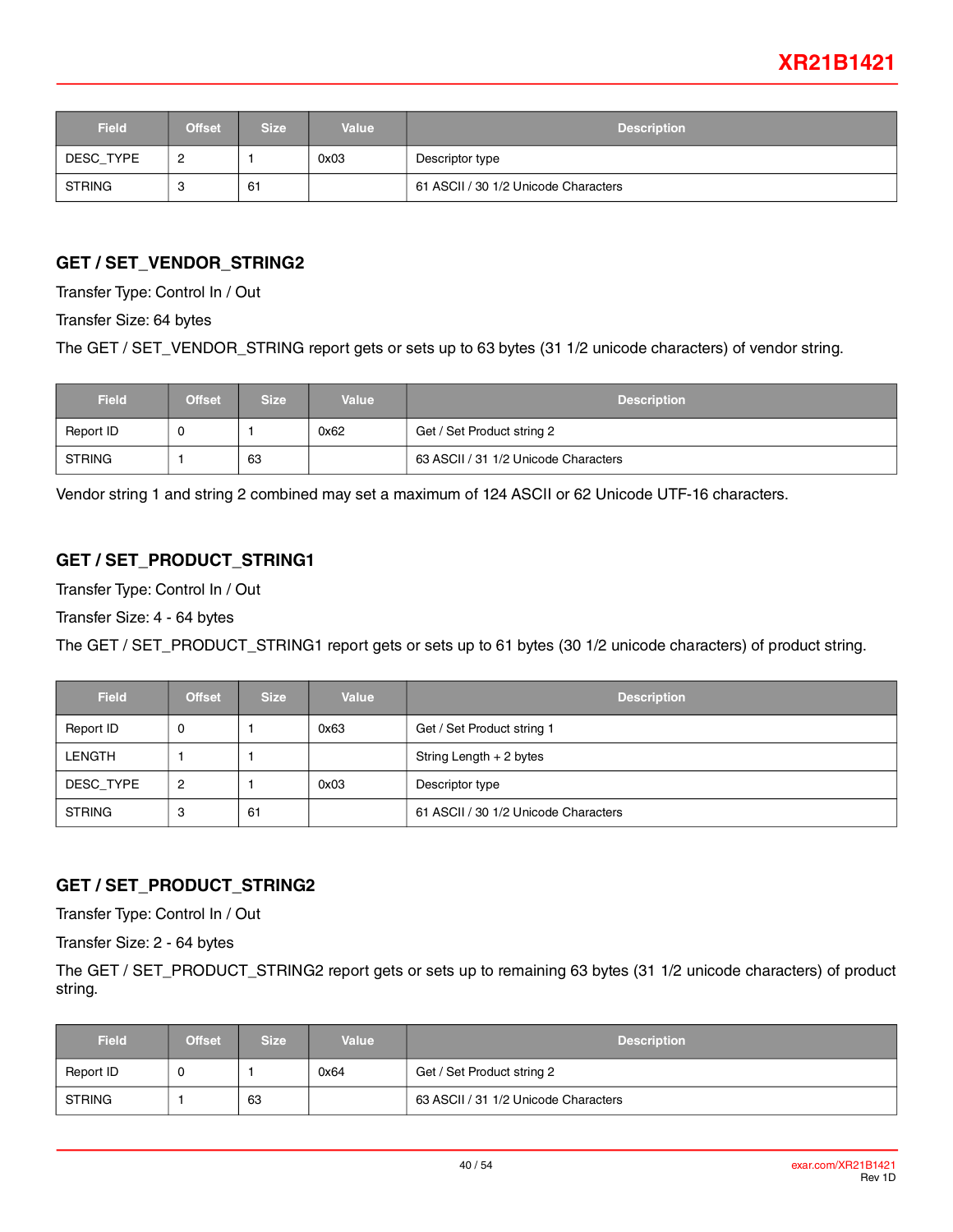| Field | Offset | Size | Value | Description |
|---|---|---|---|---|
| DESC_TYPE | 2 | 1 | 0x03 | Descriptor type |
| STRING | 3 | 61 | | 61 ASCII / 30 1/2 Unicode Characters |

### GET / SET_VENDOR_STRING2

Transfer Type: Control In / Out

Transfer Size: 64 bytes

The GET / SET_VENDOR_STRING report gets or sets up to 63 bytes (31 1/2 unicode characters) of vendor string.

| Field | Offset | Size | Value | Description |
|---|---|---|---|---|
| Report ID | 0 | 1 | 0x62 | Get / Set Product string 2 |
| STRING | 1 | 63 | | 63 ASCII / 31 1/2 Unicode Characters |

Vendor string 1 and string 2 combined may set a maximum of 124 ASCII or 62 Unicode UTF-16 characters.

### GET / SET_PRODUCT_STRING1

Transfer Type: Control In / Out

Transfer Size: 4 - 64 bytes

The GET / SET_PRODUCT_STRING1 report gets or sets up to 61 bytes (30 1/2 unicode characters) of product string.

| Field | Offset | Size | Value | Description |
|---|---|---|---|---|
| Report ID | 0 | 1 | 0x63 | Get / Set Product string 1 |
| LENGTH | 1 | 1 | | String Length + 2 bytes |
| DESC_TYPE | 2 | 1 | 0x03 | Descriptor type |
| STRING | 3 | 61 | | 61 ASCII / 30 1/2 Unicode Characters |

### GET / SET_PRODUCT_STRING2

Transfer Type: Control In / Out

Transfer Size: 2 - 64 bytes

The GET / SET_PRODUCT_STRING2 report gets or sets up to remaining 63 bytes (31 1/2 unicode characters) of product string.

| Field | Offset | Size | Value | Description |
|---|---|---|---|---|
| Report ID | 0 | 1 | 0x64 | Get / Set Product string 2 |
| STRING | 1 | 63 | | 63 ASCII / 31 1/2 Unicode Characters |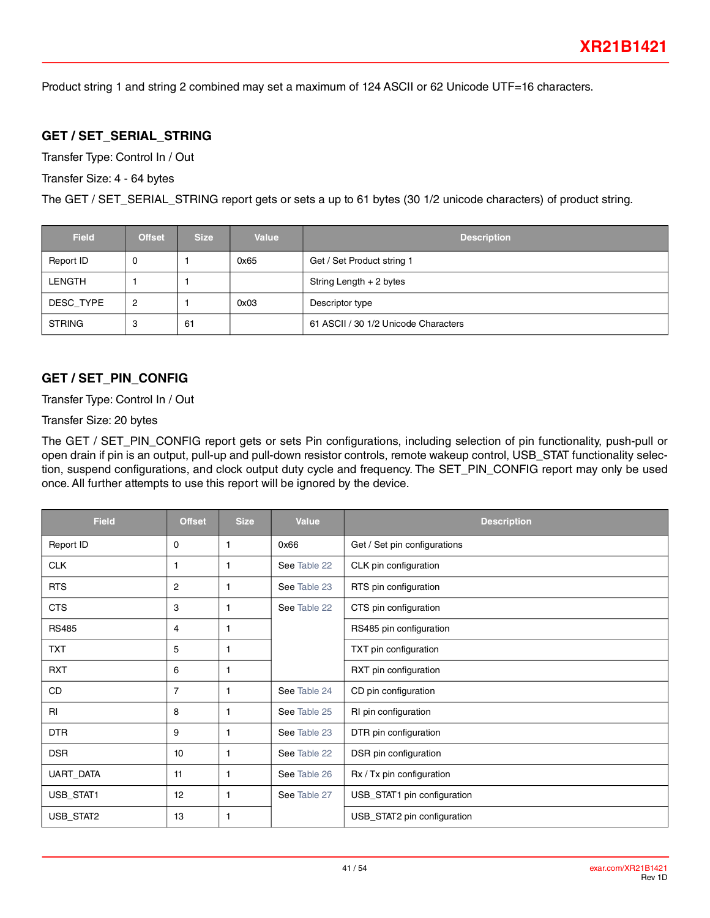Product string 1 and string 2 combined may set a maximum of 124 ASCII or 62 Unicode UTF=16 characters.

## GET / SET_SERIAL_STRING

Transfer Type: Control In / Out

Transfer Size: 4 - 64 bytes

The GET / SET_SERIAL_STRING report gets or sets a up to 61 bytes (30 1/2 unicode characters) of product string.

| Field | Offset | Size | Value | Description |
|---|---|---|---|---|
| Report ID | 0 | 1 | 0x65 | Get / Set Product string 1 |
| LENGTH | 1 | 1 | | String Length + 2 bytes |
| DESC_TYPE | 2 | 1 | 0x03 | Descriptor type |
| STRING | 3 | 61 | | 61 ASCII / 30 1/2 Unicode Characters |

## GET / SET_PIN_CONFIG

Transfer Type: Control In / Out

Transfer Size: 20 bytes

The GET / SET_PIN_CONFIG report gets or sets Pin configurations, including selection of pin functionality, push-pull or open drain if pin is an output, pull-up and pull-down resistor controls, remote wakeup control, USB_STAT functionality selection, suspend configurations, and clock output duty cycle and frequency. The SET_PIN_CONFIG report may only be used once. All further attempts to use this report will be ignored by the device.

| Field | Offset | Size | Value | Description |
|---|---|---|---|---|
| Report ID | 0 | 1 | 0x66 | Get / Set pin configurations |
| CLK | 1 | 1 | See Table 22 | CLK pin configuration |
| RTS | 2 | 1 | See Table 23 | RTS pin configuration |
| CTS | 3 | 1 | See Table 22 | CTS pin configuration |
| RS485 | 4 | 1 | | RS485 pin configuration |
| TXT | 5 | 1 | | TXT pin configuration |
| RXT | 6 | 1 | | RXT pin configuration |
| CD | 7 | 1 | See Table 24 | CD pin configuration |
| RI | 8 | 1 | See Table 25 | RI pin configuration |
| DTR | 9 | 1 | See Table 23 | DTR pin configuration |
| DSR | 10 | 1 | See Table 22 | DSR pin configuration |
| UART_DATA | 11 | 1 | See Table 26 | Rx / Tx pin configuration |
| USB_STAT1 | 12 | 1 | See Table 27 | USB_STAT1 pin configuration |
| USB_STAT2 | 13 | 1 | | USB_STAT2 pin configuration |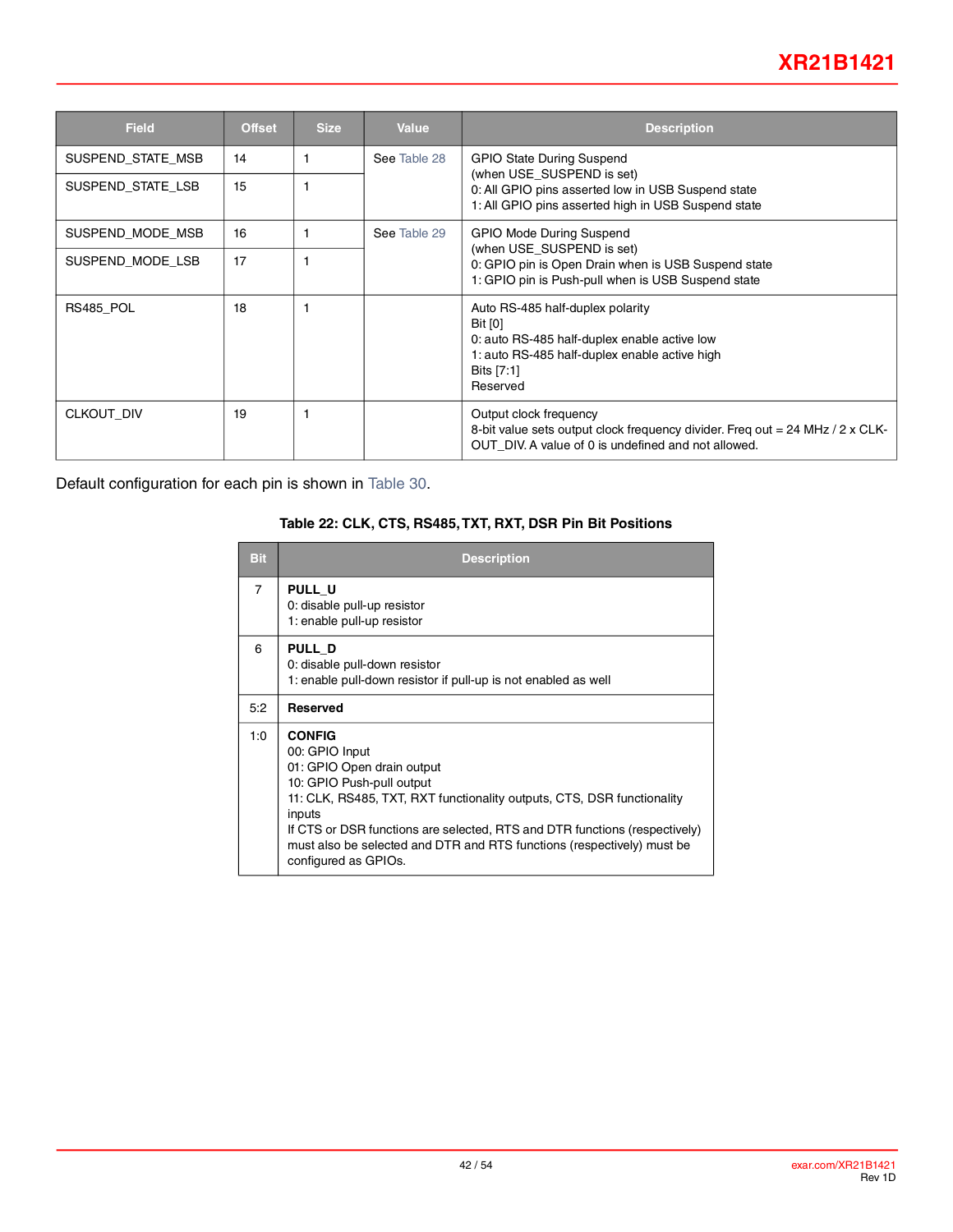| Field | Offset | Size | Value | Description |
| --- | --- | --- | --- | --- |
| SUSPEND_STATE_MSB | 14 | 1 | See Table 28 | GPIO State During Suspend (when USE_SUSPEND is set) 0: All GPIO pins asserted low in USB Suspend state 1: All GPIO pins asserted high in USB Suspend state |
| SUSPEND_STATE_LSB | 15 | 1 | | |
| SUSPEND_MODE_MSB | 16 | 1 | See Table 29 | GPIO Mode During Suspend (when USE_SUSPEND is set) 0: GPIO pin is Open Drain when is USB Suspend state 1: GPIO pin is Push-pull when is USB Suspend state |
| SUSPEND_MODE_LSB | 17 | 1 | | |
| RS485_POL | 18 | 1 | | Auto RS-485 half-duplex polarity Bit [0] 0: auto RS-485 half-duplex enable active low 1: auto RS-485 half-duplex enable active high Bits [7:1] Reserved |
| CLKOUT_DIV | 19 | 1 | | Output clock frequency 8-bit value sets output clock frequency divider. Freq out = 24 MHz / 2 x CLK-OUT_DIV. A value of 0 is undefined and not allowed. |

Default configuration for each pin is shown in Table 30.

**Table 22: CLK, CTS, RS485, TXT, RXT, DSR Pin Bit Positions**

| Bit | Description |
| --- | --- |
| 7 | **PULL_U** 0: disable pull-up resistor 1: enable pull-up resistor |
| 6 | **PULL_D** 0: disable pull-down resistor 1: enable pull-down resistor if pull-up is not enabled as well |
| 5:2 | **Reserved** |
| 1:0 | **CONFIG** 00: GPIO Input 01: GPIO Open drain output 10: GPIO Push-pull output 11: CLK, RS485, TXT, RXT functionality outputs, CTS, DSR functionality inputs If CTS or DSR functions are selected, RTS and DTR functions (respectively) must also be selected and DTR and RTS functions (respectively) must be configured as GPIOs. |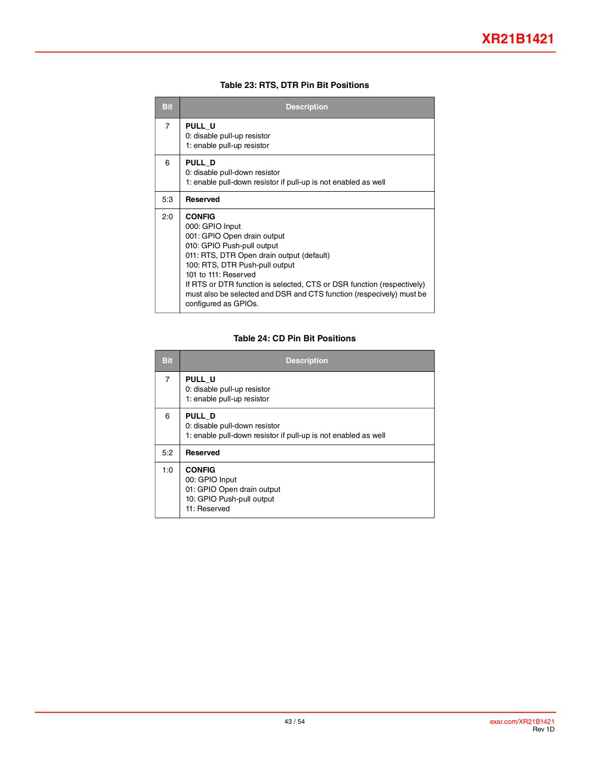**Table 23: RTS, DTR Pin Bit Positions**

| Bit | Description |
|---|---|
| 7 | **PULL_U**<br>0: disable pull-up resistor<br>1: enable pull-up resistor |
| 6 | **PULL_D**<br>0: disable pull-down resistor<br>1: enable pull-down resistor if pull-up is not enabled as well |
| 5:3 | **Reserved** |
| 2:0 | **CONFIG**<br>000: GPIO Input<br>001: GPIO Open drain output<br>010: GPIO Push-pull output<br>011: RTS, DTR Open drain output (default)<br>100: RTS, DTR Push-pull output<br>101 to 111: Reserved<br>If RTS or DTR function is selected, CTS or DSR function (respectively) must also be selected and DSR and CTS function (respecively) must be configured as GPIOs. |

**Table 24: CD Pin Bit Positions**

| Bit | Description |
|---|---|
| 7 | **PULL_U**<br>0: disable pull-up resistor<br>1: enable pull-up resistor |
| 6 | **PULL_D**<br>0: disable pull-down resistor<br>1: enable pull-down resistor if pull-up is not enabled as well |
| 5:2 | **Reserved** |
| 1:0 | **CONFIG**<br>00: GPIO Input<br>01: GPIO Open drain output<br>10: GPIO Push-pull output<br>11: Reserved |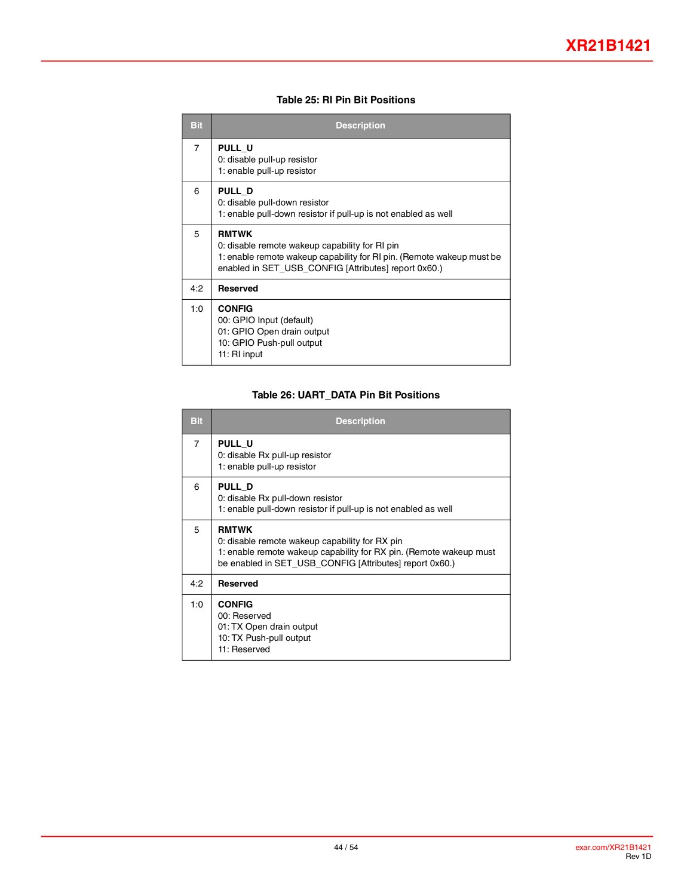**Table 25: RI Pin Bit Positions**

| Bit | Description |
|---|---|
| 7 | **PULL_U**<br>0: disable pull-up resistor<br>1: enable pull-up resistor |
| 6 | **PULL_D**<br>0: disable pull-down resistor<br>1: enable pull-down resistor if pull-up is not enabled as well |
| 5 | **RMTWK**<br>0: disable remote wakeup capability for RI pin<br>1: enable remote wakeup capability for RI pin. (Remote wakeup must be enabled in SET_USB_CONFIG [Attributes] report 0x60.) |
| 4:2 | **Reserved** |
| 1:0 | **CONFIG**<br>00: GPIO Input (default)<br>01: GPIO Open drain output<br>10: GPIO Push-pull output<br>11: RI input |

**Table 26: UART_DATA Pin Bit Positions**

| Bit | Description |
|---|---|
| 7 | **PULL_U**<br>0: disable Rx pull-up resistor<br>1: enable pull-up resistor |
| 6 | **PULL_D**<br>0: disable Rx pull-down resistor<br>1: enable pull-down resistor if pull-up is not enabled as well |
| 5 | **RMTWK**<br>0: disable remote wakeup capability for RX pin<br>1: enable remote wakeup capability for RX pin. (Remote wakeup must be enabled in SET_USB_CONFIG [Attributes] report 0x60.) |
| 4:2 | **Reserved** |
| 1:0 | **CONFIG**<br>00: Reserved<br>01: TX Open drain output<br>10: TX Push-pull output<br>11: Reserved |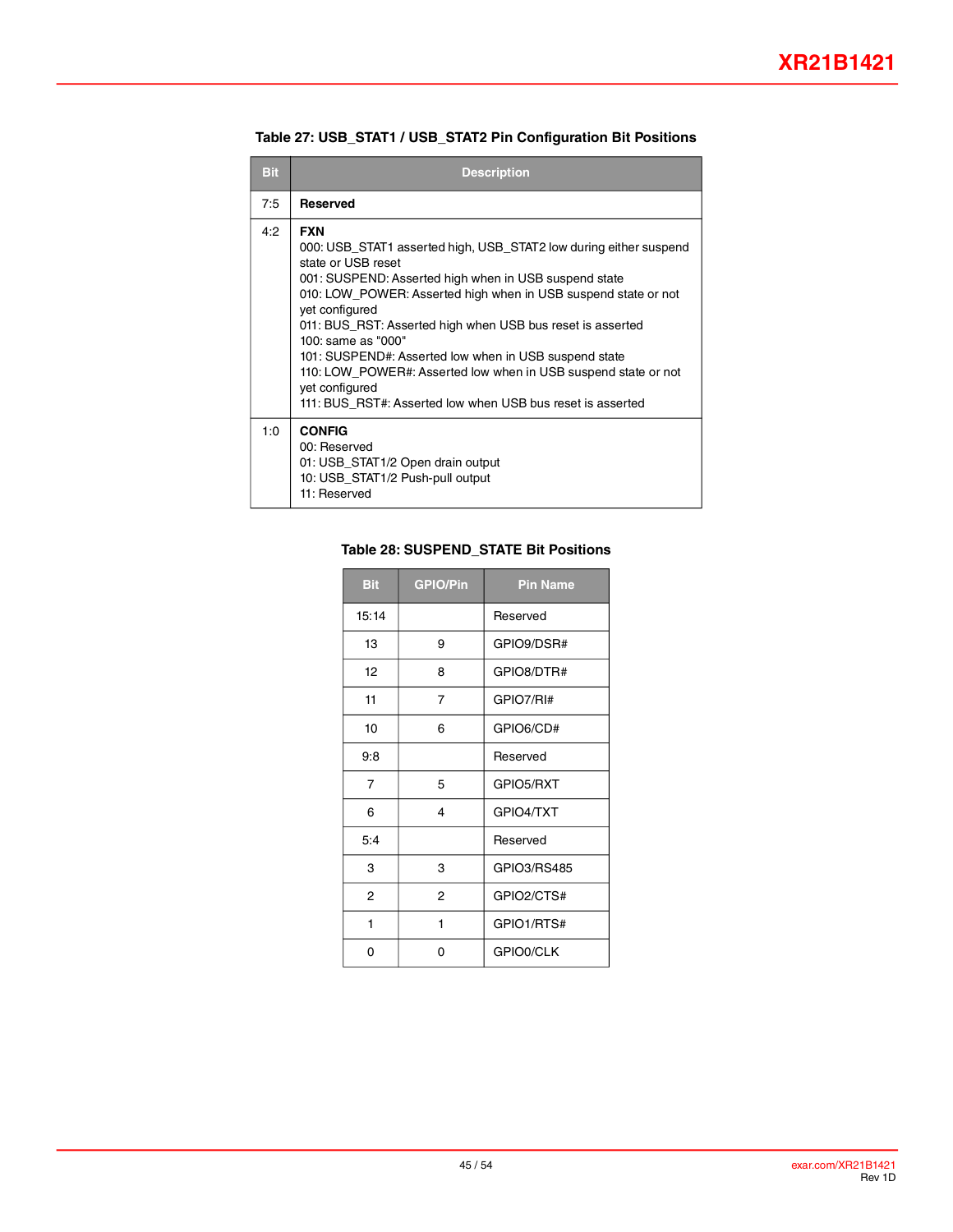**Table 27: USB_STAT1 / USB_STAT2 Pin Configuration Bit Positions**

| Bit | Description |
|---|---|
| 7:5 | **Reserved** |
| 4:2 | **FXN**<br>000: USB_STAT1 asserted high, USB_STAT2 low during either suspend state or USB reset<br>001: SUSPEND: Asserted high when in USB suspend state<br>010: LOW_POWER: Asserted high when in USB suspend state or not yet configured<br>011: BUS_RST: Asserted high when USB bus reset is asserted<br>100: same as "000"<br>101: SUSPEND#: Asserted low when in USB suspend state<br>110: LOW_POWER#: Asserted low when in USB suspend state or not yet configured<br>111: BUS_RST#: Asserted low when USB bus reset is asserted |
| 1:0 | **CONFIG**<br>00: Reserved<br>01: USB_STAT1/2 Open drain output<br>10: USB_STAT1/2 Push-pull output<br>11: Reserved |

**Table 28: SUSPEND_STATE Bit Positions**

| Bit | GPIO/Pin | Pin Name |
|---|---|---|
| 15:14 | | Reserved |
| 13 | 9 | GPIO9/DSR# |
| 12 | 8 | GPIO8/DTR# |
| 11 | 7 | GPIO7/RI# |
| 10 | 6 | GPIO6/CD# |
| 9:8 | | Reserved |
| 7 | 5 | GPIO5/RXT |
| 6 | 4 | GPIO4/TXT |
| 5:4 | | Reserved |
| 3 | 3 | GPIO3/RS485 |
| 2 | 2 | GPIO2/CTS# |
| 1 | 1 | GPIO1/RTS# |
| 0 | 0 | GPIO0/CLK |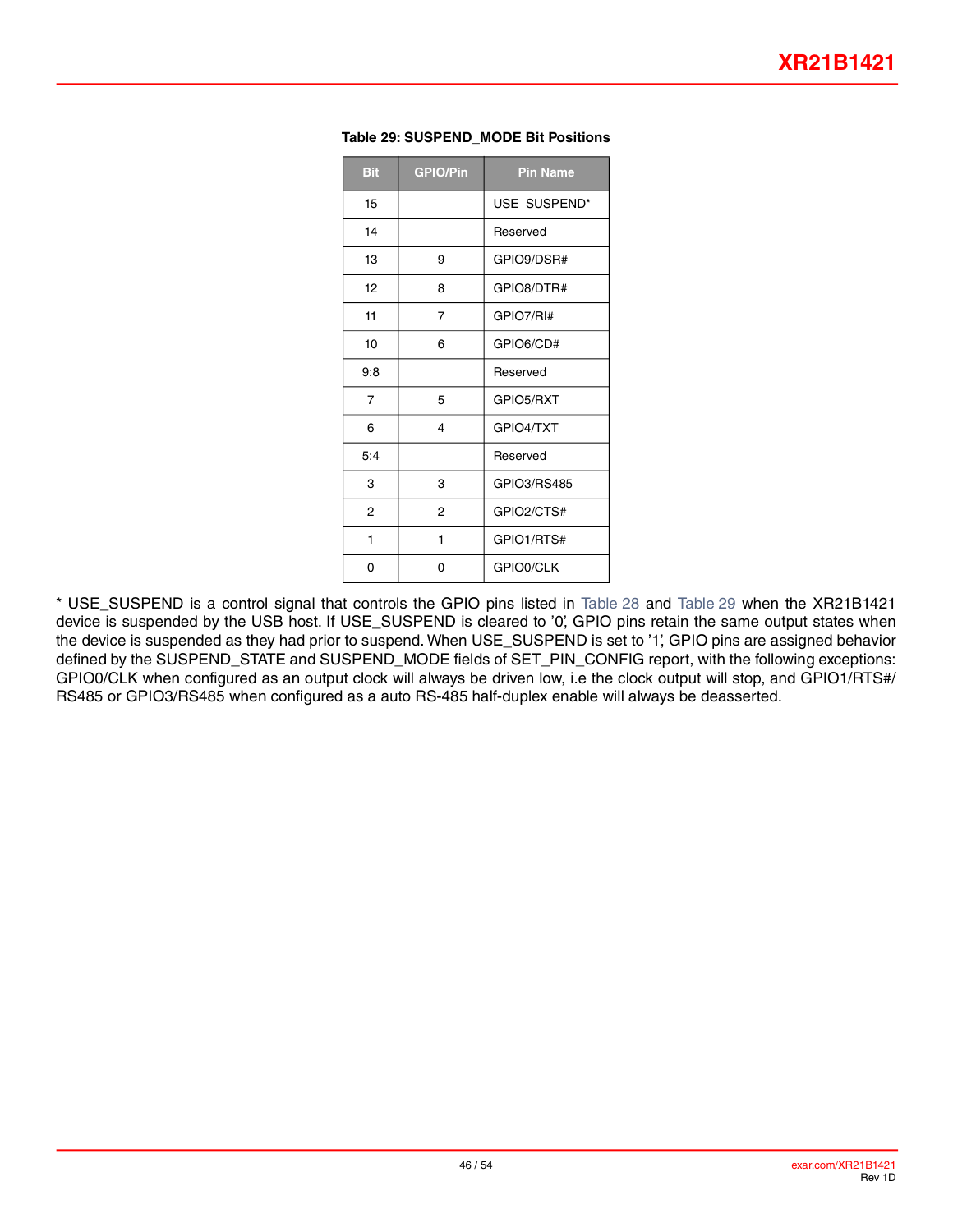**Table 29: SUSPEND_MODE Bit Positions**

| Bit | GPIO/Pin | Pin Name |
|---|---|---|
| 15 | | USE_SUSPEND* |
| 14 | | Reserved |
| 13 | 9 | GPIO9/DSR# |
| 12 | 8 | GPIO8/DTR# |
| 11 | 7 | GPIO7/RI# |
| 10 | 6 | GPIO6/CD# |
| 9:8 | | Reserved |
| 7 | 5 | GPIO5/RXT |
| 6 | 4 | GPIO4/TXT |
| 5:4 | | Reserved |
| 3 | 3 | GPIO3/RS485 |
| 2 | 2 | GPIO2/CTS# |
| 1 | 1 | GPIO1/RTS# |
| 0 | 0 | GPIO0/CLK |

* USE_SUSPEND is a control signal that controls the GPIO pins listed in Table 28 and Table 29 when the XR21B1421 device is suspended by the USB host. If USE_SUSPEND is cleared to '0', GPIO pins retain the same output states when the device is suspended as they had prior to suspend. When USE_SUSPEND is set to '1', GPIO pins are assigned behavior defined by the SUSPEND_STATE and SUSPEND_MODE fields of SET_PIN_CONFIG report, with the following exceptions: GPIO0/CLK when configured as an output clock will always be driven low, i.e the clock output will stop, and GPIO1/RTS#/RS485 or GPIO3/RS485 when configured as a auto RS-485 half-duplex enable will always be deasserted.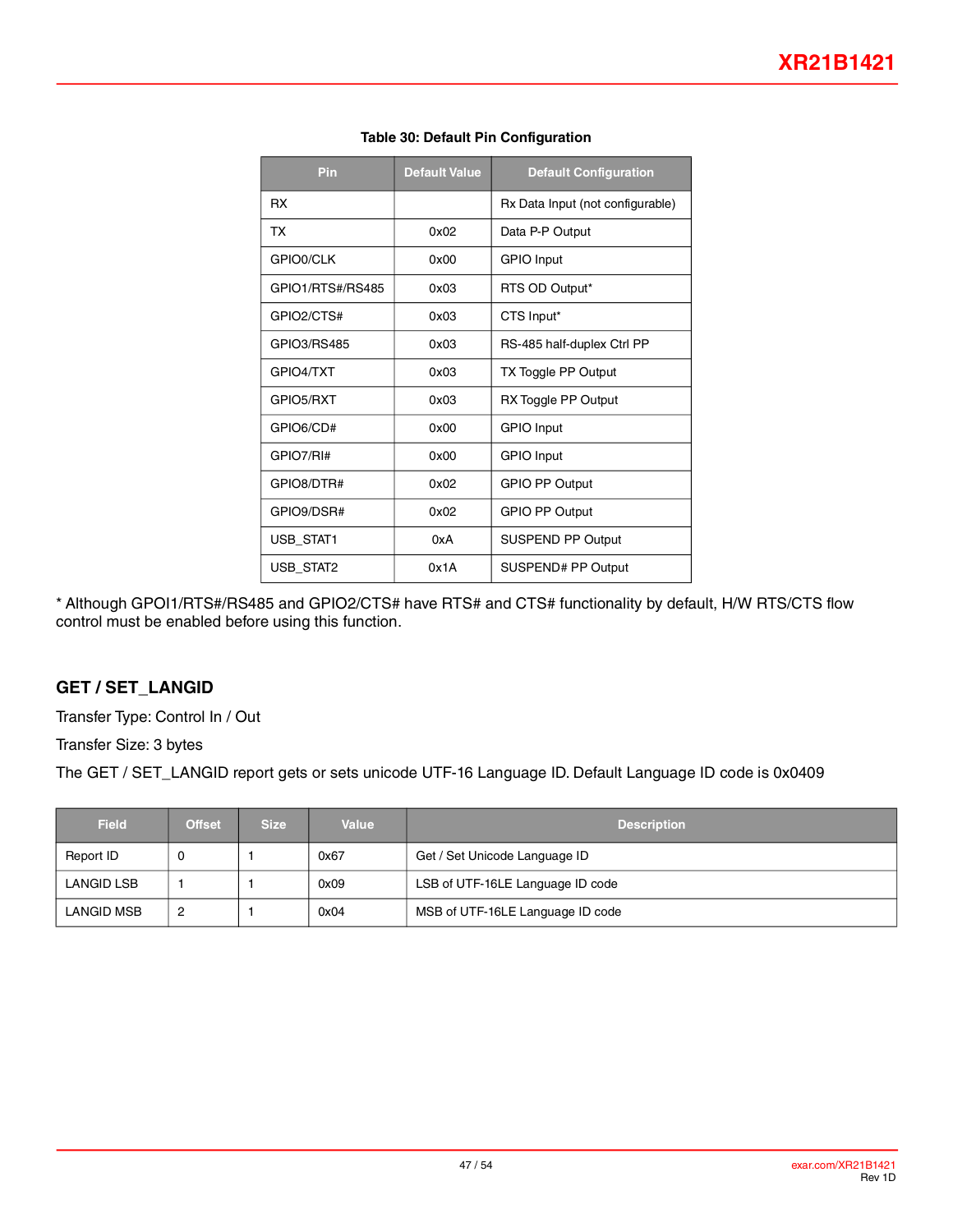**Table 30: Default Pin Configuration**

| Pin | Default Value | Default Configuration |
|---|---|---|
| RX | | Rx Data Input (not configurable) |
| TX | 0x02 | Data P-P Output |
| GPIO0/CLK | 0x00 | GPIO Input |
| GPIO1/RTS#/RS485 | 0x03 | RTS OD Output* |
| GPIO2/CTS# | 0x03 | CTS Input* |
| GPIO3/RS485 | 0x03 | RS-485 half-duplex Ctrl PP |
| GPIO4/TXT | 0x03 | TX Toggle PP Output |
| GPIO5/RXT | 0x03 | RX Toggle PP Output |
| GPIO6/CD# | 0x00 | GPIO Input |
| GPIO7/RI# | 0x00 | GPIO Input |
| GPIO8/DTR# | 0x02 | GPIO PP Output |
| GPIO9/DSR# | 0x02 | GPIO PP Output |
| USB_STAT1 | 0xA | SUSPEND PP Output |
| USB_STAT2 | 0x1A | SUSPEND# PP Output |

* Although GPOI1/RTS#/RS485 and GPIO2/CTS# have RTS# and CTS# functionality by default, H/W RTS/CTS flow control must be enabled before using this function.

## GET / SET_LANGID

Transfer Type: Control In / Out

Transfer Size: 3 bytes

The GET / SET_LANGID report gets or sets unicode UTF-16 Language ID. Default Language ID code is 0x0409

| Field | Offset | Size | Value | Description |
|---|---|---|---|---|
| Report ID | 0 | 1 | 0x67 | Get / Set Unicode Language ID |
| LANGID LSB | 1 | 1 | 0x09 | LSB of UTF-16LE Language ID code |
| LANGID MSB | 2 | 1 | 0x04 | MSB of UTF-16LE Language ID code |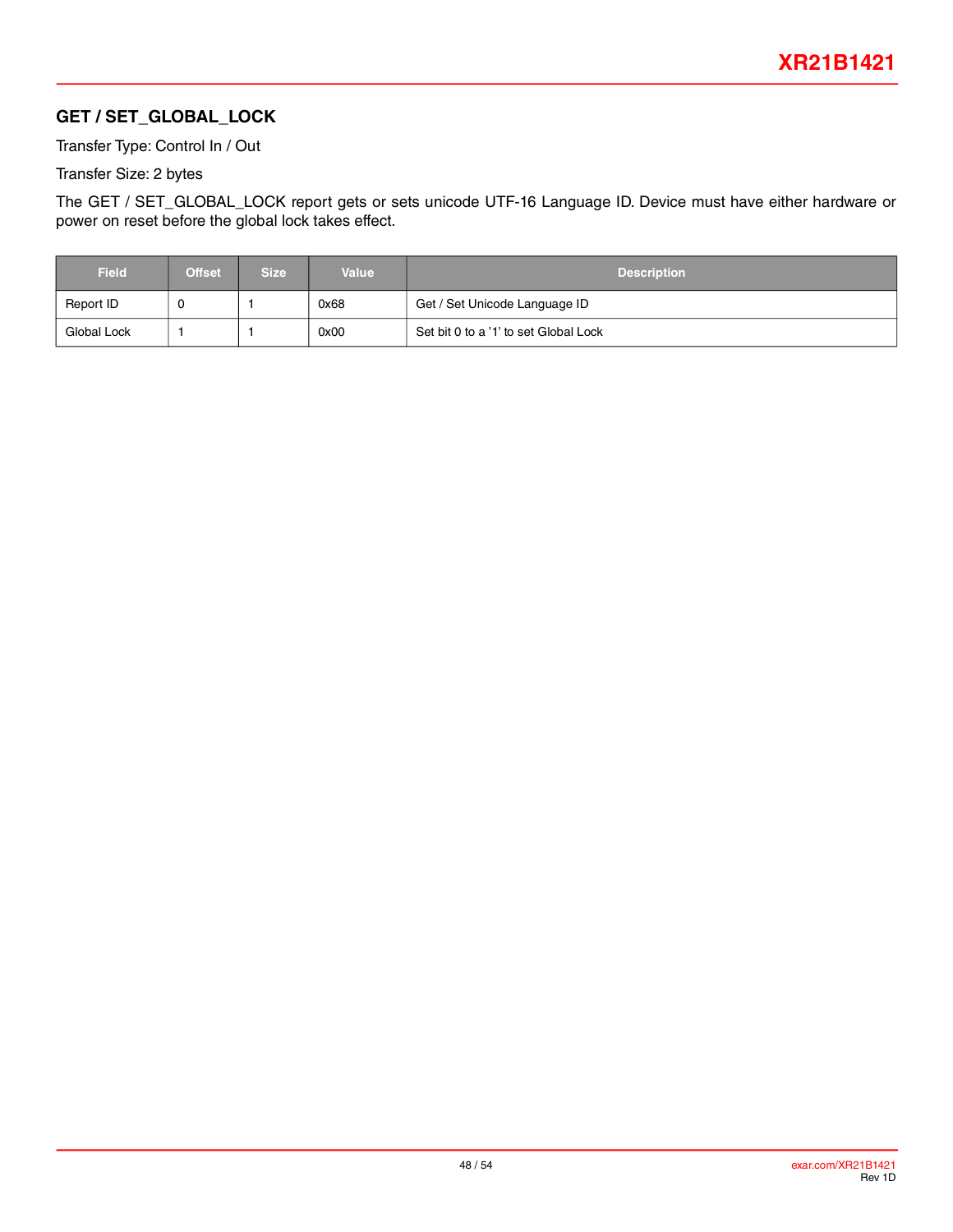## GET / SET_GLOBAL_LOCK

Transfer Type: Control In / Out

Transfer Size: 2 bytes

The GET / SET_GLOBAL_LOCK report gets or sets unicode UTF-16 Language ID. Device must have either hardware or power on reset before the global lock takes effect.

| Field | Offset | Size | Value | Description |
|---|---|---|---|---|
| Report ID | 0 | 1 | 0x68 | Get / Set Unicode Language ID |
| Global Lock | 1 | 1 | 0x00 | Set bit 0 to a '1' to set Global Lock |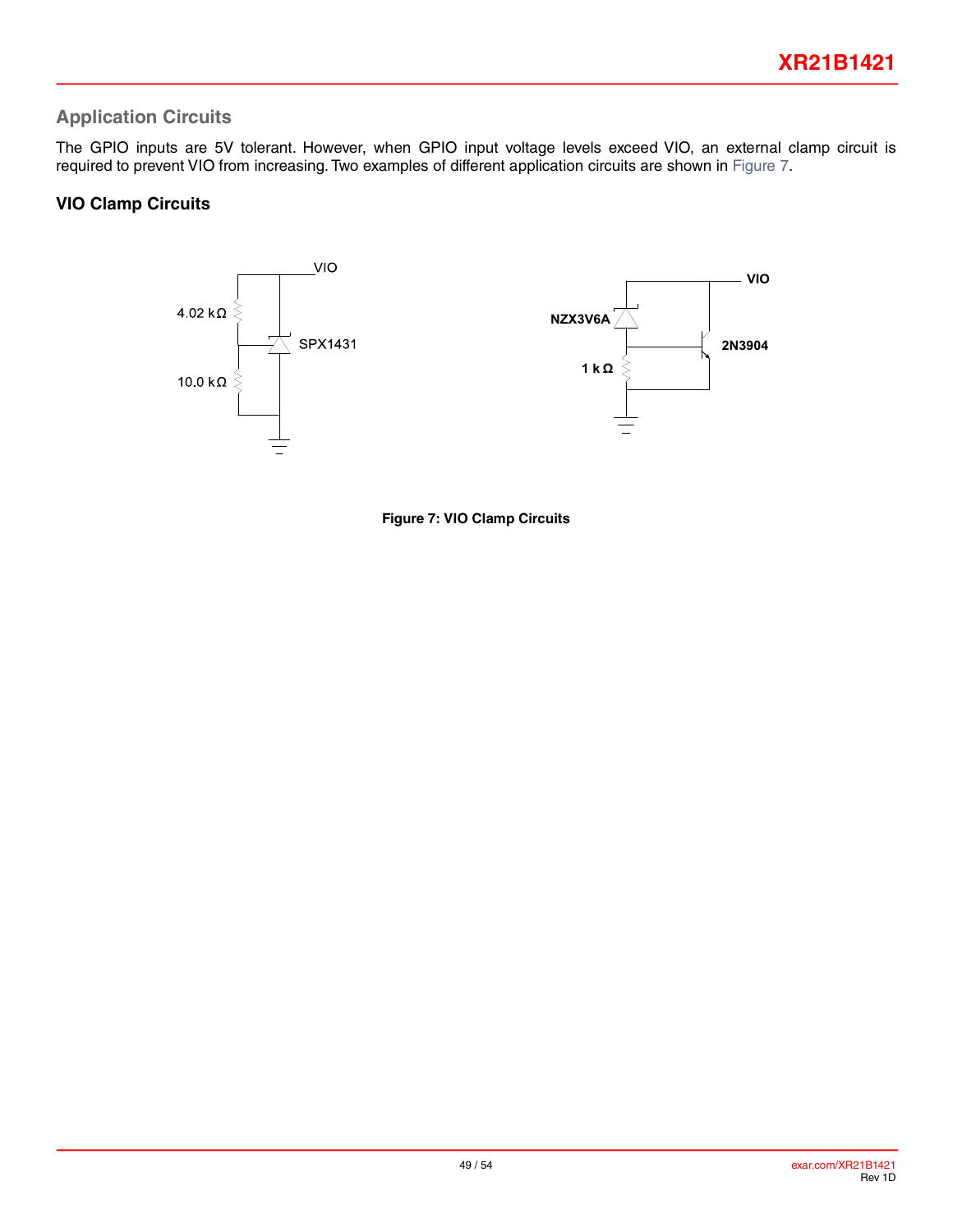## Application Circuits

The GPIO inputs are 5V tolerant. However, when GPIO input voltage levels exceed VIO, an external clamp circuit is required to prevent VIO from increasing. Two examples of different application circuits are shown in Figure 7.

### VIO Clamp Circuits

Figure 7: VIO Clamp Circuits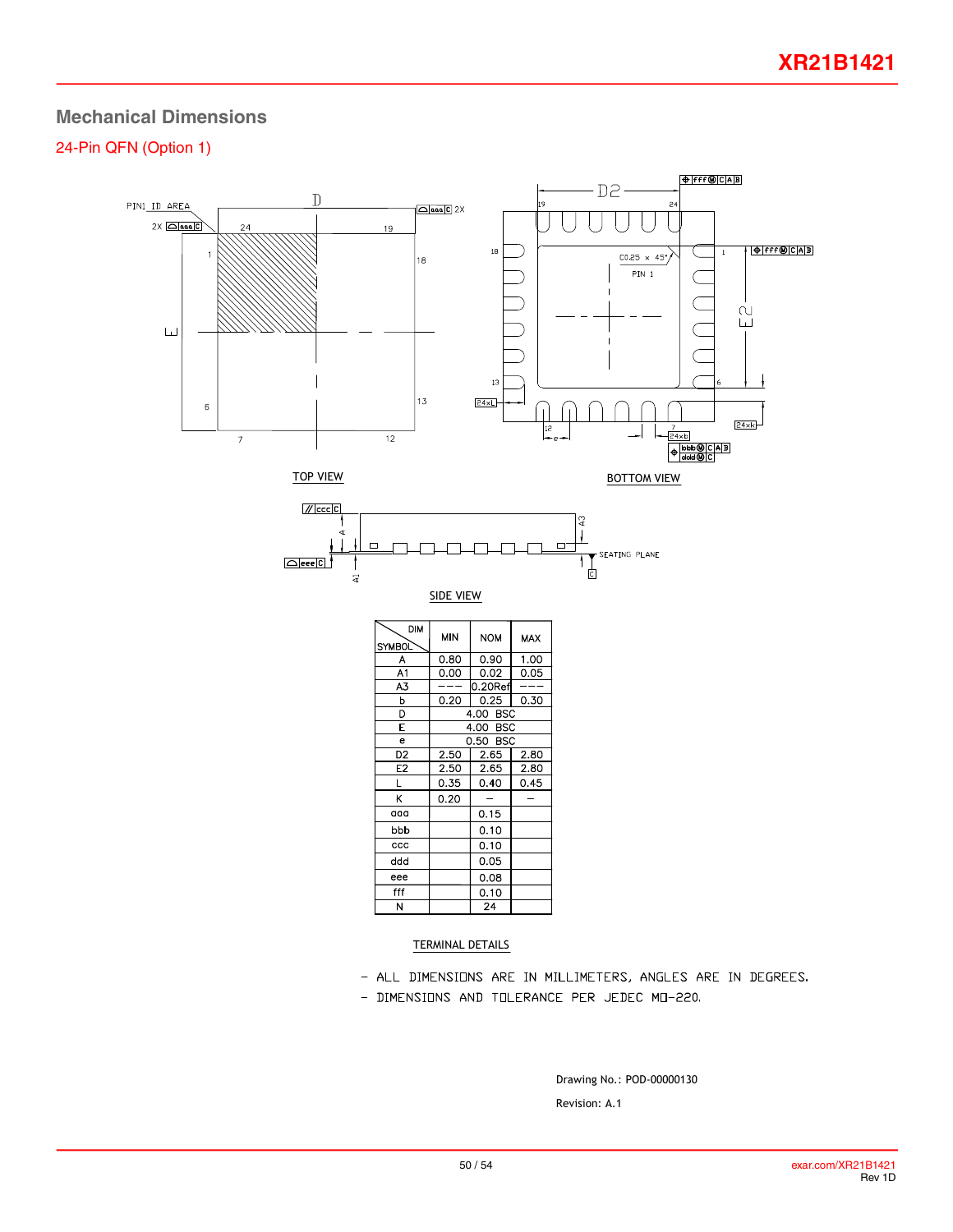## Mechanical Dimensions

### 24-Pin QFN (Option 1)

TOP VIEW

BOTTOM VIEW

SIDE VIEW

| SYMBOL \ DIM | MIN | NOM | MAX |
|---|---|---|---|
| A | 0.80 | 0.90 | 1.00 |
| A1 | 0.00 | 0.02 | 0.05 |
| A3 | --- | 0.20Ref | --- |
| b | 0.20 | 0.25 | 0.30 |
| D | | 4.00 BSC | |
| E | | 4.00 BSC | |
| e | | 0.50 BSC | |
| D2 | 2.50 | 2.65 | 2.80 |
| E2 | 2.50 | 2.65 | 2.80 |
| L | 0.35 | 0.40 | 0.45 |
| K | 0.20 | – | – |
| aaa | | 0.15 | |
| bbb | | 0.10 | |
| ccc | | 0.10 | |
| ddd | | 0.05 | |
| eee | | 0.08 | |
| fff | | 0.10 | |
| N | | 24 | |

TERMINAL DETAILS

- ALL DIMENSIONS ARE IN MILLIMETERS, ANGLES ARE IN DEGREES.
- DIMENSIONS AND TOLERANCE PER JEDEC MO-220.

Drawing No.: POD-00000130

Revision: A.1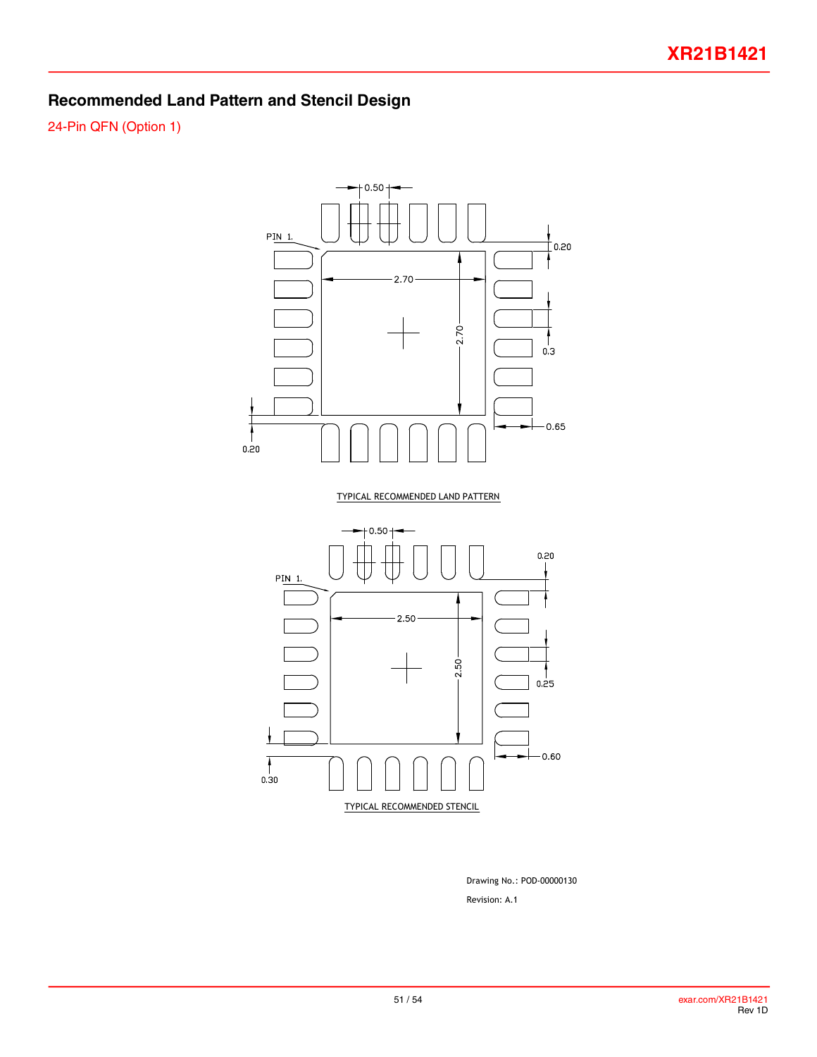## Recommended Land Pattern and Stencil Design

24-Pin QFN (Option 1)

0.50

PIN 1.

0.20

2.70

2.70

0.3

0.65

0.20

TYPICAL RECOMMENDED LAND PATTERN

0.50

0.20

PIN 1.

2.50

2.50

0.25

0.60

0.30

TYPICAL RECOMMENDED STENCIL

Drawing No.: POD-00000130

Revision: A.1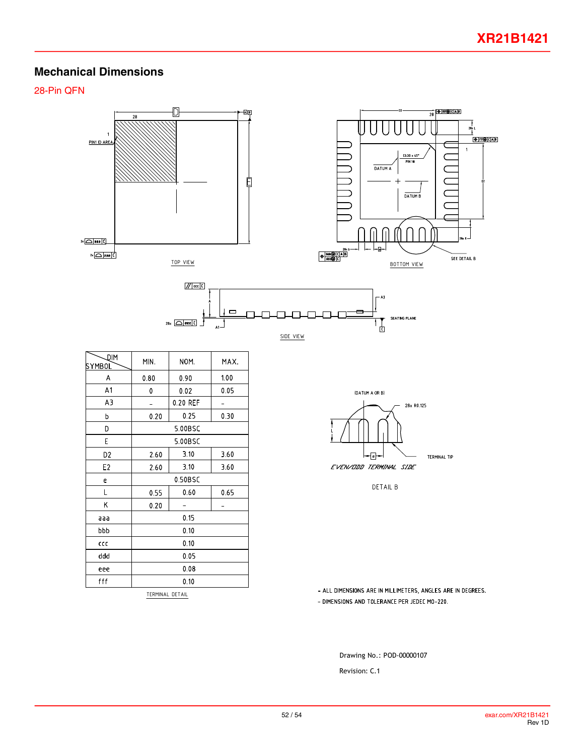## Mechanical Dimensions

28-Pin QFN

TOP VIEW

BOTTOM VIEW

SIDE VIEW

| DIM SYMBOL | MIN. | NOM. | MAX. |
|---|---|---|---|
| A | 0.80 | 0.90 | 1.00 |
| A1 | 0 | 0.02 | 0.05 |
| A3 | – | 0.20 REF | – |
| b | 0.20 | 0.25 | 0.30 |
| D | | 5.00BSC | |
| E | | 5.00BSC | |
| D2 | 2.60 | 3.10 | 3.60 |
| E2 | 2.60 | 3.10 | 3.60 |
| e | | 0.50BSC | |
| L | 0.55 | 0.60 | 0.65 |
| K | 0.20 | – | – |
| aaa | | 0.15 | |
| bbb | | 0.10 | |
| ccc | | 0.10 | |
| ddd | | 0.05 | |
| eee | | 0.08 | |
| fff | | 0.10 | |

TERMINAL DETAIL

EVEN/ODD TERMINAL SIDE

DETAIL B

- ALL DIMENSIONS ARE IN MILLIMETERS, ANGLES ARE IN DEGREES.
- DIMENSIONS AND TOLERANCE PER JEDEC MO-220.

Drawing No.: POD-00000107

Revision: C.1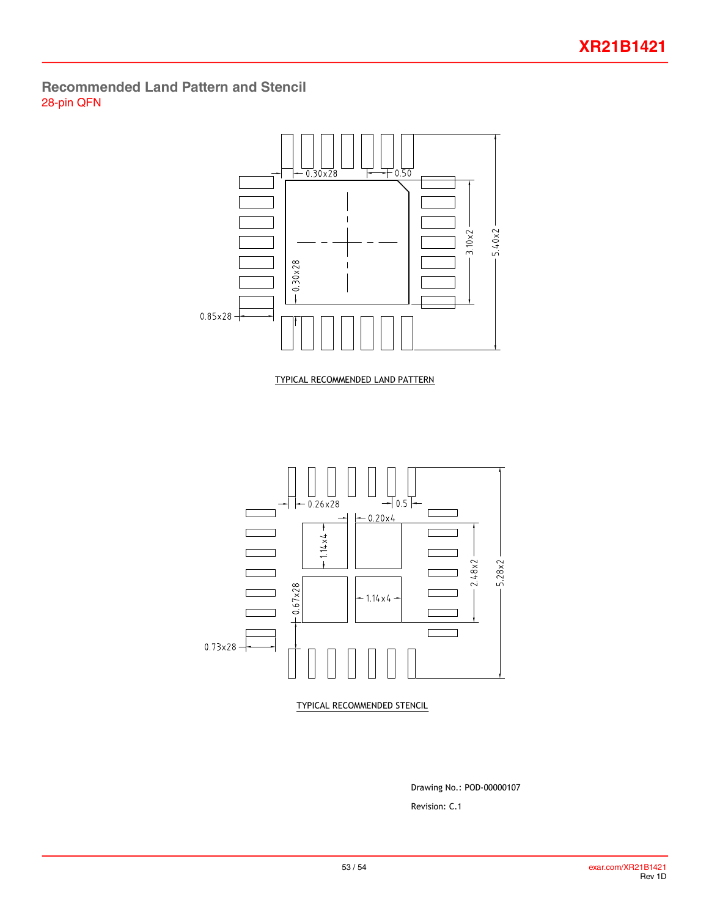## Recommended Land Pattern and Stencil

28-pin QFN

0.30x28

0.50

0.30x28

3.10x2

5.40x2

0.85x28

TYPICAL RECOMMENDED LAND PATTERN

0.26x28

0.5

0.20x4

1.14x4

0.67x28

1.14x4

2.48x2

5.28x2

0.73x28

TYPICAL RECOMMENDED STENCIL

Drawing No.: POD-00000107

Revision: C.1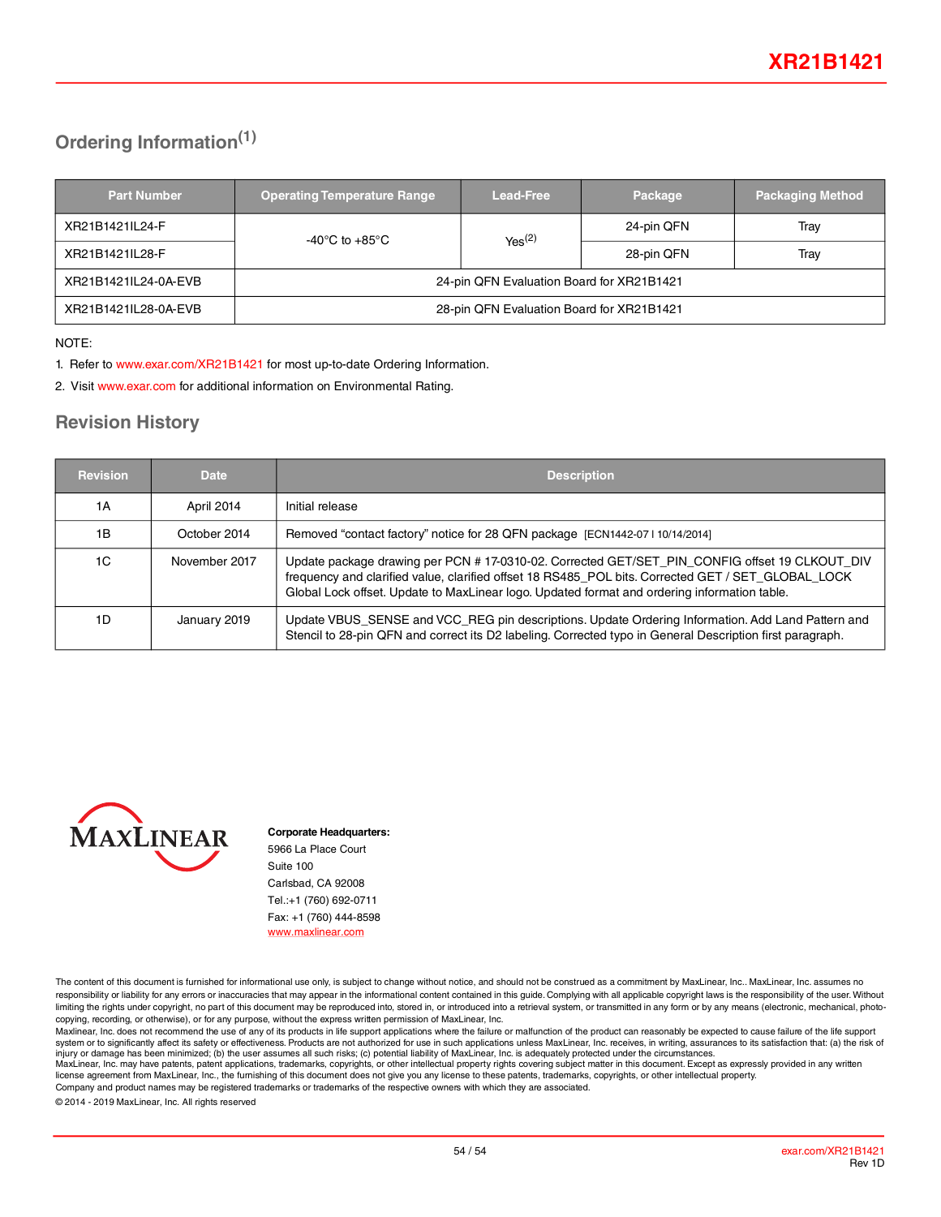## Ordering Information(1)

| Part Number | Operating Temperature Range | Lead-Free | Package | Packaging Method |
|---|---|---|---|---|
| XR21B1421IL24-F | -40°C to +85°C | Yes(2) | 24-pin QFN | Tray |
| XR21B1421IL28-F | | | 28-pin QFN | Tray |
| XR21B1421IL24-0A-EVB | 24-pin QFN Evaluation Board for XR21B1421 | | | |
| XR21B1421IL28-0A-EVB | 28-pin QFN Evaluation Board for XR21B1421 | | | |

NOTE:

1. Refer to www.exar.com/XR21B1421 for most up-to-date Ordering Information.
2. Visit www.exar.com for additional information on Environmental Rating.

## Revision History

| Revision | Date | Description |
|---|---|---|
| 1A | April 2014 | Initial release |
| 1B | October 2014 | Removed “contact factory” notice for 28 QFN package [ECN1442-07 I 10/14/2014] |
| 1C | November 2017 | Update package drawing per PCN # 17-0310-02. Corrected GET/SET_PIN_CONFIG offset 19 CLKOUT_DIV frequency and clarified value, clarified offset 18 RS485_POL bits. Corrected GET / SET_GLOBAL_LOCK Global Lock offset. Update to MaxLinear logo. Updated format and ordering information table. |
| 1D | January 2019 | Update VBUS_SENSE and VCC_REG pin descriptions. Update Ordering Information. Add Land Pattern and Stencil to 28-pin QFN and correct its D2 labeling. Corrected typo in General Description first paragraph. |

MAXLINEAR

**Corporate Headquarters:**
5966 La Place Court
Suite 100
Carlsbad, CA 92008
Tel.:+1 (760) 692-0711
Fax: +1 (760) 444-8598
www.maxlinear.com

The content of this document is furnished for informational use only, is subject to change without notice, and should not be construed as a commitment by MaxLinear, Inc.. MaxLinear, Inc. assumes no responsibility or liability for any errors or inaccuracies that may appear in the informational content contained in this guide. Complying with all applicable copyright laws is the responsibility of the user. Without limiting the rights under copyright, no part of this document may be reproduced into, stored in, or introduced into a retrieval system, or transmitted in any form or by any means (electronic, mechanical, photocopying, recording, or otherwise), or for any purpose, without the express written permission of MaxLinear, Inc.

Maxlinear, Inc. does not recommend the use of any of its products in life support applications where the failure or malfunction of the product can reasonably be expected to cause failure of the life support system or to significantly affect its safety or effectiveness. Products are not authorized for use in such applications unless MaxLinear, Inc. receives, in writing, assurances to its satisfaction that: (a) the risk of injury or damage has been minimized; (b) the user assumes all such risks; (c) potential liability of MaxLinear, Inc. is adequately protected under the circumstances.

MaxLinear, Inc. may have patents, patent applications, trademarks, copyrights, or other intellectual property rights covering subject matter in this document. Except as expressly provided in any written license agreement from MaxLinear, Inc., the furnishing of this document does not give you any license to these patents, trademarks, copyrights, or other intellectual property.

Company and product names may be registered trademarks or trademarks of the respective owners with which they are associated.

© 2014 - 2019 MaxLinear, Inc. All rights reserved